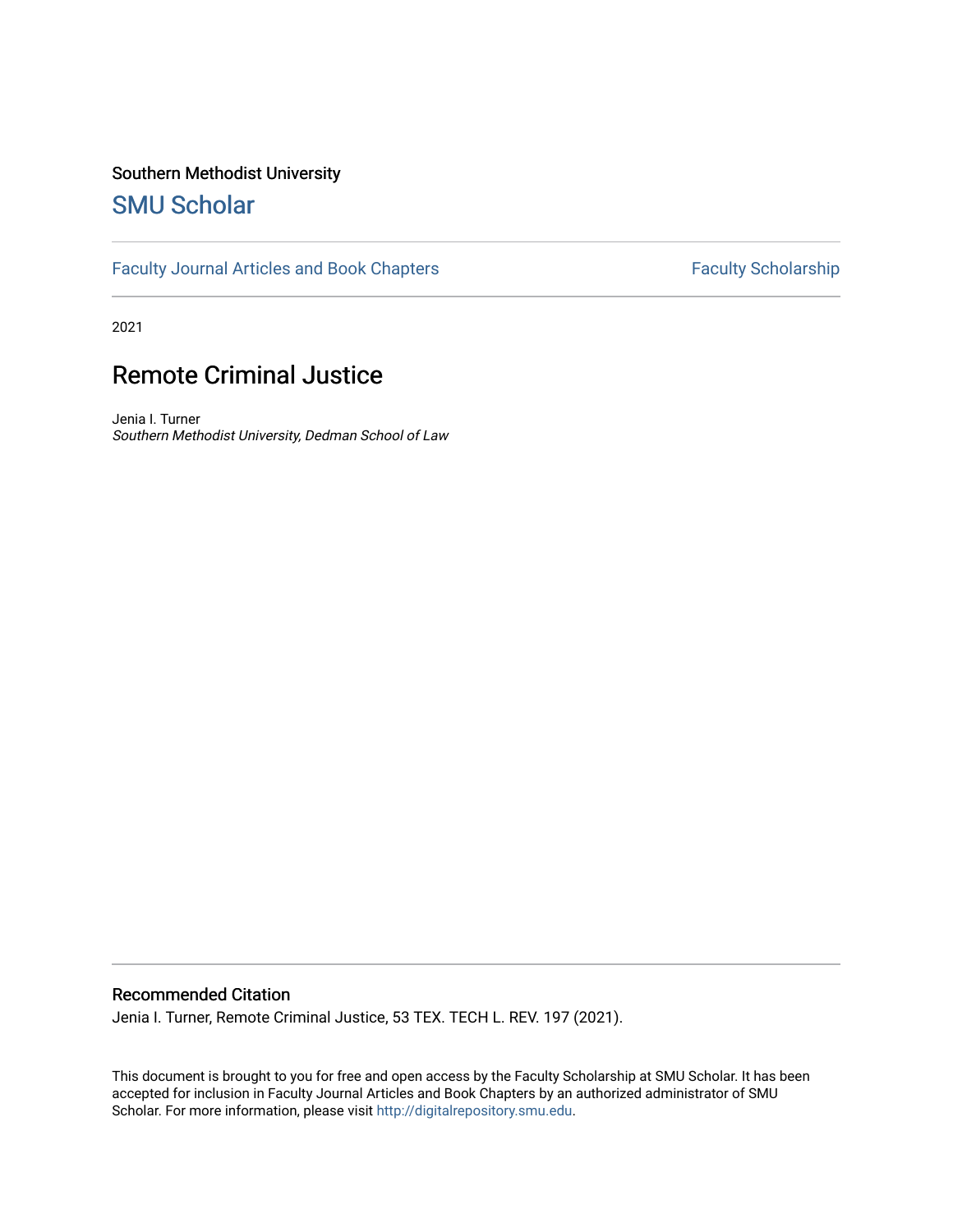Southern Methodist University

## SMU Scholar

Faculty Journal Articles and Book Chapters | Faculty Scholarship

2021

# Remote Criminal Justice

Jenia I. Turner
*Southern Methodist University, Dedman School of Law*

### Recommended Citation

Jenia I. Turner, Remote Criminal Justice, 53 TEX. TECH L. REV. 197 (2021).

This document is brought to you for free and open access by the Faculty Scholarship at SMU Scholar. It has been accepted for inclusion in Faculty Journal Articles and Book Chapters by an authorized administrator of SMU Scholar. For more information, please visit http://digitalrepository.smu.edu.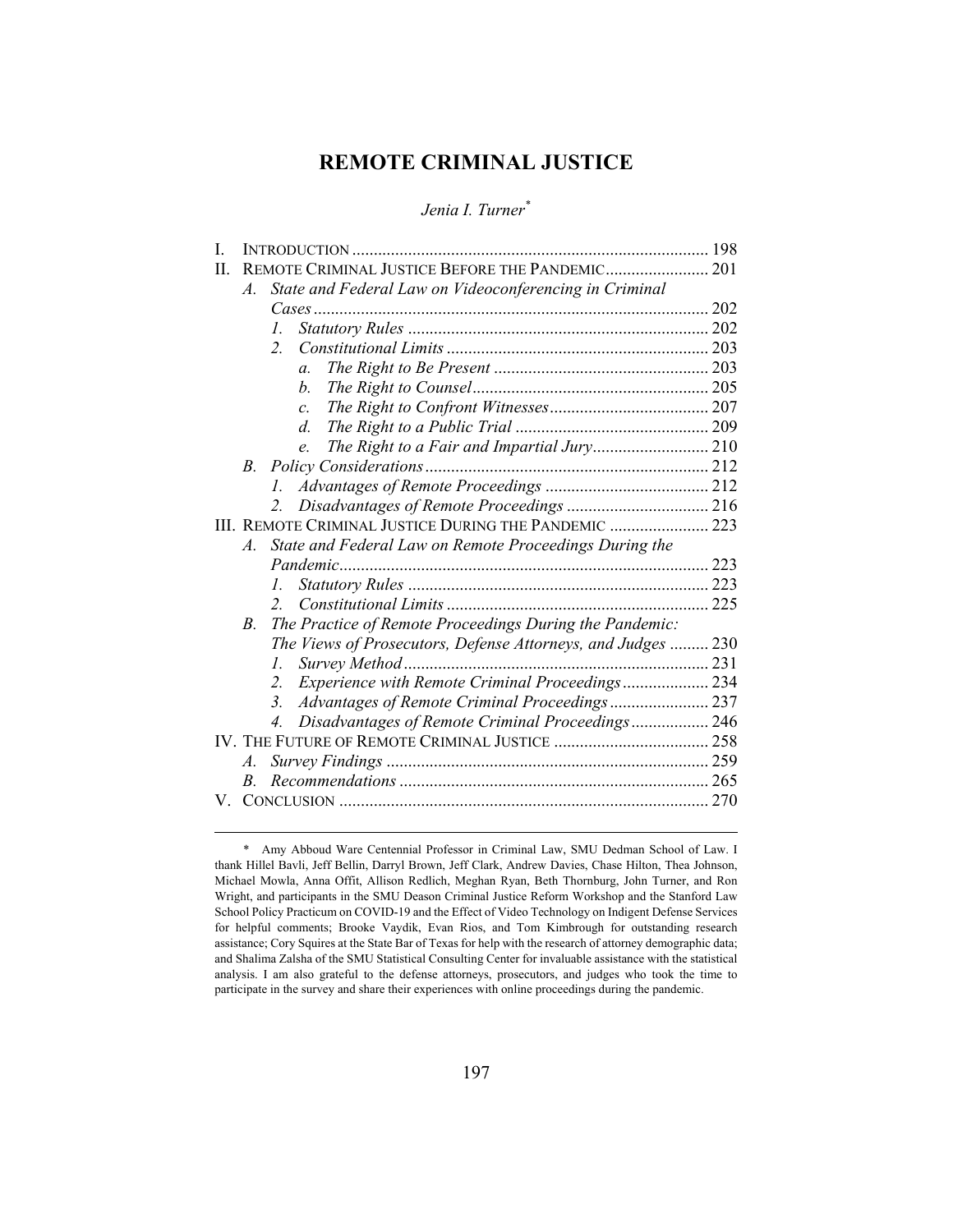# REMOTE CRIMINAL JUSTICE

*Jenia I. Turner*[*]

I. INTRODUCTION .................................................................................. 198
II. REMOTE CRIMINAL JUSTICE BEFORE THE PANDEMIC........................ 201
   *A. State and Federal Law on Videoconferencing in Criminal Cases* ........................................................................................... 202
      *1. Statutory Rules* ..................................................................... 202
      *2. Constitutional Limits* ............................................................ 203
         *a. The Right to Be Present* ................................................. 203
         *b. The Right to Counsel*...................................................... 205
         *c. The Right to Confront Witnesses*..................................... 207
         *d. The Right to a Public Trial* ............................................ 209
         *e. The Right to a Fair and Impartial Jury*........................... 210
   *B. Policy Considerations*.................................................................. 212
      *1. Advantages of Remote Proceedings* ...................................... 212
      *2. Disadvantages of Remote Proceedings* ................................. 216
III. REMOTE CRIMINAL JUSTICE DURING THE PANDEMIC ....................... 223
   *A. State and Federal Law on Remote Proceedings During the Pandemic*..................................................................................... 223
      *1. Statutory Rules* ..................................................................... 223
      *2. Constitutional Limits* ............................................................ 225
   *B. The Practice of Remote Proceedings During the Pandemic: The Views of Prosecutors, Defense Attorneys, and Judges* ......... 230
      *1. Survey Method*....................................................................... 231
      *2. Experience with Remote Criminal Proceedings*.................... 234
      *3. Advantages of Remote Criminal Proceedings*....................... 237
      *4. Disadvantages of Remote Criminal Proceedings*.................. 246
IV. THE FUTURE OF REMOTE CRIMINAL JUSTICE .................................... 258
   *A. Survey Findings* .......................................................................... 259
   *B. Recommendations* ....................................................................... 265
V. CONCLUSION ..................................................................................... 270

---

\* Amy Abboud Ware Centennial Professor in Criminal Law, SMU Dedman School of Law. I thank Hillel Bavli, Jeff Bellin, Darryl Brown, Jeff Clark, Andrew Davies, Chase Hilton, Thea Johnson, Michael Mowla, Anna Offit, Allison Redlich, Meghan Ryan, Beth Thornburg, John Turner, and Ron Wright, and participants in the SMU Deason Criminal Justice Reform Workshop and the Stanford Law School Policy Practicum on COVID-19 and the Effect of Video Technology on Indigent Defense Services for helpful comments; Brooke Vaydik, Evan Rios, and Tom Kimbrough for outstanding research assistance; Cory Squires at the State Bar of Texas for help with the research of attorney demographic data; and Shalima Zalsha of the SMU Statistical Consulting Center for invaluable assistance with the statistical analysis. I am also grateful to the defense attorneys, prosecutors, and judges who took the time to participate in the survey and share their experiences with online proceedings during the pandemic.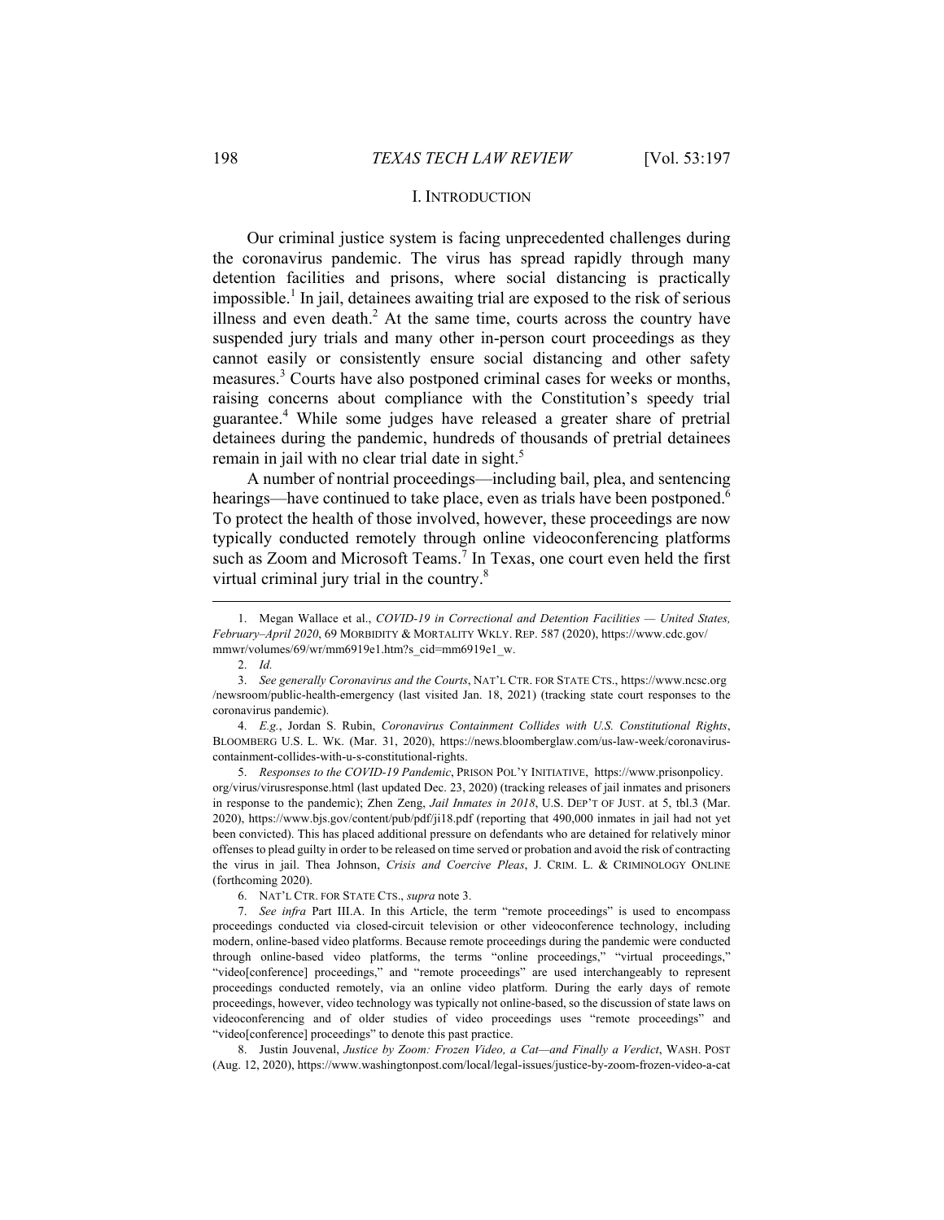## I. INTRODUCTION

Our criminal justice system is facing unprecedented challenges during the coronavirus pandemic. The virus has spread rapidly through many detention facilities and prisons, where social distancing is practically impossible.[1] In jail, detainees awaiting trial are exposed to the risk of serious illness and even death.[2] At the same time, courts across the country have suspended jury trials and many other in-person court proceedings as they cannot easily or consistently ensure social distancing and other safety measures.[3] Courts have also postponed criminal cases for weeks or months, raising concerns about compliance with the Constitution's speedy trial guarantee.[4] While some judges have released a greater share of pretrial detainees during the pandemic, hundreds of thousands of pretrial detainees remain in jail with no clear trial date in sight.[5]

A number of nontrial proceedings—including bail, plea, and sentencing hearings—have continued to take place, even as trials have been postponed.[6] To protect the health of those involved, however, these proceedings are now typically conducted remotely through online videoconferencing platforms such as Zoom and Microsoft Teams.[7] In Texas, one court even held the first virtual criminal jury trial in the country.[8]

---

1. Megan Wallace et al., *COVID-19 in Correctional and Detention Facilities — United States, February–April 2020*, 69 MORBIDITY & MORTALITY WKLY. REP. 587 (2020), https://www.cdc.gov/mmwr/volumes/69/wr/mm6919e1.htm?s_cid=mm6919e1_w.

2. *Id.*

3. *See generally Coronavirus and the Courts*, NAT'L CTR. FOR STATE CTS., https://www.ncsc.org/newsroom/public-health-emergency (last visited Jan. 18, 2021) (tracking state court responses to the coronavirus pandemic).

4. *E.g.*, Jordan S. Rubin, *Coronavirus Containment Collides with U.S. Constitutional Rights*, BLOOMBERG U.S. L. WK. (Mar. 31, 2020), https://news.bloomberglaw.com/us-law-week/coronavirus-containment-collides-with-u-s-constitutional-rights.

5. *Responses to the COVID-19 Pandemic*, PRISON POL'Y INITIATIVE, https://www.prisonpolicy.org/virus/virusresponse.html (last updated Dec. 23, 2020) (tracking releases of jail inmates and prisoners in response to the pandemic); Zhen Zeng, *Jail Inmates in 2018*, U.S. DEP'T OF JUST. at 5, tbl.3 (Mar. 2020), https://www.bjs.gov/content/pub/pdf/ji18.pdf (reporting that 490,000 inmates in jail had not yet been convicted). This has placed additional pressure on defendants who are detained for relatively minor offenses to plead guilty in order to be released on time served or probation and avoid the risk of contracting the virus in jail. Thea Johnson, *Crisis and Coercive Pleas*, J. CRIM. L. & CRIMINOLOGY ONLINE (forthcoming 2020).

6. NAT'L CTR. FOR STATE CTS., *supra* note 3.

7. *See infra* Part III.A. In this Article, the term "remote proceedings" is used to encompass proceedings conducted via closed-circuit television or other videoconference technology, including modern, online-based video platforms. Because remote proceedings during the pandemic were conducted through online-based video platforms, the terms "online proceedings," "virtual proceedings," "video[conference] proceedings," and "remote proceedings" are used interchangeably to represent proceedings conducted remotely, via an online video platform. During the early days of remote proceedings, however, video technology was typically not online-based, so the discussion of state laws on videoconferencing and of older studies of video proceedings uses "remote proceedings" and "video[conference] proceedings" to denote this past practice.

8. Justin Jouvenal, *Justice by Zoom: Frozen Video, a Cat—and Finally a Verdict*, WASH. POST (Aug. 12, 2020), https://www.washingtonpost.com/local/legal-issues/justice-by-zoom-frozen-video-a-cat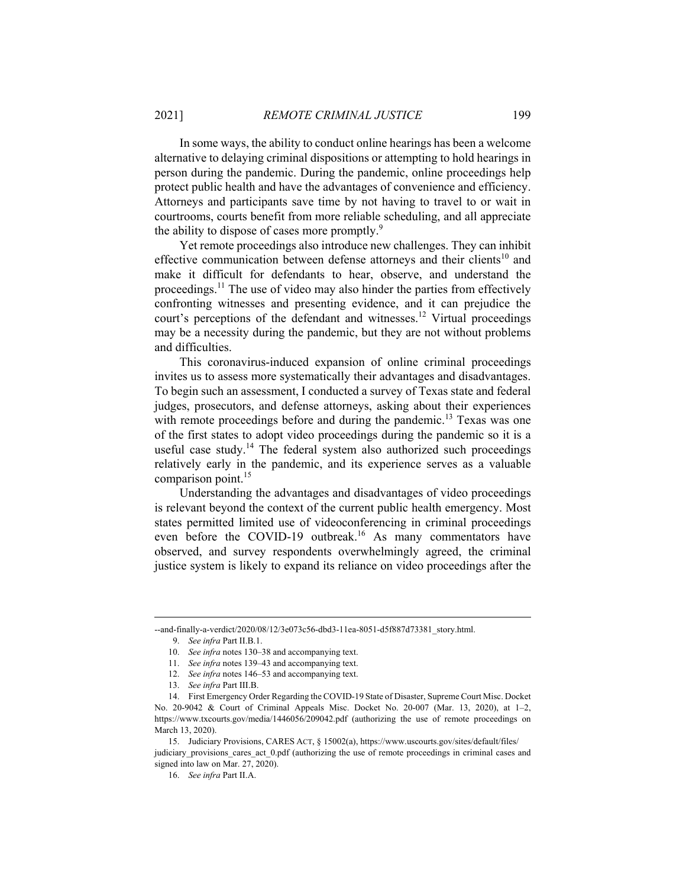In some ways, the ability to conduct online hearings has been a welcome alternative to delaying criminal dispositions or attempting to hold hearings in person during the pandemic. During the pandemic, online proceedings help protect public health and have the advantages of convenience and efficiency. Attorneys and participants save time by not having to travel to or wait in courtrooms, courts benefit from more reliable scheduling, and all appreciate the ability to dispose of cases more promptly.[9]

Yet remote proceedings also introduce new challenges. They can inhibit effective communication between defense attorneys and their clients[10] and make it difficult for defendants to hear, observe, and understand the proceedings.[11] The use of video may also hinder the parties from effectively confronting witnesses and presenting evidence, and it can prejudice the court's perceptions of the defendant and witnesses.[12] Virtual proceedings may be a necessity during the pandemic, but they are not without problems and difficulties.

This coronavirus-induced expansion of online criminal proceedings invites us to assess more systematically their advantages and disadvantages. To begin such an assessment, I conducted a survey of Texas state and federal judges, prosecutors, and defense attorneys, asking about their experiences with remote proceedings before and during the pandemic.[13] Texas was one of the first states to adopt video proceedings during the pandemic so it is a useful case study.[14] The federal system also authorized such proceedings relatively early in the pandemic, and its experience serves as a valuable comparison point.[15]

Understanding the advantages and disadvantages of video proceedings is relevant beyond the context of the current public health emergency. Most states permitted limited use of videoconferencing in criminal proceedings even before the COVID-19 outbreak.[16] As many commentators have observed, and survey respondents overwhelmingly agreed, the criminal justice system is likely to expand its reliance on video proceedings after the

---

--and-finally-a-verdict/2020/08/12/3e073c56-dbd3-11ea-8051-d5f887d73381_story.html.

9. *See infra* Part II.B.1.

10. *See infra* notes 130–38 and accompanying text.

11. *See infra* notes 139–43 and accompanying text.

12. *See infra* notes 146–53 and accompanying text.

13. *See infra* Part III.B.

14. First Emergency Order Regarding the COVID-19 State of Disaster, Supreme Court Misc. Docket No. 20-9042 & Court of Criminal Appeals Misc. Docket No. 20-007 (Mar. 13, 2020), at 1–2, https://www.txcourts.gov/media/1446056/209042.pdf (authorizing the use of remote proceedings on March 13, 2020).

15. Judiciary Provisions, CARES ACT, § 15002(a), https://www.uscourts.gov/sites/default/files/judiciary_provisions_cares_act_0.pdf (authorizing the use of remote proceedings in criminal cases and signed into law on Mar. 27, 2020).

16. *See infra* Part II.A.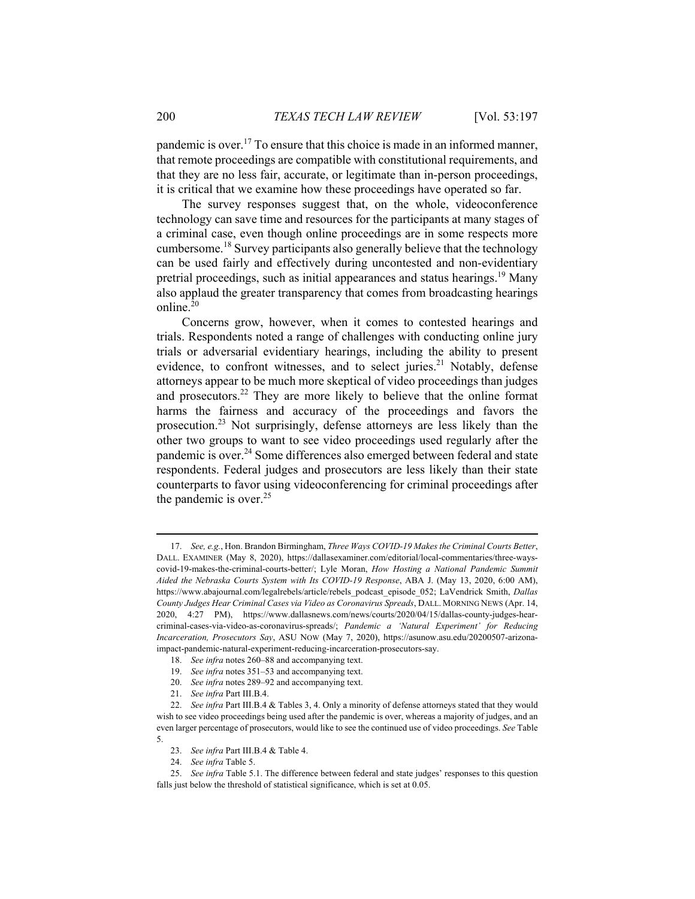pandemic is over.[17] To ensure that this choice is made in an informed manner, that remote proceedings are compatible with constitutional requirements, and that they are no less fair, accurate, or legitimate than in-person proceedings, it is critical that we examine how these proceedings have operated so far.

The survey responses suggest that, on the whole, videoconference technology can save time and resources for the participants at many stages of a criminal case, even though online proceedings are in some respects more cumbersome.[18] Survey participants also generally believe that the technology can be used fairly and effectively during uncontested and non-evidentiary pretrial proceedings, such as initial appearances and status hearings.[19] Many also applaud the greater transparency that comes from broadcasting hearings online.[20]

Concerns grow, however, when it comes to contested hearings and trials. Respondents noted a range of challenges with conducting online jury trials or adversarial evidentiary hearings, including the ability to present evidence, to confront witnesses, and to select juries.[21] Notably, defense attorneys appear to be much more skeptical of video proceedings than judges and prosecutors.[22] They are more likely to believe that the online format harms the fairness and accuracy of the proceedings and favors the prosecution.[23] Not surprisingly, defense attorneys are less likely than the other two groups to want to see video proceedings used regularly after the pandemic is over.[24] Some differences also emerged between federal and state respondents. Federal judges and prosecutors are less likely than their state counterparts to favor using videoconferencing for criminal proceedings after the pandemic is over.[25]

---

17. *See, e.g.*, Hon. Brandon Birmingham, *Three Ways COVID-19 Makes the Criminal Courts Better*, DALL. EXAMINER (May 8, 2020), https://dallasexaminer.com/editorial/local-commentaries/three-ways-covid-19-makes-the-criminal-courts-better/; Lyle Moran, *How Hosting a National Pandemic Summit Aided the Nebraska Courts System with Its COVID-19 Response*, ABA J. (May 13, 2020, 6:00 AM), https://www.abajournal.com/legalrebels/article/rebels_podcast_episode_052; LaVendrick Smith, *Dallas County Judges Hear Criminal Cases via Video as Coronavirus Spreads*, DALL. MORNING NEWS (Apr. 14, 2020, 4:27 PM), https://www.dallasnews.com/news/courts/2020/04/15/dallas-county-judges-hear-criminal-cases-via-video-as-coronavirus-spreads/; *Pandemic a 'Natural Experiment' for Reducing Incarceration, Prosecutors Say*, ASU NOW (May 7, 2020), https://asunow.asu.edu/20200507-arizona-impact-pandemic-natural-experiment-reducing-incarceration-prosecutors-say.

18. *See infra* notes 260–88 and accompanying text.

19. *See infra* notes 351–53 and accompanying text.

20. *See infra* notes 289–92 and accompanying text.

21. *See infra* Part III.B.4.

22. *See infra* Part III.B.4 & Tables 3, 4. Only a minority of defense attorneys stated that they would wish to see video proceedings being used after the pandemic is over, whereas a majority of judges, and an even larger percentage of prosecutors, would like to see the continued use of video proceedings. *See* Table 5.

23. *See infra* Part III.B.4 & Table 4.

24. *See infra* Table 5.

25. *See infra* Table 5.1. The difference between federal and state judges' responses to this question falls just below the threshold of statistical significance, which is set at 0.05.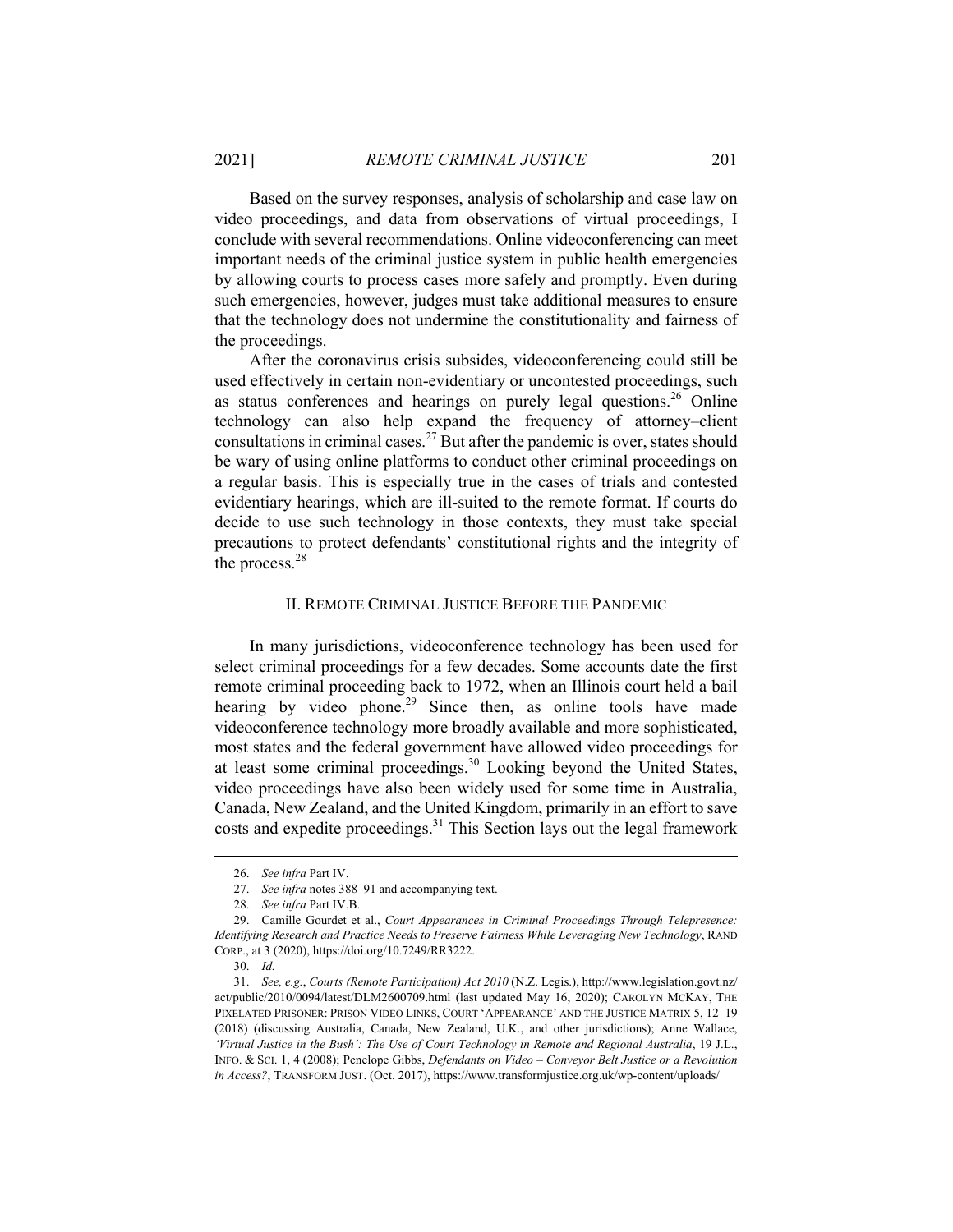Based on the survey responses, analysis of scholarship and case law on video proceedings, and data from observations of virtual proceedings, I conclude with several recommendations. Online videoconferencing can meet important needs of the criminal justice system in public health emergencies by allowing courts to process cases more safely and promptly. Even during such emergencies, however, judges must take additional measures to ensure that the technology does not undermine the constitutionality and fairness of the proceedings.

After the coronavirus crisis subsides, videoconferencing could still be used effectively in certain non-evidentiary or uncontested proceedings, such as status conferences and hearings on purely legal questions.[26] Online technology can also help expand the frequency of attorney–client consultations in criminal cases.[27] But after the pandemic is over, states should be wary of using online platforms to conduct other criminal proceedings on a regular basis. This is especially true in the cases of trials and contested evidentiary hearings, which are ill-suited to the remote format. If courts do decide to use such technology in those contexts, they must take special precautions to protect defendants' constitutional rights and the integrity of the process.[28]

## II. REMOTE CRIMINAL JUSTICE BEFORE THE PANDEMIC

In many jurisdictions, videoconference technology has been used for select criminal proceedings for a few decades. Some accounts date the first remote criminal proceeding back to 1972, when an Illinois court held a bail hearing by video phone.[29] Since then, as online tools have made videoconference technology more broadly available and more sophisticated, most states and the federal government have allowed video proceedings for at least some criminal proceedings.[30] Looking beyond the United States, video proceedings have also been widely used for some time in Australia, Canada, New Zealand, and the United Kingdom, primarily in an effort to save costs and expedite proceedings.[31] This Section lays out the legal framework

---

26. *See infra* Part IV.

27. *See infra* notes 388–91 and accompanying text.

28. *See infra* Part IV.B.

29. Camille Gourdet et al., *Court Appearances in Criminal Proceedings Through Telepresence: Identifying Research and Practice Needs to Preserve Fairness While Leveraging New Technology*, RAND CORP., at 3 (2020), https://doi.org/10.7249/RR3222.

30. *Id.*

31. *See, e.g.*, *Courts (Remote Participation) Act 2010* (N.Z. Legis.), http://www.legislation.govt.nz/act/public/2010/0094/latest/DLM2600709.html (last updated May 16, 2020); CAROLYN MCKAY, THE PIXELATED PRISONER: PRISON VIDEO LINKS, COURT 'APPEARANCE' AND THE JUSTICE MATRIX 5, 12–19 (2018) (discussing Australia, Canada, New Zealand, U.K., and other jurisdictions); Anne Wallace, *'Virtual Justice in the Bush': The Use of Court Technology in Remote and Regional Australia*, 19 J.L., INFO. & SCI. 1, 4 (2008); Penelope Gibbs, *Defendants on Video – Conveyor Belt Justice or a Revolution in Access?*, TRANSFORM JUST. (Oct. 2017), https://www.transformjustice.org.uk/wp-content/uploads/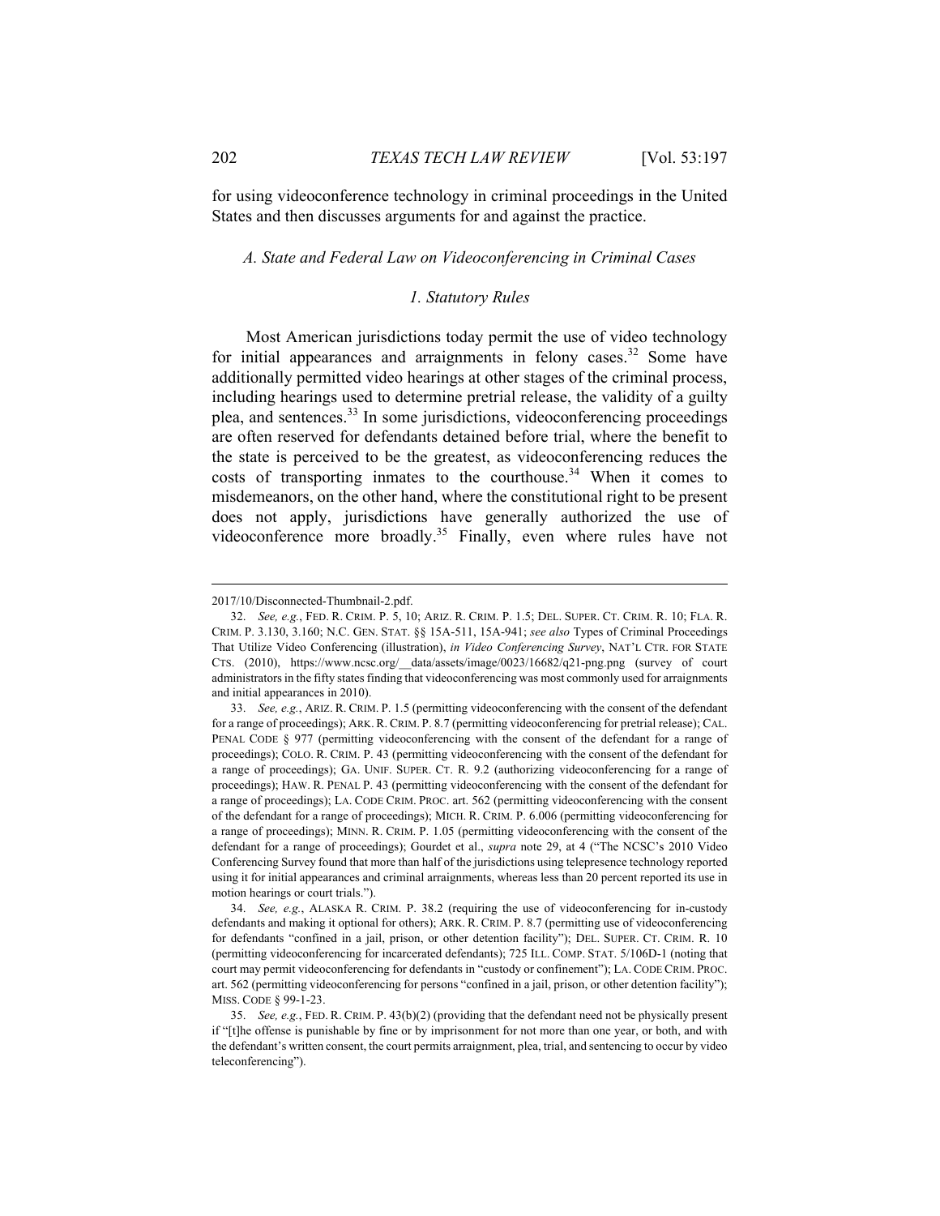for using videoconference technology in criminal proceedings in the United States and then discusses arguments for and against the practice.

### *A. State and Federal Law on Videoconferencing in Criminal Cases*

#### *1. Statutory Rules*

Most American jurisdictions today permit the use of video technology for initial appearances and arraignments in felony cases.[32] Some have additionally permitted video hearings at other stages of the criminal process, including hearings used to determine pretrial release, the validity of a guilty plea, and sentences.[33] In some jurisdictions, videoconferencing proceedings are often reserved for defendants detained before trial, where the benefit to the state is perceived to be the greatest, as videoconferencing reduces the costs of transporting inmates to the courthouse.[34] When it comes to misdemeanors, on the other hand, where the constitutional right to be present does not apply, jurisdictions have generally authorized the use of videoconference more broadly.[35] Finally, even where rules have not

---

2017/10/Disconnected-Thumbnail-2.pdf.

32. *See, e.g.*, FED. R. CRIM. P. 5, 10; ARIZ. R. CRIM. P. 1.5; DEL. SUPER. CT. CRIM. R. 10; FLA. R. CRIM. P. 3.130, 3.160; N.C. GEN. STAT. §§ 15A-511, 15A-941; *see also* Types of Criminal Proceedings That Utilize Video Conferencing (illustration), *in Video Conferencing Survey*, NAT'L CTR. FOR STATE CTS. (2010), https://www.ncsc.org/__data/assets/image/0023/16682/q21-png.png (survey of court administrators in the fifty states finding that videoconferencing was most commonly used for arraignments and initial appearances in 2010).

33. *See, e.g.*, ARIZ. R. CRIM. P. 1.5 (permitting videoconferencing with the consent of the defendant for a range of proceedings); ARK. R. CRIM. P. 8.7 (permitting videoconferencing for pretrial release); CAL. PENAL CODE § 977 (permitting videoconferencing with the consent of the defendant for a range of proceedings); COLO. R. CRIM. P. 43 (permitting videoconferencing with the consent of the defendant for a range of proceedings); GA. UNIF. SUPER. CT. R. 9.2 (authorizing videoconferencing for a range of proceedings); HAW. R. PENAL P. 43 (permitting videoconferencing with the consent of the defendant for a range of proceedings); LA. CODE CRIM. PROC. art. 562 (permitting videoconferencing with the consent of the defendant for a range of proceedings); MICH. R. CRIM. P. 6.006 (permitting videoconferencing for a range of proceedings); MINN. R. CRIM. P. 1.05 (permitting videoconferencing with the consent of the defendant for a range of proceedings); Gourdet et al., *supra* note 29, at 4 ("The NCSC's 2010 Video Conferencing Survey found that more than half of the jurisdictions using telepresence technology reported using it for initial appearances and criminal arraignments, whereas less than 20 percent reported its use in motion hearings or court trials.").

34. *See, e.g.*, ALASKA R. CRIM. P. 38.2 (requiring the use of videoconferencing for in-custody defendants and making it optional for others); ARK. R. CRIM. P. 8.7 (permitting use of videoconferencing for defendants "confined in a jail, prison, or other detention facility"); DEL. SUPER. CT. CRIM. R. 10 (permitting videoconferencing for incarcerated defendants); 725 ILL. COMP. STAT. 5/106D-1 (noting that court may permit videoconferencing for defendants in "custody or confinement"); LA. CODE CRIM. PROC. art. 562 (permitting videoconferencing for persons "confined in a jail, prison, or other detention facility"); MISS. CODE § 99-1-23.

35. *See, e.g.*, FED. R. CRIM. P. 43(b)(2) (providing that the defendant need not be physically present if "[t]he offense is punishable by fine or by imprisonment for not more than one year, or both, and with the defendant's written consent, the court permits arraignment, plea, trial, and sentencing to occur by video teleconferencing").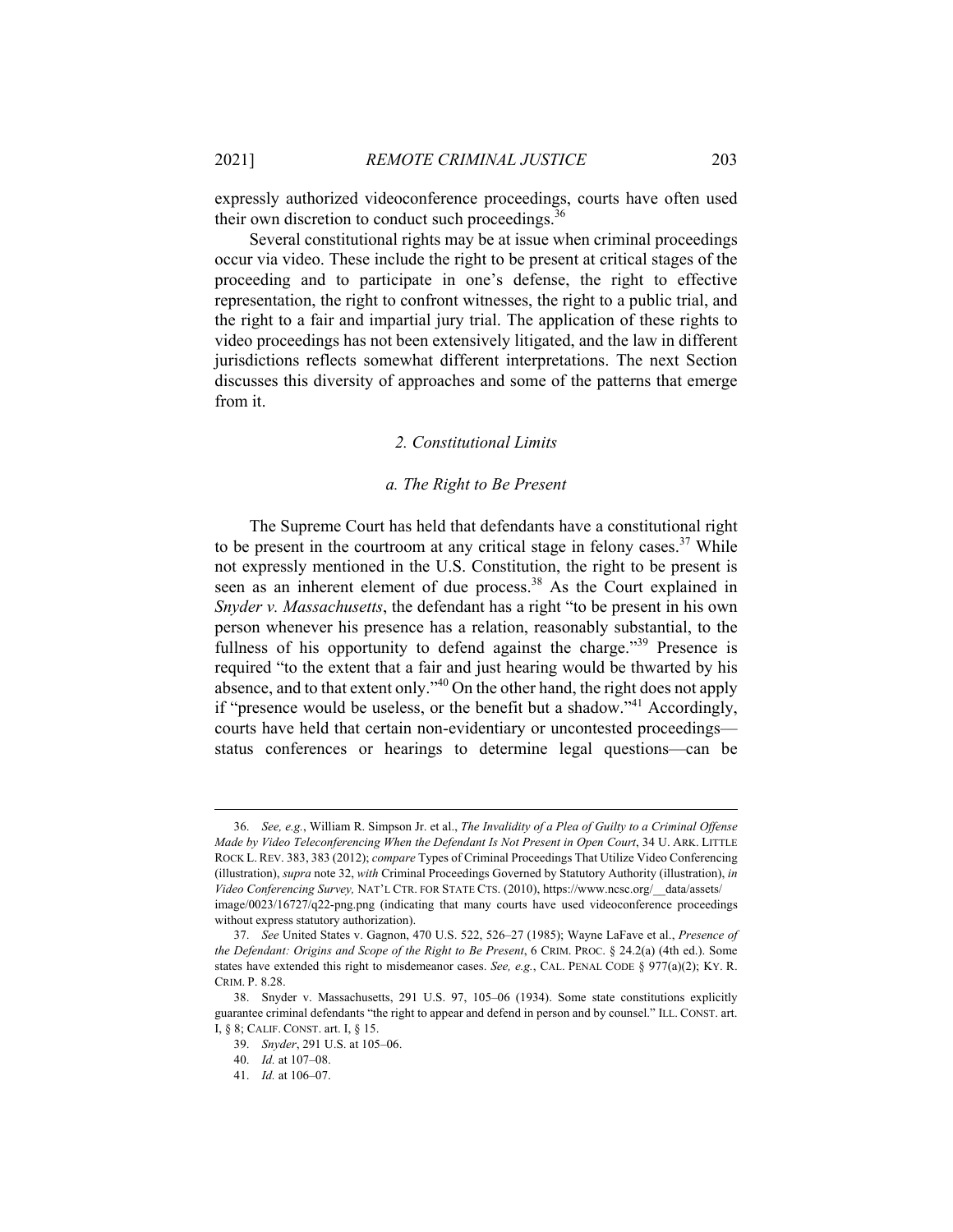expressly authorized videoconference proceedings, courts have often used their own discretion to conduct such proceedings.[36]

Several constitutional rights may be at issue when criminal proceedings occur via video. These include the right to be present at critical stages of the proceeding and to participate in one's defense, the right to effective representation, the right to confront witnesses, the right to a public trial, and the right to a fair and impartial jury trial. The application of these rights to video proceedings has not been extensively litigated, and the law in different jurisdictions reflects somewhat different interpretations. The next Section discusses this diversity of approaches and some of the patterns that emerge from it.

### *2. Constitutional Limits*

#### *a. The Right to Be Present*

The Supreme Court has held that defendants have a constitutional right to be present in the courtroom at any critical stage in felony cases.[37] While not expressly mentioned in the U.S. Constitution, the right to be present is seen as an inherent element of due process.[38] As the Court explained in *Snyder v. Massachusetts*, the defendant has a right "to be present in his own person whenever his presence has a relation, reasonably substantial, to the fullness of his opportunity to defend against the charge."[39] Presence is required "to the extent that a fair and just hearing would be thwarted by his absence, and to that extent only."[40] On the other hand, the right does not apply if "presence would be useless, or the benefit but a shadow."[41] Accordingly, courts have held that certain non-evidentiary or uncontested proceedings—status conferences or hearings to determine legal questions—can be

---

36. *See, e.g.*, William R. Simpson Jr. et al., *The Invalidity of a Plea of Guilty to a Criminal Offense Made by Video Teleconferencing When the Defendant Is Not Present in Open Court*, 34 U. ARK. LITTLE ROCK L. REV. 383, 383 (2012); *compare* Types of Criminal Proceedings That Utilize Video Conferencing (illustration), *supra* note 32, *with* Criminal Proceedings Governed by Statutory Authority (illustration), *in Video Conferencing Survey,* NAT'L CTR. FOR STATE CTS. (2010), https://www.ncsc.org/__data/assets/image/0023/16727/q22-png.png (indicating that many courts have used videoconference proceedings without express statutory authorization).

37. *See* United States v. Gagnon, 470 U.S. 522, 526–27 (1985); Wayne LaFave et al., *Presence of the Defendant: Origins and Scope of the Right to Be Present*, 6 CRIM. PROC. § 24.2(a) (4th ed.). Some states have extended this right to misdemeanor cases. *See, e.g.*, CAL. PENAL CODE § 977(a)(2); KY. R. CRIM. P. 8.28.

38. Snyder v. Massachusetts, 291 U.S. 97, 105–06 (1934). Some state constitutions explicitly guarantee criminal defendants "the right to appear and defend in person and by counsel." ILL. CONST. art. I, § 8; CALIF. CONST. art. I, § 15.

39. *Snyder*, 291 U.S. at 105–06.

40. *Id.* at 107–08.

41. *Id.* at 106–07.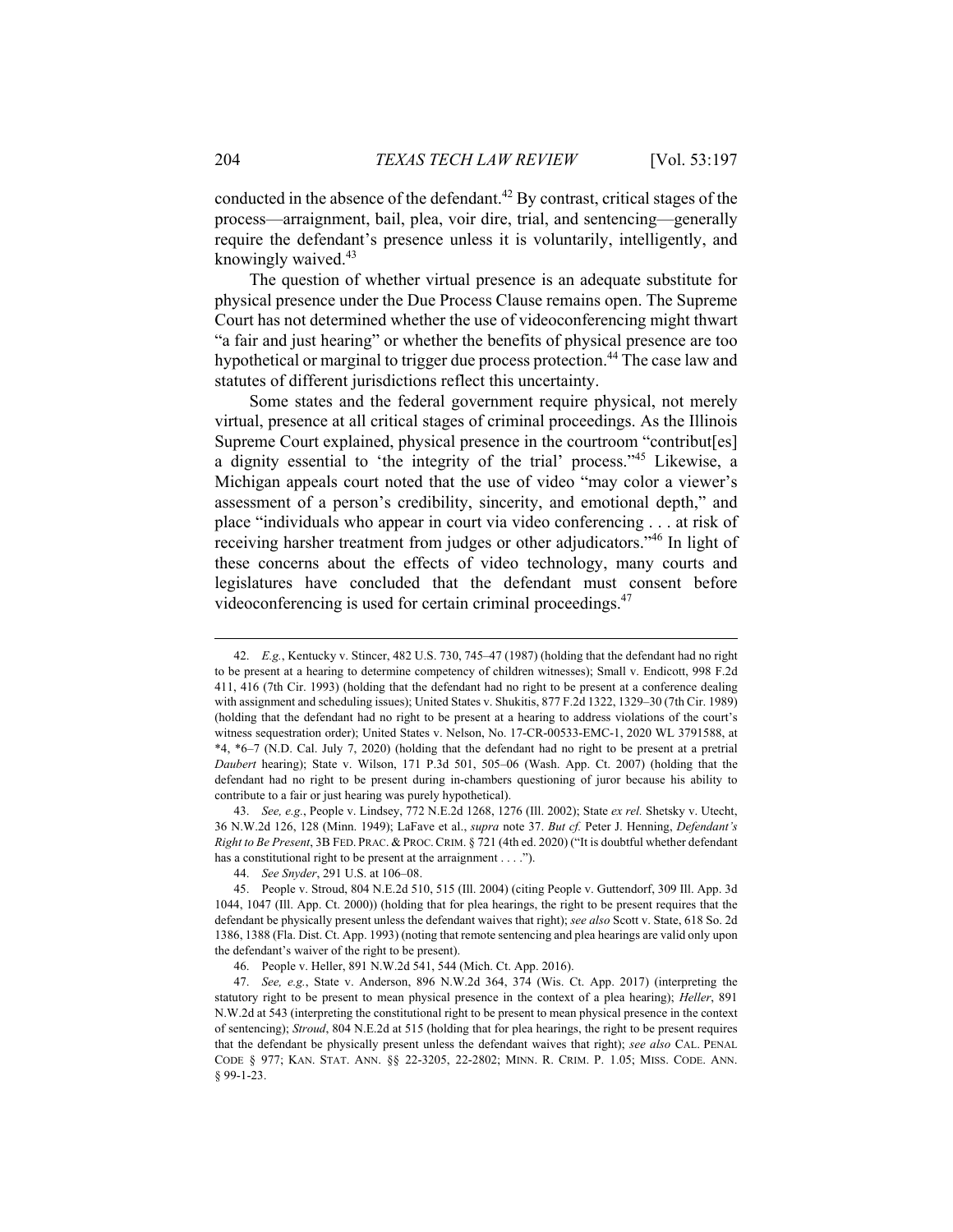conducted in the absence of the defendant.[42] By contrast, critical stages of the process—arraignment, bail, plea, voir dire, trial, and sentencing—generally require the defendant's presence unless it is voluntarily, intelligently, and knowingly waived.[43]

The question of whether virtual presence is an adequate substitute for physical presence under the Due Process Clause remains open. The Supreme Court has not determined whether the use of videoconferencing might thwart "a fair and just hearing" or whether the benefits of physical presence are too hypothetical or marginal to trigger due process protection.[44] The case law and statutes of different jurisdictions reflect this uncertainty.

Some states and the federal government require physical, not merely virtual, presence at all critical stages of criminal proceedings. As the Illinois Supreme Court explained, physical presence in the courtroom "contribut[es] a dignity essential to 'the integrity of the trial' process."[45] Likewise, a Michigan appeals court noted that the use of video "may color a viewer's assessment of a person's credibility, sincerity, and emotional depth," and place "individuals who appear in court via video conferencing . . . at risk of receiving harsher treatment from judges or other adjudicators."[46] In light of these concerns about the effects of video technology, many courts and legislatures have concluded that the defendant must consent before videoconferencing is used for certain criminal proceedings.[47]

---

42. *E.g.*, Kentucky v. Stincer, 482 U.S. 730, 745–47 (1987) (holding that the defendant had no right to be present at a hearing to determine competency of children witnesses); Small v. Endicott, 998 F.2d 411, 416 (7th Cir. 1993) (holding that the defendant had no right to be present at a conference dealing with assignment and scheduling issues); United States v. Shukitis, 877 F.2d 1322, 1329–30 (7th Cir. 1989) (holding that the defendant had no right to be present at a hearing to address violations of the court's witness sequestration order); United States v. Nelson, No. 17-CR-00533-EMC-1, 2020 WL 3791588, at *4, *6–7 (N.D. Cal. July 7, 2020) (holding that the defendant had no right to be present at a pretrial *Daubert* hearing); State v. Wilson, 171 P.3d 501, 505–06 (Wash. App. Ct. 2007) (holding that the defendant had no right to be present during in-chambers questioning of juror because his ability to contribute to a fair or just hearing was purely hypothetical).

43. *See, e.g.*, People v. Lindsey, 772 N.E.2d 1268, 1276 (Ill. 2002); State *ex rel.* Shetsky v. Utecht, 36 N.W.2d 126, 128 (Minn. 1949); LaFave et al., *supra* note 37. *But cf.* Peter J. Henning, *Defendant's Right to Be Present*, 3B FED. PRAC. & PROC. CRIM. § 721 (4th ed. 2020) ("It is doubtful whether defendant has a constitutional right to be present at the arraignment . . . .").

44. *See Snyder*, 291 U.S. at 106–08.

45. People v. Stroud, 804 N.E.2d 510, 515 (Ill. 2004) (citing People v. Guttendorf, 309 Ill. App. 3d 1044, 1047 (Ill. App. Ct. 2000)) (holding that for plea hearings, the right to be present requires that the defendant be physically present unless the defendant waives that right); *see also* Scott v. State, 618 So. 2d 1386, 1388 (Fla. Dist. Ct. App. 1993) (noting that remote sentencing and plea hearings are valid only upon the defendant's waiver of the right to be present).

46. People v. Heller, 891 N.W.2d 541, 544 (Mich. Ct. App. 2016).

47. *See, e.g.*, State v. Anderson, 896 N.W.2d 364, 374 (Wis. Ct. App. 2017) (interpreting the statutory right to be present to mean physical presence in the context of a plea hearing); *Heller*, 891 N.W.2d at 543 (interpreting the constitutional right to be present to mean physical presence in the context of sentencing); *Stroud*, 804 N.E.2d at 515 (holding that for plea hearings, the right to be present requires that the defendant be physically present unless the defendant waives that right); *see also* CAL. PENAL CODE § 977; KAN. STAT. ANN. §§ 22-3205, 22-2802; MINN. R. CRIM. P. 1.05; MISS. CODE. ANN. § 99-1-23.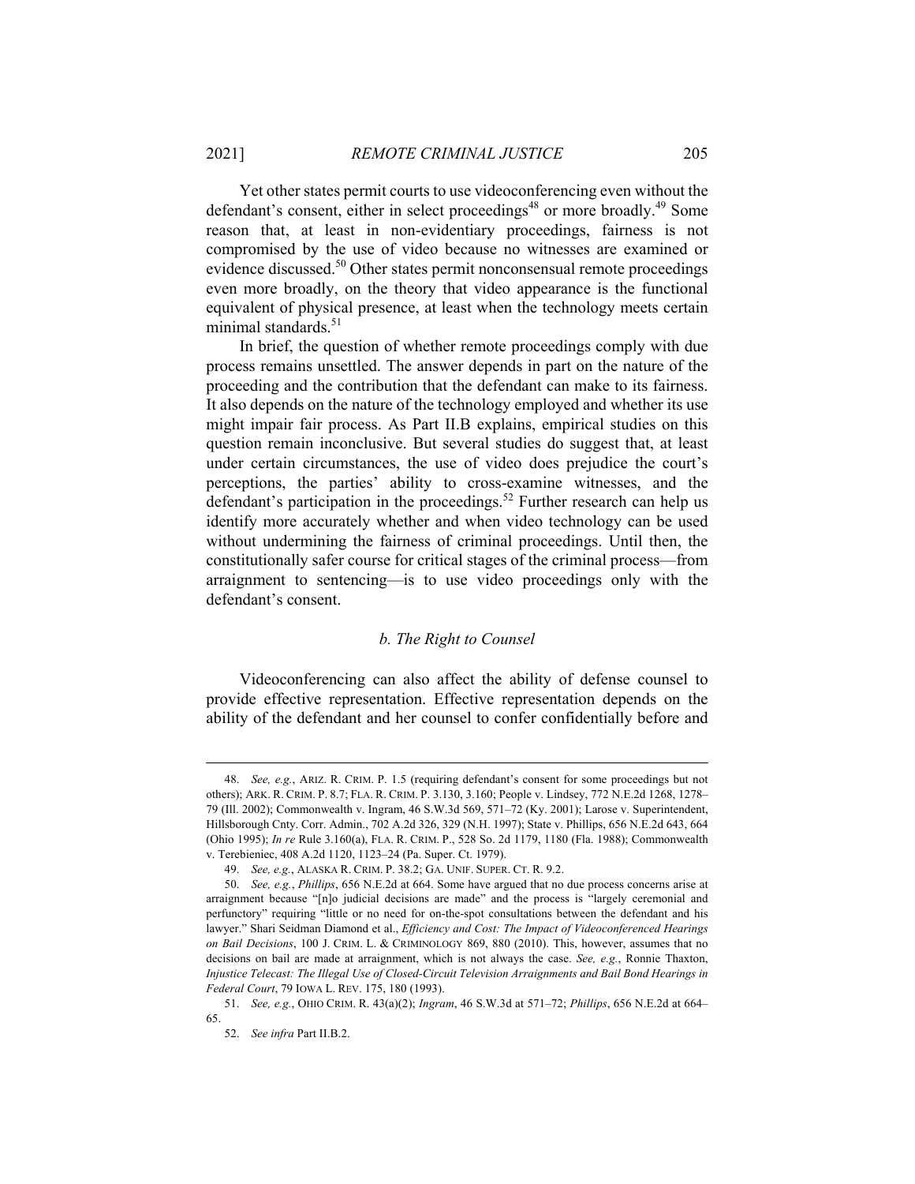Yet other states permit courts to use videoconferencing even without the defendant's consent, either in select proceedings[48] or more broadly.[49] Some reason that, at least in non-evidentiary proceedings, fairness is not compromised by the use of video because no witnesses are examined or evidence discussed.[50] Other states permit nonconsensual remote proceedings even more broadly, on the theory that video appearance is the functional equivalent of physical presence, at least when the technology meets certain minimal standards.[51]

In brief, the question of whether remote proceedings comply with due process remains unsettled. The answer depends in part on the nature of the proceeding and the contribution that the defendant can make to its fairness. It also depends on the nature of the technology employed and whether its use might impair fair process. As Part II.B explains, empirical studies on this question remain inconclusive. But several studies do suggest that, at least under certain circumstances, the use of video does prejudice the court's perceptions, the parties' ability to cross-examine witnesses, and the defendant's participation in the proceedings.[52] Further research can help us identify more accurately whether and when video technology can be used without undermining the fairness of criminal proceedings. Until then, the constitutionally safer course for critical stages of the criminal process—from arraignment to sentencing—is to use video proceedings only with the defendant's consent.

#### *b. The Right to Counsel*

Videoconferencing can also affect the ability of defense counsel to provide effective representation. Effective representation depends on the ability of the defendant and her counsel to confer confidentially before and

---

48. *See, e.g.*, ARIZ. R. CRIM. P. 1.5 (requiring defendant's consent for some proceedings but not others); ARK. R. CRIM. P. 8.7; FLA. R. CRIM. P. 3.130, 3.160; People v. Lindsey, 772 N.E.2d 1268, 1278–79 (Ill. 2002); Commonwealth v. Ingram, 46 S.W.3d 569, 571–72 (Ky. 2001); Larose v. Superintendent, Hillsborough Cnty. Corr. Admin., 702 A.2d 326, 329 (N.H. 1997); State v. Phillips, 656 N.E.2d 643, 664 (Ohio 1995); *In re* Rule 3.160(a), FLA. R. CRIM. P., 528 So. 2d 1179, 1180 (Fla. 1988); Commonwealth v. Terebieniec, 408 A.2d 1120, 1123–24 (Pa. Super. Ct. 1979).

49. *See, e.g.*, ALASKA R. CRIM. P. 38.2; GA. UNIF. SUPER. CT. R. 9.2.

50. *See, e.g.*, *Phillips*, 656 N.E.2d at 664. Some have argued that no due process concerns arise at arraignment because "[n]o judicial decisions are made" and the process is "largely ceremonial and perfunctory" requiring "little or no need for on-the-spot consultations between the defendant and his lawyer." Shari Seidman Diamond et al., *Efficiency and Cost: The Impact of Videoconferenced Hearings on Bail Decisions*, 100 J. CRIM. L. & CRIMINOLOGY 869, 880 (2010). This, however, assumes that no decisions on bail are made at arraignment, which is not always the case. *See, e.g.*, Ronnie Thaxton, *Injustice Telecast: The Illegal Use of Closed-Circuit Television Arraignments and Bail Bond Hearings in Federal Court*, 79 IOWA L. REV. 175, 180 (1993).

51. *See, e.g.*, OHIO CRIM. R. 43(a)(2); *Ingram*, 46 S.W.3d at 571–72; *Phillips*, 656 N.E.2d at 664–65.

52. *See infra* Part II.B.2.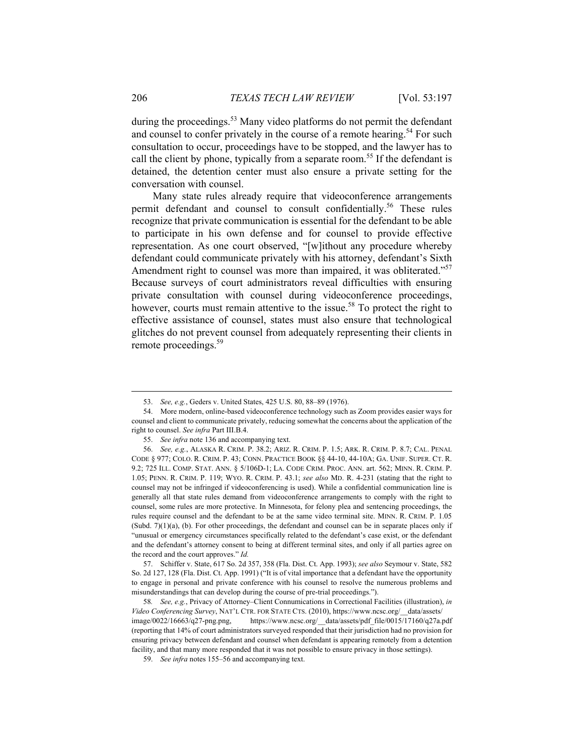during the proceedings.[53] Many video platforms do not permit the defendant and counsel to confer privately in the course of a remote hearing.[54] For such consultation to occur, proceedings have to be stopped, and the lawyer has to call the client by phone, typically from a separate room.[55] If the defendant is detained, the detention center must also ensure a private setting for the conversation with counsel.

Many state rules already require that videoconference arrangements permit defendant and counsel to consult confidentially.[56] These rules recognize that private communication is essential for the defendant to be able to participate in his own defense and for counsel to provide effective representation. As one court observed, "[w]ithout any procedure whereby defendant could communicate privately with his attorney, defendant's Sixth Amendment right to counsel was more than impaired, it was obliterated."[57] Because surveys of court administrators reveal difficulties with ensuring private consultation with counsel during videoconference proceedings, however, courts must remain attentive to the issue.[58] To protect the right to effective assistance of counsel, states must also ensure that technological glitches do not prevent counsel from adequately representing their clients in remote proceedings.[59]

---

53. *See, e.g.*, Geders v. United States, 425 U.S. 80, 88–89 (1976).

54. More modern, online-based videoconference technology such as Zoom provides easier ways for counsel and client to communicate privately, reducing somewhat the concerns about the application of the right to counsel. *See infra* Part III.B.4.

55. *See infra* note 136 and accompanying text.

56. *See, e.g.*, ALASKA R. CRIM. P. 38.2; ARIZ. R. CRIM. P. 1.5; ARK. R. CRIM. P. 8.7; CAL. PENAL CODE § 977; COLO. R. CRIM. P. 43; CONN. PRACTICE BOOK §§ 44-10, 44-10A; GA. UNIF. SUPER. CT. R. 9.2; 725 ILL. COMP. STAT. ANN. § 5/106D-1; LA. CODE CRIM. PROC. ANN. art. 562; MINN. R. CRIM. P. 1.05; PENN. R. CRIM. P. 119; WYO. R. CRIM. P. 43.1; *see also* MD. R. 4-231 (stating that the right to counsel may not be infringed if videoconferencing is used). While a confidential communication line is generally all that state rules demand from videoconference arrangements to comply with the right to counsel, some rules are more protective. In Minnesota, for felony plea and sentencing proceedings, the rules require counsel and the defendant to be at the same video terminal site. MINN. R. CRIM. P. 1.05 (Subd. 7)(1)(a), (b). For other proceedings, the defendant and counsel can be in separate places only if "unusual or emergency circumstances specifically related to the defendant's case exist, or the defendant and the defendant's attorney consent to being at different terminal sites, and only if all parties agree on the record and the court approves." *Id.*

57. Schiffer v. State, 617 So. 2d 357, 358 (Fla. Dist. Ct. App. 1993); *see also* Seymour v. State, 582 So. 2d 127, 128 (Fla. Dist. Ct. App. 1991) ("It is of vital importance that a defendant have the opportunity to engage in personal and private conference with his counsel to resolve the numerous problems and misunderstandings that can develop during the course of pre-trial proceedings.").

58. *See, e.g.*, Privacy of Attorney–Client Connumications in Correctional Facilities (illustration), *in Video Conferencing Survey*, NAT'L CTR. FOR STATE CTS. (2010), https://www.ncsc.org/__data/assets/image/0022/16663/q27-png.png, https://www.ncsc.org/__data/assets/pdf_file/0015/17160/q27a.pdf (reporting that 14% of court administrators surveyed responded that their jurisdiction had no provision for ensuring privacy between defendant and counsel when defendant is appearing remotely from a detention facility, and that many more responded that it was not possible to ensure privacy in those settings).

59. *See infra* notes 155–56 and accompanying text.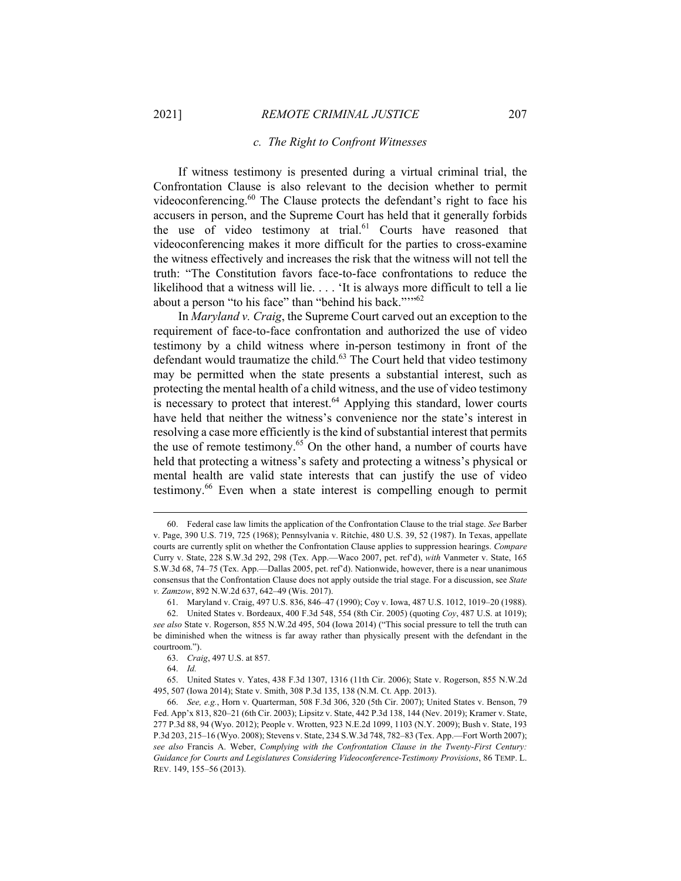### c. The Right to Confront Witnesses

If witness testimony is presented during a virtual criminal trial, the Confrontation Clause is also relevant to the decision whether to permit videoconferencing.[60] The Clause protects the defendant's right to face his accusers in person, and the Supreme Court has held that it generally forbids the use of video testimony at trial.[61] Courts have reasoned that videoconferencing makes it more difficult for the parties to cross-examine the witness effectively and increases the risk that the witness will not tell the truth: "The Constitution favors face-to-face confrontations to reduce the likelihood that a witness will lie. . . . 'It is always more difficult to tell a lie about a person "to his face" than "behind his back."'"[62]

In *Maryland v. Craig*, the Supreme Court carved out an exception to the requirement of face-to-face confrontation and authorized the use of video testimony by a child witness where in-person testimony in front of the defendant would traumatize the child.[63] The Court held that video testimony may be permitted when the state presents a substantial interest, such as protecting the mental health of a child witness, and the use of video testimony is necessary to protect that interest.[64] Applying this standard, lower courts have held that neither the witness's convenience nor the state's interest in resolving a case more efficiently is the kind of substantial interest that permits the use of remote testimony.[65] On the other hand, a number of courts have held that protecting a witness's safety and protecting a witness's physical or mental health are valid state interests that can justify the use of video testimony.[66] Even when a state interest is compelling enough to permit

---

60. Federal case law limits the application of the Confrontation Clause to the trial stage. *See* Barber v. Page, 390 U.S. 719, 725 (1968); Pennsylvania v. Ritchie, 480 U.S. 39, 52 (1987). In Texas, appellate courts are currently split on whether the Confrontation Clause applies to suppression hearings. *Compare* Curry v. State, 228 S.W.3d 292, 298 (Tex. App.—Waco 2007, pet. ref'd), *with* Vanmeter v. State, 165 S.W.3d 68, 74–75 (Tex. App.—Dallas 2005, pet. ref'd). Nationwide, however, there is a near unanimous consensus that the Confrontation Clause does not apply outside the trial stage. For a discussion, see *State v. Zamzow*, 892 N.W.2d 637, 642–49 (Wis. 2017).

61. Maryland v. Craig, 497 U.S. 836, 846–47 (1990); Coy v. Iowa, 487 U.S. 1012, 1019–20 (1988).

62. United States v. Bordeaux, 400 F.3d 548, 554 (8th Cir. 2005) (quoting *Coy*, 487 U.S. at 1019); *see also* State v. Rogerson, 855 N.W.2d 495, 504 (Iowa 2014) ("This social pressure to tell the truth can be diminished when the witness is far away rather than physically present with the defendant in the courtroom.").

63. *Craig*, 497 U.S. at 857.

64. *Id.*

65. United States v. Yates, 438 F.3d 1307, 1316 (11th Cir. 2006); State v. Rogerson, 855 N.W.2d 495, 507 (Iowa 2014); State v. Smith, 308 P.3d 135, 138 (N.M. Ct. App. 2013).

66. *See, e.g.*, Horn v. Quarterman, 508 F.3d 306, 320 (5th Cir. 2007); United States v. Benson, 79 Fed. App'x 813, 820–21 (6th Cir. 2003); Lipsitz v. State, 442 P.3d 138, 144 (Nev. 2019); Kramer v. State, 277 P.3d 88, 94 (Wyo. 2012); People v. Wrotten, 923 N.E.2d 1099, 1103 (N.Y. 2009); Bush v. State, 193 P.3d 203, 215–16 (Wyo. 2008); Stevens v. State, 234 S.W.3d 748, 782–83 (Tex. App.—Fort Worth 2007); *see also* Francis A. Weber, *Complying with the Confrontation Clause in the Twenty-First Century: Guidance for Courts and Legislatures Considering Videoconference-Testimony Provisions*, 86 TEMP. L. REV. 149, 155–56 (2013).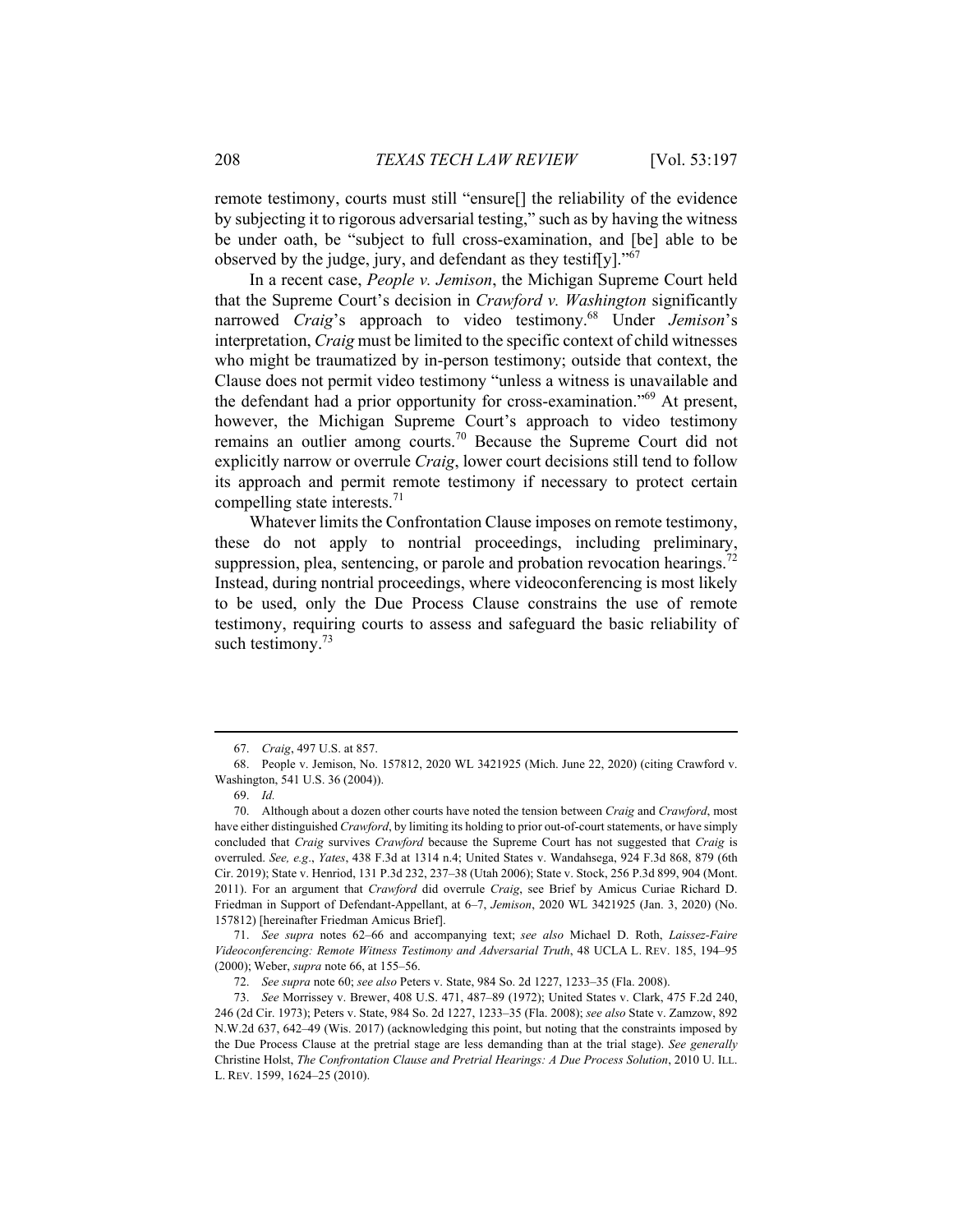remote testimony, courts must still "ensure[] the reliability of the evidence by subjecting it to rigorous adversarial testing," such as by having the witness be under oath, be "subject to full cross-examination, and [be] able to be observed by the judge, jury, and defendant as they testif[y]."[67]

In a recent case, *People v. Jemison*, the Michigan Supreme Court held that the Supreme Court's decision in *Crawford v. Washington* significantly narrowed *Craig*'s approach to video testimony.[68] Under *Jemison*'s interpretation, *Craig* must be limited to the specific context of child witnesses who might be traumatized by in-person testimony; outside that context, the Clause does not permit video testimony "unless a witness is unavailable and the defendant had a prior opportunity for cross-examination."[69] At present, however, the Michigan Supreme Court's approach to video testimony remains an outlier among courts.[70] Because the Supreme Court did not explicitly narrow or overrule *Craig*, lower court decisions still tend to follow its approach and permit remote testimony if necessary to protect certain compelling state interests.[71]

Whatever limits the Confrontation Clause imposes on remote testimony, these do not apply to nontrial proceedings, including preliminary, suppression, plea, sentencing, or parole and probation revocation hearings.[72] Instead, during nontrial proceedings, where videoconferencing is most likely to be used, only the Due Process Clause constrains the use of remote testimony, requiring courts to assess and safeguard the basic reliability of such testimony.[73]

---

67. *Craig*, 497 U.S. at 857.

68. People v. Jemison, No. 157812, 2020 WL 3421925 (Mich. June 22, 2020) (citing Crawford v. Washington, 541 U.S. 36 (2004)).

69. *Id.*

70. Although about a dozen other courts have noted the tension between *Craig* and *Crawford*, most have either distinguished *Crawford*, by limiting its holding to prior out-of-court statements, or have simply concluded that *Craig* survives *Crawford* because the Supreme Court has not suggested that *Craig* is overruled. *See, e.g.*, *Yates*, 438 F.3d at 1314 n.4; United States v. Wandahsega, 924 F.3d 868, 879 (6th Cir. 2019); State v. Henriod, 131 P.3d 232, 237–38 (Utah 2006); State v. Stock, 256 P.3d 899, 904 (Mont. 2011). For an argument that *Crawford* did overrule *Craig*, see Brief by Amicus Curiae Richard D. Friedman in Support of Defendant-Appellant, at 6–7, *Jemison*, 2020 WL 3421925 (Jan. 3, 2020) (No. 157812) [hereinafter Friedman Amicus Brief].

71. *See supra* notes 62–66 and accompanying text; *see also* Michael D. Roth, *Laissez-Faire Videoconferencing: Remote Witness Testimony and Adversarial Truth*, 48 UCLA L. REV. 185, 194–95 (2000); Weber, *supra* note 66, at 155–56.

72. *See supra* note 60; *see also* Peters v. State, 984 So. 2d 1227, 1233–35 (Fla. 2008).

73. *See* Morrissey v. Brewer, 408 U.S. 471, 487–89 (1972); United States v. Clark, 475 F.2d 240, 246 (2d Cir. 1973); Peters v. State, 984 So. 2d 1227, 1233–35 (Fla. 2008); *see also* State v. Zamzow, 892 N.W.2d 637, 642–49 (Wis. 2017) (acknowledging this point, but noting that the constraints imposed by the Due Process Clause at the pretrial stage are less demanding than at the trial stage). *See generally* Christine Holst, *The Confrontation Clause and Pretrial Hearings: A Due Process Solution*, 2010 U. ILL. L. REV. 1599, 1624–25 (2010).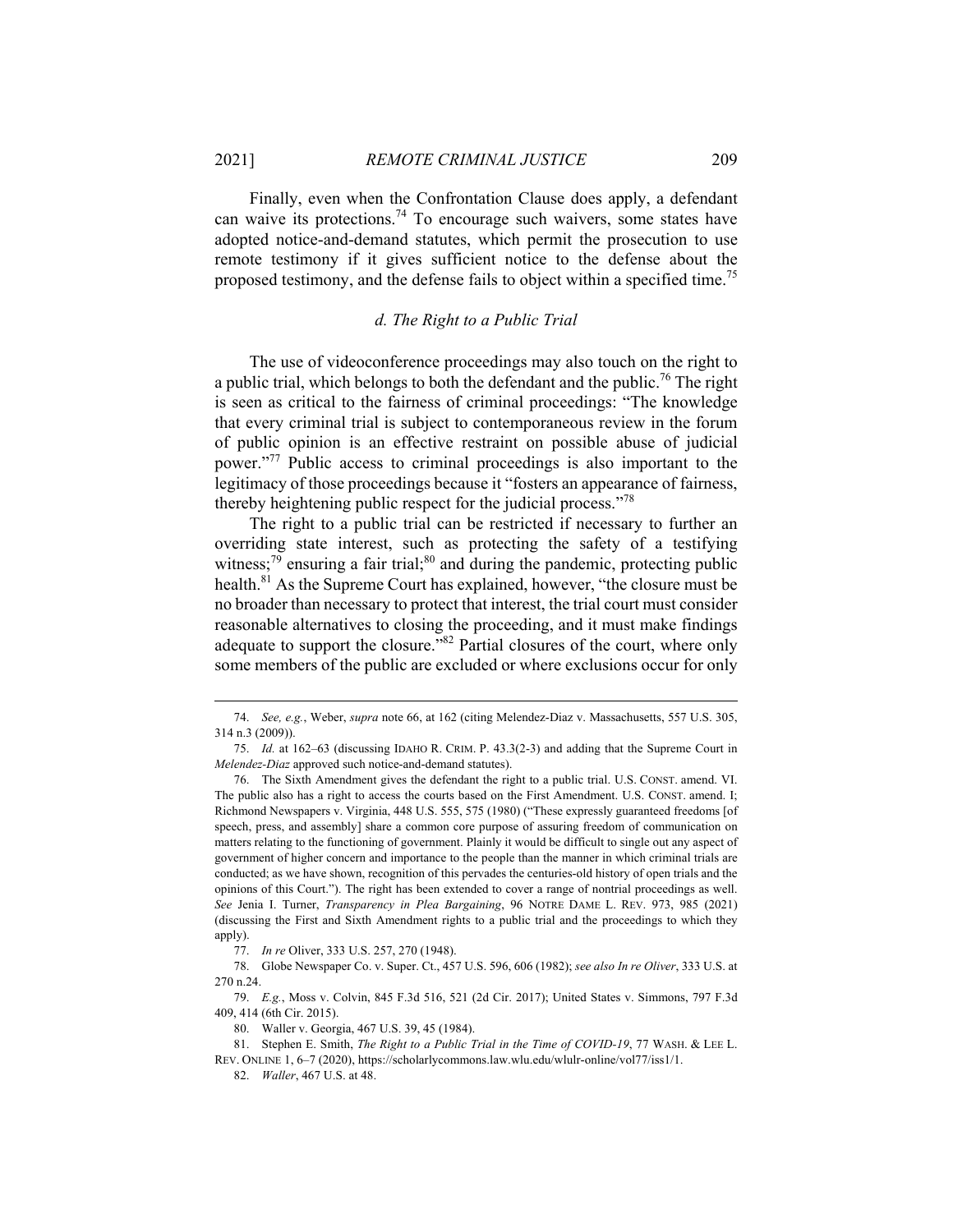Finally, even when the Confrontation Clause does apply, a defendant can waive its protections.[74] To encourage such waivers, some states have adopted notice-and-demand statutes, which permit the prosecution to use remote testimony if it gives sufficient notice to the defense about the proposed testimony, and the defense fails to object within a specified time.[75]

### *d. The Right to a Public Trial*

The use of videoconference proceedings may also touch on the right to a public trial, which belongs to both the defendant and the public.[76] The right is seen as critical to the fairness of criminal proceedings: "The knowledge that every criminal trial is subject to contemporaneous review in the forum of public opinion is an effective restraint on possible abuse of judicial power."[77] Public access to criminal proceedings is also important to the legitimacy of those proceedings because it "fosters an appearance of fairness, thereby heightening public respect for the judicial process."[78]

The right to a public trial can be restricted if necessary to further an overriding state interest, such as protecting the safety of a testifying witness;[79] ensuring a fair trial;[80] and during the pandemic, protecting public health.[81] As the Supreme Court has explained, however, "the closure must be no broader than necessary to protect that interest, the trial court must consider reasonable alternatives to closing the proceeding, and it must make findings adequate to support the closure."[82] Partial closures of the court, where only some members of the public are excluded or where exclusions occur for only

---

74. *See, e.g.*, Weber, *supra* note 66, at 162 (citing Melendez-Diaz v. Massachusetts, 557 U.S. 305, 314 n.3 (2009)).

75. *Id.* at 162–63 (discussing IDAHO R. CRIM. P. 43.3(2-3) and adding that the Supreme Court in *Melendez-Diaz* approved such notice-and-demand statutes).

76. The Sixth Amendment gives the defendant the right to a public trial. U.S. CONST. amend. VI. The public also has a right to access the courts based on the First Amendment. U.S. CONST. amend. I; Richmond Newspapers v. Virginia, 448 U.S. 555, 575 (1980) ("These expressly guaranteed freedoms [of speech, press, and assembly] share a common core purpose of assuring freedom of communication on matters relating to the functioning of government. Plainly it would be difficult to single out any aspect of government of higher concern and importance to the people than the manner in which criminal trials are conducted; as we have shown, recognition of this pervades the centuries-old history of open trials and the opinions of this Court."). The right has been extended to cover a range of nontrial proceedings as well. *See* Jenia I. Turner, *Transparency in Plea Bargaining*, 96 NOTRE DAME L. REV. 973, 985 (2021) (discussing the First and Sixth Amendment rights to a public trial and the proceedings to which they apply).

77. *In re* Oliver, 333 U.S. 257, 270 (1948).

78. Globe Newspaper Co. v. Super. Ct., 457 U.S. 596, 606 (1982); *see also In re Oliver*, 333 U.S. at 270 n.24.

79. *E.g.*, Moss v. Colvin, 845 F.3d 516, 521 (2d Cir. 2017); United States v. Simmons, 797 F.3d 409, 414 (6th Cir. 2015).

80. Waller v. Georgia, 467 U.S. 39, 45 (1984).

81. Stephen E. Smith, *The Right to a Public Trial in the Time of COVID-19*, 77 WASH. & LEE L. REV. ONLINE 1, 6–7 (2020), https://scholarlycommons.law.wlu.edu/wlulr-online/vol77/iss1/1.

82. *Waller*, 467 U.S. at 48.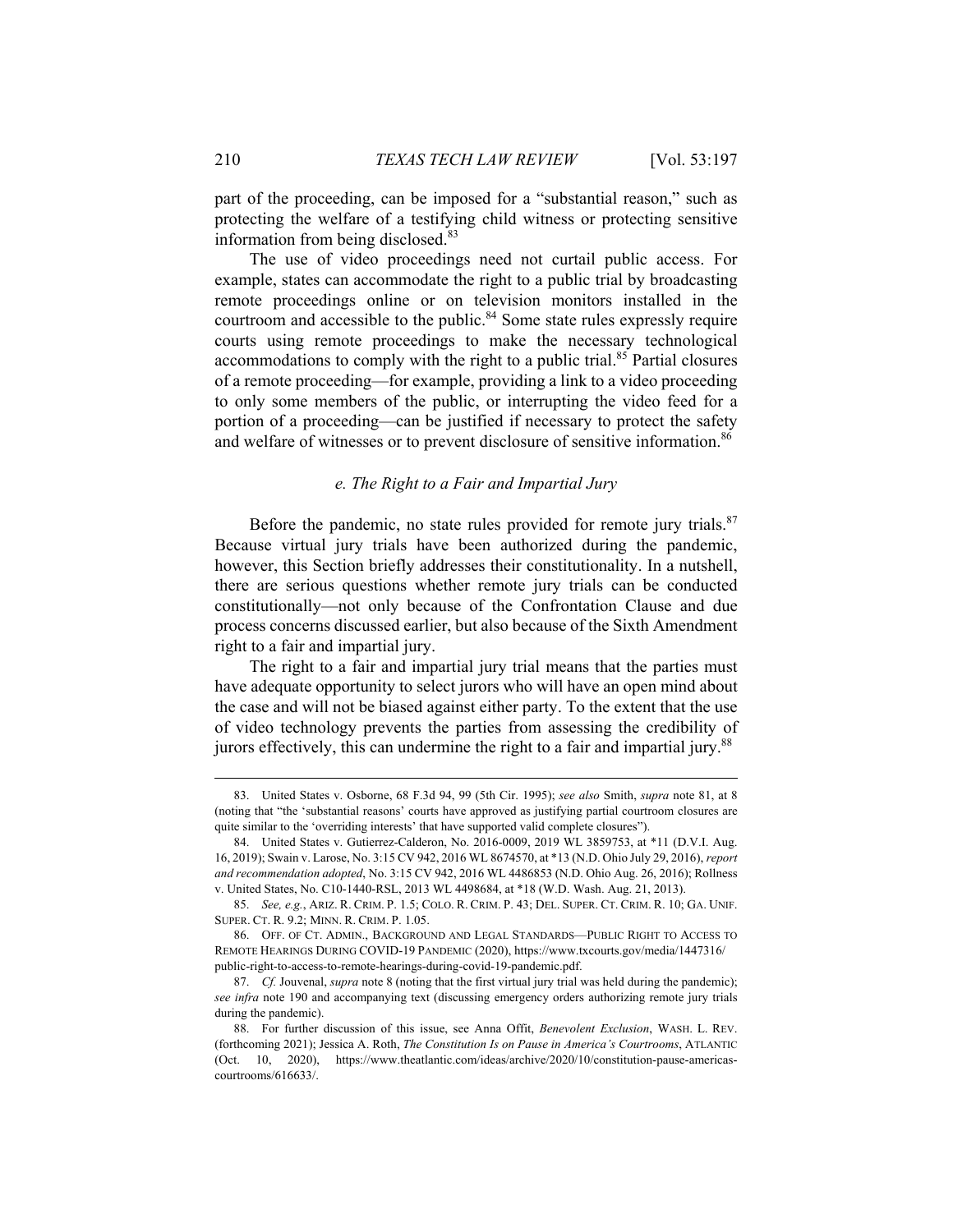part of the proceeding, can be imposed for a "substantial reason," such as protecting the welfare of a testifying child witness or protecting sensitive information from being disclosed.[83]

The use of video proceedings need not curtail public access. For example, states can accommodate the right to a public trial by broadcasting remote proceedings online or on television monitors installed in the courtroom and accessible to the public.[84] Some state rules expressly require courts using remote proceedings to make the necessary technological accommodations to comply with the right to a public trial.[85] Partial closures of a remote proceeding—for example, providing a link to a video proceeding to only some members of the public, or interrupting the video feed for a portion of a proceeding—can be justified if necessary to protect the safety and welfare of witnesses or to prevent disclosure of sensitive information.[86]

#### *e. The Right to a Fair and Impartial Jury*

Before the pandemic, no state rules provided for remote jury trials.[87] Because virtual jury trials have been authorized during the pandemic, however, this Section briefly addresses their constitutionality. In a nutshell, there are serious questions whether remote jury trials can be conducted constitutionally—not only because of the Confrontation Clause and due process concerns discussed earlier, but also because of the Sixth Amendment right to a fair and impartial jury.

The right to a fair and impartial jury trial means that the parties must have adequate opportunity to select jurors who will have an open mind about the case and will not be biased against either party. To the extent that the use of video technology prevents the parties from assessing the credibility of jurors effectively, this can undermine the right to a fair and impartial jury.[88]

---

83. United States v. Osborne, 68 F.3d 94, 99 (5th Cir. 1995); *see also* Smith, *supra* note 81, at 8 (noting that "the 'substantial reasons' courts have approved as justifying partial courtroom closures are quite similar to the 'overriding interests' that have supported valid complete closures").

84. United States v. Gutierrez-Calderon, No. 2016-0009, 2019 WL 3859753, at *11 (D.V.I. Aug. 16, 2019); Swain v. Larose, No. 3:15 CV 942, 2016 WL 8674570, at *13 (N.D. Ohio July 29, 2016), *report and recommendation adopted*, No. 3:15 CV 942, 2016 WL 4486853 (N.D. Ohio Aug. 26, 2016); Rollness v. United States, No. C10-1440-RSL, 2013 WL 4498684, at *18 (W.D. Wash. Aug. 21, 2013).

85. *See, e.g.*, ARIZ. R. CRIM. P. 1.5; COLO. R. CRIM. P. 43; DEL. SUPER. CT. CRIM. R. 10; GA. UNIF. SUPER. CT. R. 9.2; MINN. R. CRIM. P. 1.05.

86. OFF. OF CT. ADMIN., BACKGROUND AND LEGAL STANDARDS—PUBLIC RIGHT TO ACCESS TO REMOTE HEARINGS DURING COVID-19 PANDEMIC (2020), https://www.txcourts.gov/media/1447316/public-right-to-access-to-remote-hearings-during-covid-19-pandemic.pdf.

87. *Cf.* Jouvenal, *supra* note 8 (noting that the first virtual jury trial was held during the pandemic); *see infra* note 190 and accompanying text (discussing emergency orders authorizing remote jury trials during the pandemic).

88. For further discussion of this issue, see Anna Offit, *Benevolent Exclusion*, WASH. L. REV. (forthcoming 2021); Jessica A. Roth, *The Constitution Is on Pause in America's Courtrooms*, ATLANTIC (Oct. 10, 2020), https://www.theatlantic.com/ideas/archive/2020/10/constitution-pause-americas-courtrooms/616633/.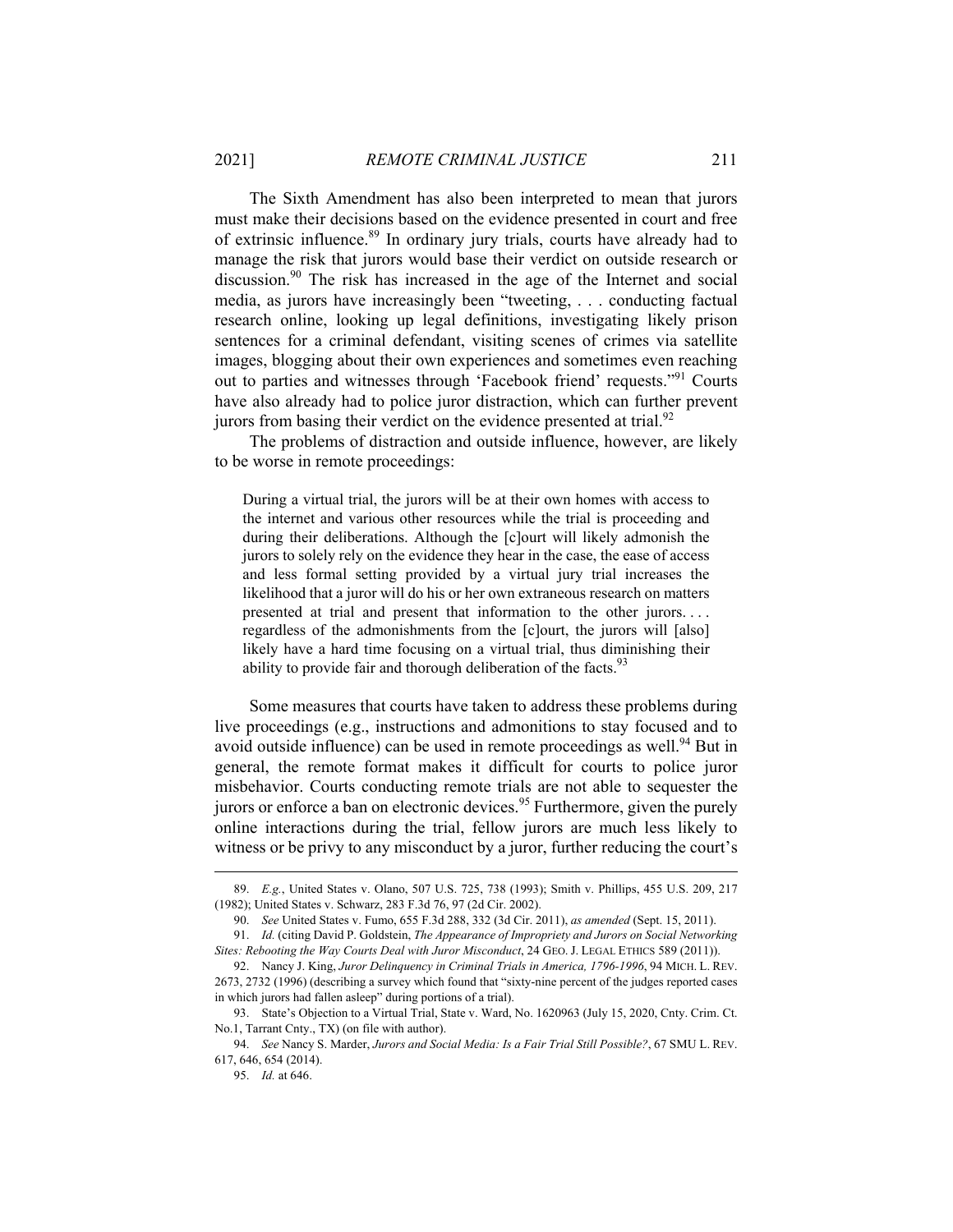The Sixth Amendment has also been interpreted to mean that jurors must make their decisions based on the evidence presented in court and free of extrinsic influence.[89] In ordinary jury trials, courts have already had to manage the risk that jurors would base their verdict on outside research or discussion.[90] The risk has increased in the age of the Internet and social media, as jurors have increasingly been "tweeting, . . . conducting factual research online, looking up legal definitions, investigating likely prison sentences for a criminal defendant, visiting scenes of crimes via satellite images, blogging about their own experiences and sometimes even reaching out to parties and witnesses through 'Facebook friend' requests."[91] Courts have also already had to police juror distraction, which can further prevent jurors from basing their verdict on the evidence presented at trial.[92]

The problems of distraction and outside influence, however, are likely to be worse in remote proceedings:

> During a virtual trial, the jurors will be at their own homes with access to the internet and various other resources while the trial is proceeding and during their deliberations. Although the [c]ourt will likely admonish the jurors to solely rely on the evidence they hear in the case, the ease of access and less formal setting provided by a virtual jury trial increases the likelihood that a juror will do his or her own extraneous research on matters presented at trial and present that information to the other jurors. . . . regardless of the admonishments from the [c]ourt, the jurors will [also] likely have a hard time focusing on a virtual trial, thus diminishing their ability to provide fair and thorough deliberation of the facts.[93]

Some measures that courts have taken to address these problems during live proceedings (e.g., instructions and admonitions to stay focused and to avoid outside influence) can be used in remote proceedings as well.[94] But in general, the remote format makes it difficult for courts to police juror misbehavior. Courts conducting remote trials are not able to sequester the jurors or enforce a ban on electronic devices.[95] Furthermore, given the purely online interactions during the trial, fellow jurors are much less likely to witness or be privy to any misconduct by a juror, further reducing the court's

---

89. *E.g.*, United States v. Olano, 507 U.S. 725, 738 (1993); Smith v. Phillips, 455 U.S. 209, 217 (1982); United States v. Schwarz, 283 F.3d 76, 97 (2d Cir. 2002).

90. *See* United States v. Fumo, 655 F.3d 288, 332 (3d Cir. 2011), *as amended* (Sept. 15, 2011).

91. *Id.* (citing David P. Goldstein, *The Appearance of Impropriety and Jurors on Social Networking Sites: Rebooting the Way Courts Deal with Juror Misconduct*, 24 GEO. J. LEGAL ETHICS 589 (2011)).

92. Nancy J. King, *Juror Delinquency in Criminal Trials in America, 1796-1996*, 94 MICH. L. REV. 2673, 2732 (1996) (describing a survey which found that "sixty-nine percent of the judges reported cases in which jurors had fallen asleep" during portions of a trial).

93. State's Objection to a Virtual Trial, State v. Ward, No. 1620963 (July 15, 2020, Cnty. Crim. Ct. No.1, Tarrant Cnty., TX) (on file with author).

94. *See* Nancy S. Marder, *Jurors and Social Media: Is a Fair Trial Still Possible?*, 67 SMU L. REV. 617, 646, 654 (2014).

95. *Id.* at 646.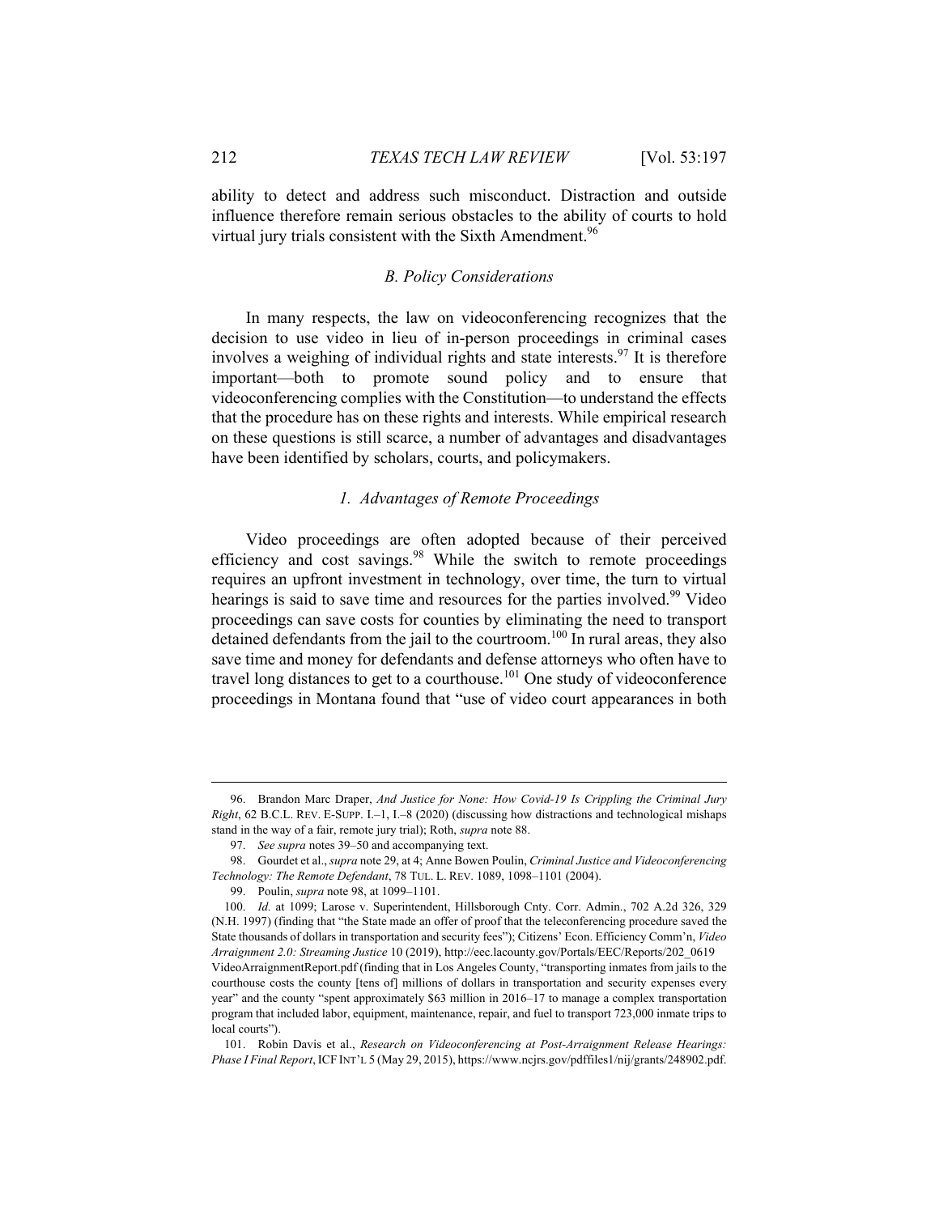ability to detect and address such misconduct. Distraction and outside influence therefore remain serious obstacles to the ability of courts to hold virtual jury trials consistent with the Sixth Amendment.[96]

### *B. Policy Considerations*

In many respects, the law on videoconferencing recognizes that the decision to use video in lieu of in-person proceedings in criminal cases involves a weighing of individual rights and state interests.[97] It is therefore important—both to promote sound policy and to ensure that videoconferencing complies with the Constitution—to understand the effects that the procedure has on these rights and interests. While empirical research on these questions is still scarce, a number of advantages and disadvantages have been identified by scholars, courts, and policymakers.

#### *1. Advantages of Remote Proceedings*

Video proceedings are often adopted because of their perceived efficiency and cost savings.[98] While the switch to remote proceedings requires an upfront investment in technology, over time, the turn to virtual hearings is said to save time and resources for the parties involved.[99] Video proceedings can save costs for counties by eliminating the need to transport detained defendants from the jail to the courtroom.[100] In rural areas, they also save time and money for defendants and defense attorneys who often have to travel long distances to get to a courthouse.[101] One study of videoconference proceedings in Montana found that "use of video court appearances in both

---

96. Brandon Marc Draper, *And Justice for None: How Covid-19 Is Crippling the Criminal Jury Right*, 62 B.C.L. REV. E-SUPP. I.–1, I.–8 (2020) (discussing how distractions and technological mishaps stand in the way of a fair, remote jury trial); Roth, *supra* note 88.

97. *See supra* notes 39–50 and accompanying text.

98. Gourdet et al., *supra* note 29, at 4; Anne Bowen Poulin, *Criminal Justice and Videoconferencing Technology: The Remote Defendant*, 78 TUL. L. REV. 1089, 1098–1101 (2004).

99. Poulin, *supra* note 98, at 1099–1101.

100. *Id.* at 1099; Larose v. Superintendent, Hillsborough Cnty. Corr. Admin., 702 A.2d 326, 329 (N.H. 1997) (finding that "the State made an offer of proof that the teleconferencing procedure saved the State thousands of dollars in transportation and security fees"); Citizens' Econ. Efficiency Comm'n, *Video Arraignment 2.0: Streaming Justice* 10 (2019), http://eec.lacounty.gov/Portals/EEC/Reports/202_0619 VideoArraignmentReport.pdf (finding that in Los Angeles County, "transporting inmates from jails to the courthouse costs the county [tens of] millions of dollars in transportation and security expenses every year" and the county "spent approximately $63 million in 2016–17 to manage a complex transportation program that included labor, equipment, maintenance, repair, and fuel to transport 723,000 inmate trips to local courts").

101. Robin Davis et al., *Research on Videoconferencing at Post-Arraignment Release Hearings: Phase I Final Report*, ICF INT'L 5 (May 29, 2015), https://www.ncjrs.gov/pdffiles1/nij/grants/248902.pdf.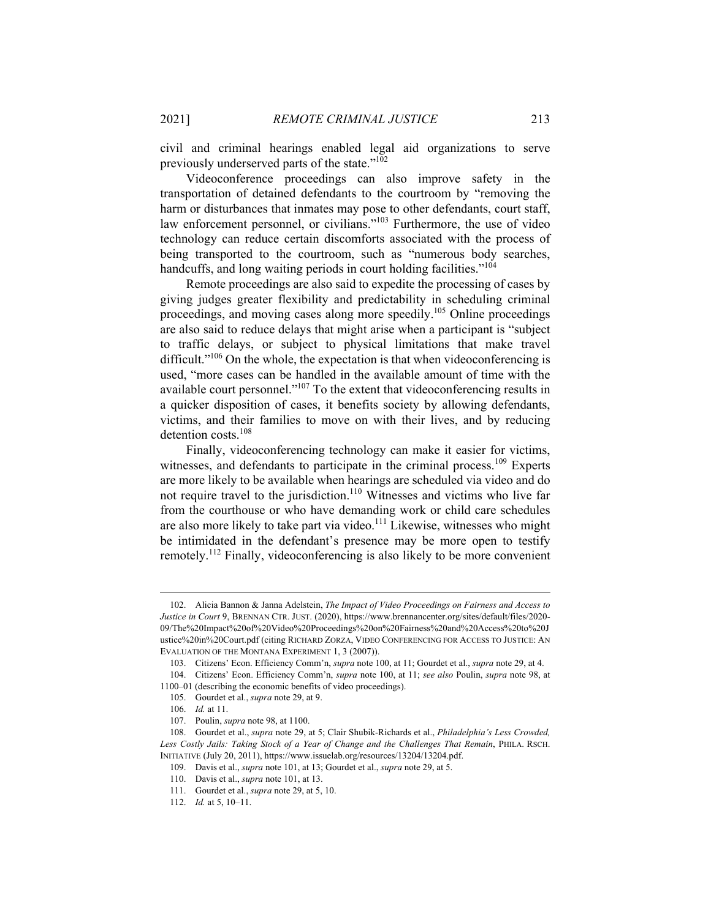civil and criminal hearings enabled legal aid organizations to serve previously underserved parts of the state."[102]

Videoconference proceedings can also improve safety in the transportation of detained defendants to the courtroom by "removing the harm or disturbances that inmates may pose to other defendants, court staff, law enforcement personnel, or civilians."[103] Furthermore, the use of video technology can reduce certain discomforts associated with the process of being transported to the courtroom, such as "numerous body searches, handcuffs, and long waiting periods in court holding facilities."[104]

Remote proceedings are also said to expedite the processing of cases by giving judges greater flexibility and predictability in scheduling criminal proceedings, and moving cases along more speedily.[105] Online proceedings are also said to reduce delays that might arise when a participant is "subject to traffic delays, or subject to physical limitations that make travel difficult."[106] On the whole, the expectation is that when videoconferencing is used, "more cases can be handled in the available amount of time with the available court personnel."[107] To the extent that videoconferencing results in a quicker disposition of cases, it benefits society by allowing defendants, victims, and their families to move on with their lives, and by reducing detention costs.[108]

Finally, videoconferencing technology can make it easier for victims, witnesses, and defendants to participate in the criminal process.[109] Experts are more likely to be available when hearings are scheduled via video and do not require travel to the jurisdiction.[110] Witnesses and victims who live far from the courthouse or who have demanding work or child care schedules are also more likely to take part via video.[111] Likewise, witnesses who might be intimidated in the defendant's presence may be more open to testify remotely.[112] Finally, videoconferencing is also likely to be more convenient

---

102. Alicia Bannon & Janna Adelstein, *The Impact of Video Proceedings on Fairness and Access to Justice in Court* 9, BRENNAN CTR. JUST. (2020), https://www.brennancenter.org/sites/default/files/2020-09/The%20Impact%20of%20Video%20Proceedings%20on%20Fairness%20and%20Access%20to%20Justice%20in%20Court.pdf (citing RICHARD ZORZA, VIDEO CONFERENCING FOR ACCESS TO JUSTICE: AN EVALUATION OF THE MONTANA EXPERIMENT 1, 3 (2007)).

103. Citizens' Econ. Efficiency Comm'n, *supra* note 100, at 11; Gourdet et al., *supra* note 29, at 4.

104. Citizens' Econ. Efficiency Comm'n, *supra* note 100, at 11; *see also* Poulin, *supra* note 98, at 1100–01 (describing the economic benefits of video proceedings).

105. Gourdet et al., *supra* note 29, at 9.

106. *Id.* at 11.

107. Poulin, *supra* note 98, at 1100.

108. Gourdet et al., *supra* note 29, at 5; Clair Shubik-Richards et al., *Philadelphia's Less Crowded, Less Costly Jails: Taking Stock of a Year of Change and the Challenges That Remain*, PHILA. RSCH. INITIATIVE (July 20, 2011), https://www.issuelab.org/resources/13204/13204.pdf.

109. Davis et al., *supra* note 101, at 13; Gourdet et al., *supra* note 29, at 5.

110. Davis et al., *supra* note 101, at 13.

111. Gourdet et al., *supra* note 29, at 5, 10.

112. *Id.* at 5, 10–11.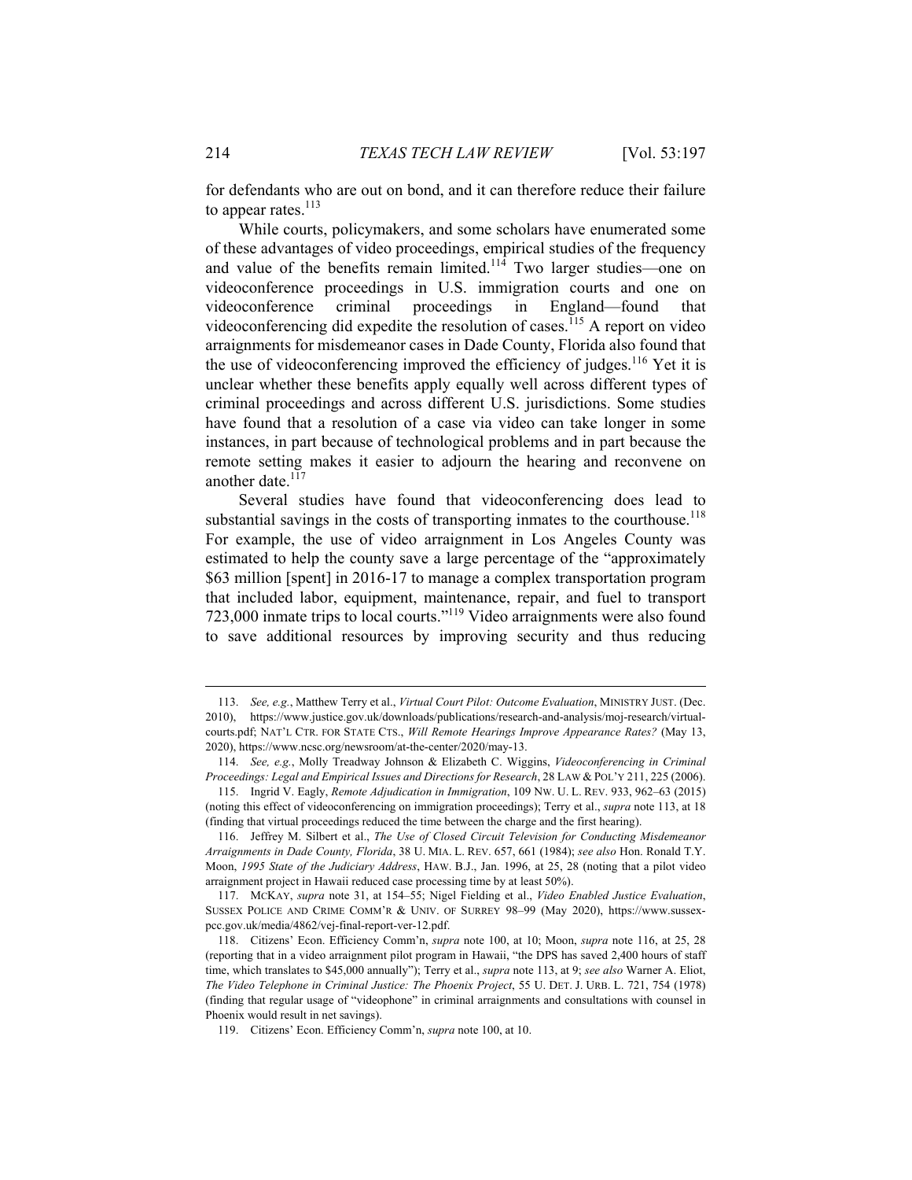for defendants who are out on bond, and it can therefore reduce their failure to appear rates.[113]

While courts, policymakers, and some scholars have enumerated some of these advantages of video proceedings, empirical studies of the frequency and value of the benefits remain limited.[114] Two larger studies—one on videoconference proceedings in U.S. immigration courts and one on videoconference criminal proceedings in England—found that videoconferencing did expedite the resolution of cases.[115] A report on video arraignments for misdemeanor cases in Dade County, Florida also found that the use of videoconferencing improved the efficiency of judges.[116] Yet it is unclear whether these benefits apply equally well across different types of criminal proceedings and across different U.S. jurisdictions. Some studies have found that a resolution of a case via video can take longer in some instances, in part because of technological problems and in part because the remote setting makes it easier to adjourn the hearing and reconvene on another date.[117]

Several studies have found that videoconferencing does lead to substantial savings in the costs of transporting inmates to the courthouse.[118] For example, the use of video arraignment in Los Angeles County was estimated to help the county save a large percentage of the "approximately $63 million [spent] in 2016-17 to manage a complex transportation program that included labor, equipment, maintenance, repair, and fuel to transport 723,000 inmate trips to local courts."[119] Video arraignments were also found to save additional resources by improving security and thus reducing

---

113. *See, e.g.*, Matthew Terry et al., *Virtual Court Pilot: Outcome Evaluation*, MINISTRY JUST. (Dec. 2010), https://www.justice.gov.uk/downloads/publications/research-and-analysis/moj-research/virtual-courts.pdf; NAT'L CTR. FOR STATE CTS., *Will Remote Hearings Improve Appearance Rates?* (May 13, 2020), https://www.ncsc.org/newsroom/at-the-center/2020/may-13.

114. *See, e.g.*, Molly Treadway Johnson & Elizabeth C. Wiggins, *Videoconferencing in Criminal Proceedings: Legal and Empirical Issues and Directions for Research*, 28 LAW & POL'Y 211, 225 (2006).

115. Ingrid V. Eagly, *Remote Adjudication in Immigration*, 109 NW. U. L. REV. 933, 962–63 (2015) (noting this effect of videoconferencing on immigration proceedings); Terry et al., *supra* note 113, at 18 (finding that virtual proceedings reduced the time between the charge and the first hearing).

116. Jeffrey M. Silbert et al., *The Use of Closed Circuit Television for Conducting Misdemeanor Arraignments in Dade County, Florida*, 38 U. MIA. L. REV. 657, 661 (1984); *see also* Hon. Ronald T.Y. Moon, *1995 State of the Judiciary Address*, HAW. B.J., Jan. 1996, at 25, 28 (noting that a pilot video arraignment project in Hawaii reduced case processing time by at least 50%).

117. MCKAY, *supra* note 31, at 154–55; Nigel Fielding et al., *Video Enabled Justice Evaluation*, SUSSEX POLICE AND CRIME COMM'R & UNIV. OF SURREY 98–99 (May 2020), https://www.sussex-pcc.gov.uk/media/4862/vej-final-report-ver-12.pdf.

118. Citizens' Econ. Efficiency Comm'n, *supra* note 100, at 10; Moon, *supra* note 116, at 25, 28 (reporting that in a video arraignment pilot program in Hawaii, "the DPS has saved 2,400 hours of staff time, which translates to $45,000 annually"); Terry et al., *supra* note 113, at 9; *see also* Warner A. Eliot, *The Video Telephone in Criminal Justice: The Phoenix Project*, 55 U. DET. J. URB. L. 721, 754 (1978) (finding that regular usage of "videophone" in criminal arraignments and consultations with counsel in Phoenix would result in net savings).

119. Citizens' Econ. Efficiency Comm'n, *supra* note 100, at 10.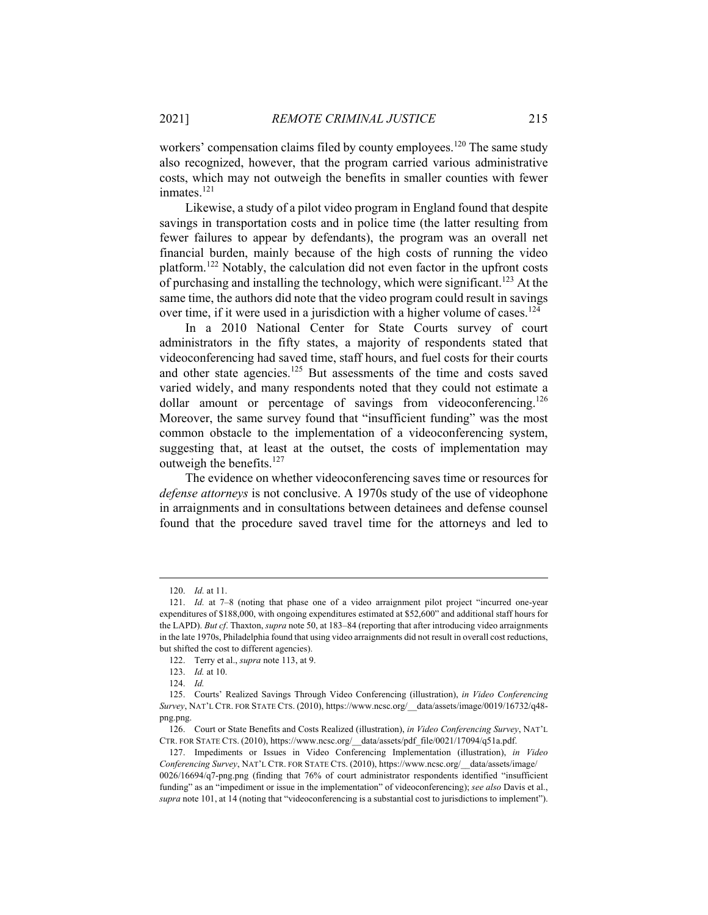workers' compensation claims filed by county employees.[120] The same study also recognized, however, that the program carried various administrative costs, which may not outweigh the benefits in smaller counties with fewer inmates.[121]

Likewise, a study of a pilot video program in England found that despite savings in transportation costs and in police time (the latter resulting from fewer failures to appear by defendants), the program was an overall net financial burden, mainly because of the high costs of running the video platform.[122] Notably, the calculation did not even factor in the upfront costs of purchasing and installing the technology, which were significant.[123] At the same time, the authors did note that the video program could result in savings over time, if it were used in a jurisdiction with a higher volume of cases.[124]

In a 2010 National Center for State Courts survey of court administrators in the fifty states, a majority of respondents stated that videoconferencing had saved time, staff hours, and fuel costs for their courts and other state agencies.[125] But assessments of the time and costs saved varied widely, and many respondents noted that they could not estimate a dollar amount or percentage of savings from videoconferencing.[126] Moreover, the same survey found that "insufficient funding" was the most common obstacle to the implementation of a videoconferencing system, suggesting that, at least at the outset, the costs of implementation may outweigh the benefits.[127]

The evidence on whether videoconferencing saves time or resources for *defense attorneys* is not conclusive. A 1970s study of the use of videophone in arraignments and in consultations between detainees and defense counsel found that the procedure saved travel time for the attorneys and led to

---

120. *Id.* at 11.

121. *Id.* at 7–8 (noting that phase one of a video arraignment pilot project "incurred one-year expenditures of $188,000, with ongoing expenditures estimated at $52,600" and additional staff hours for the LAPD). *But cf*. Thaxton, *supra* note 50, at 183–84 (reporting that after introducing video arraignments in the late 1970s, Philadelphia found that using video arraignments did not result in overall cost reductions, but shifted the cost to different agencies).

122. Terry et al., *supra* note 113, at 9.

123. *Id.* at 10.

124. *Id.*

125. Courts' Realized Savings Through Video Conferencing (illustration), *in Video Conferencing Survey*, NAT'L CTR. FOR STATE CTS. (2010), https://www.ncsc.org/__data/assets/image/0019/16732/q48-png.png.

126. Court or State Benefits and Costs Realized (illustration), *in Video Conferencing Survey*, NAT'L CTR. FOR STATE CTS. (2010), https://www.ncsc.org/__data/assets/pdf_file/0021/17094/q51a.pdf.

127. Impediments or Issues in Video Conferencing Implementation (illustration), *in Video Conferencing Survey*, NAT'L CTR. FOR STATE CTS. (2010), https://www.ncsc.org/__data/assets/image/0026/16694/q7-png.png (finding that 76% of court administrator respondents identified "insufficient funding" as an "impediment or issue in the implementation" of videoconferencing); *see also* Davis et al., *supra* note 101, at 14 (noting that "videoconferencing is a substantial cost to jurisdictions to implement").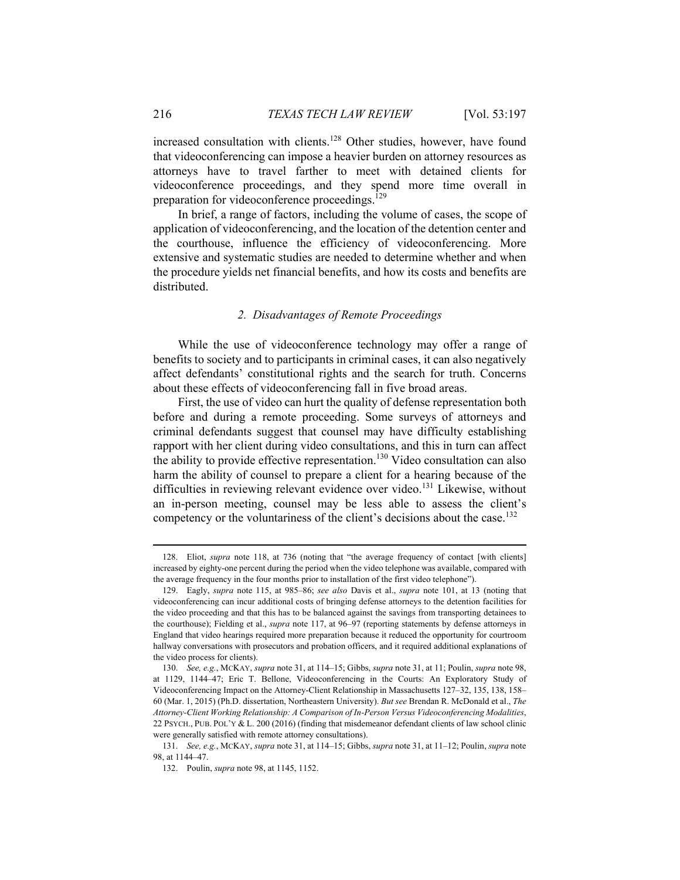increased consultation with clients.[128] Other studies, however, have found that videoconferencing can impose a heavier burden on attorney resources as attorneys have to travel farther to meet with detained clients for videoconference proceedings, and they spend more time overall in preparation for videoconference proceedings.[129]

In brief, a range of factors, including the volume of cases, the scope of application of videoconferencing, and the location of the detention center and the courthouse, influence the efficiency of videoconferencing. More extensive and systematic studies are needed to determine whether and when the procedure yields net financial benefits, and how its costs and benefits are distributed.

### 2. *Disadvantages of Remote Proceedings*

While the use of videoconference technology may offer a range of benefits to society and to participants in criminal cases, it can also negatively affect defendants' constitutional rights and the search for truth. Concerns about these effects of videoconferencing fall in five broad areas.

First, the use of video can hurt the quality of defense representation both before and during a remote proceeding. Some surveys of attorneys and criminal defendants suggest that counsel may have difficulty establishing rapport with her client during video consultations, and this in turn can affect the ability to provide effective representation.[130] Video consultation can also harm the ability of counsel to prepare a client for a hearing because of the difficulties in reviewing relevant evidence over video.[131] Likewise, without an in-person meeting, counsel may be less able to assess the client's competency or the voluntariness of the client's decisions about the case.[132]

---

128. Eliot, *supra* note 118, at 736 (noting that "the average frequency of contact [with clients] increased by eighty-one percent during the period when the video telephone was available, compared with the average frequency in the four months prior to installation of the first video telephone").

129. Eagly, *supra* note 115, at 985–86; *see also* Davis et al., *supra* note 101, at 13 (noting that videoconferencing can incur additional costs of bringing defense attorneys to the detention facilities for the video proceeding and that this has to be balanced against the savings from transporting detainees to the courthouse); Fielding et al., *supra* note 117, at 96–97 (reporting statements by defense attorneys in England that video hearings required more preparation because it reduced the opportunity for courtroom hallway conversations with prosecutors and probation officers, and it required additional explanations of the video process for clients).

130. *See, e.g.*, MCKAY, *supra* note 31, at 114–15; Gibbs, *supra* note 31, at 11; Poulin, *supra* note 98, at 1129, 1144–47; Eric T. Bellone, Videoconferencing in the Courts: An Exploratory Study of Videoconferencing Impact on the Attorney-Client Relationship in Massachusetts 127–32, 135, 138, 158–60 (Mar. 1, 2015) (Ph.D. dissertation, Northeastern University). *But see* Brendan R. McDonald et al., *The Attorney-Client Working Relationship: A Comparison of In-Person Versus Videoconferencing Modalities*, 22 PSYCH., PUB. POL'Y & L. 200 (2016) (finding that misdemeanor defendant clients of law school clinic were generally satisfied with remote attorney consultations).

131. *See, e.g.*, MCKAY, *supra* note 31, at 114–15; Gibbs, *supra* note 31, at 11–12; Poulin, *supra* note 98, at 1144–47.

132. Poulin, *supra* note 98, at 1145, 1152.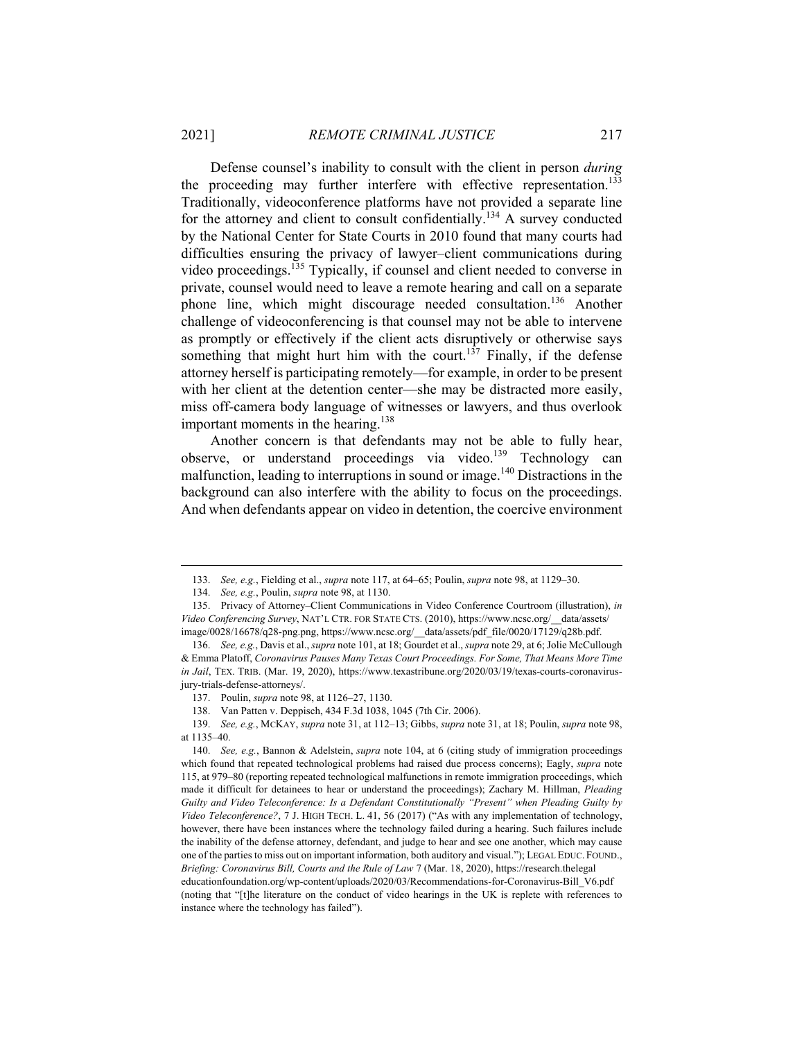Defense counsel's inability to consult with the client in person *during* the proceeding may further interfere with effective representation.[133] Traditionally, videoconference platforms have not provided a separate line for the attorney and client to consult confidentially.[134] A survey conducted by the National Center for State Courts in 2010 found that many courts had difficulties ensuring the privacy of lawyer–client communications during video proceedings.[135] Typically, if counsel and client needed to converse in private, counsel would need to leave a remote hearing and call on a separate phone line, which might discourage needed consultation.[136] Another challenge of videoconferencing is that counsel may not be able to intervene as promptly or effectively if the client acts disruptively or otherwise says something that might hurt him with the court.[137] Finally, if the defense attorney herself is participating remotely—for example, in order to be present with her client at the detention center—she may be distracted more easily, miss off-camera body language of witnesses or lawyers, and thus overlook important moments in the hearing.[138]

Another concern is that defendants may not be able to fully hear, observe, or understand proceedings via video.[139] Technology can malfunction, leading to interruptions in sound or image.[140] Distractions in the background can also interfere with the ability to focus on the proceedings. And when defendants appear on video in detention, the coercive environment

---

133. *See, e.g.*, Fielding et al., *supra* note 117, at 64–65; Poulin, *supra* note 98, at 1129–30.

134. *See, e.g.*, Poulin, *supra* note 98, at 1130.

135. Privacy of Attorney–Client Communications in Video Conference Courtroom (illustration), *in Video Conferencing Survey*, NAT'L CTR. FOR STATE CTS. (2010), https://www.ncsc.org/__data/assets/image/0028/16678/q28-png.png, https://www.ncsc.org/__data/assets/pdf_file/0020/17129/q28b.pdf.

136. *See, e.g.*, Davis et al., *supra* note 101, at 18; Gourdet et al., *supra* note 29, at 6; Jolie McCullough & Emma Platoff, *Coronavirus Pauses Many Texas Court Proceedings. For Some, That Means More Time in Jail*, TEX. TRIB. (Mar. 19, 2020), https://www.texastribune.org/2020/03/19/texas-courts-coronavirus-jury-trials-defense-attorneys/.

137. Poulin, *supra* note 98, at 1126–27, 1130.

138. Van Patten v. Deppisch, 434 F.3d 1038, 1045 (7th Cir. 2006).

139. *See, e.g.*, MCKAY, *supra* note 31, at 112–13; Gibbs, *supra* note 31, at 18; Poulin, *supra* note 98, at 1135–40.

140. *See, e.g.*, Bannon & Adelstein, *supra* note 104, at 6 (citing study of immigration proceedings which found that repeated technological problems had raised due process concerns); Eagly, *supra* note 115, at 979–80 (reporting repeated technological malfunctions in remote immigration proceedings, which made it difficult for detainees to hear or understand the proceedings); Zachary M. Hillman, *Pleading Guilty and Video Teleconference: Is a Defendant Constitutionally "Present" when Pleading Guilty by Video Teleconference?*, 7 J. HIGH TECH. L. 41, 56 (2017) ("As with any implementation of technology, however, there have been instances where the technology failed during a hearing. Such failures include the inability of the defense attorney, defendant, and judge to hear and see one another, which may cause one of the parties to miss out on important information, both auditory and visual."); LEGAL EDUC. FOUND., *Briefing: Coronavirus Bill, Courts and the Rule of Law* 7 (Mar. 18, 2020), https://research.thelegaleducationfoundation.org/wp-content/uploads/2020/03/Recommendations-for-Coronavirus-Bill_V6.pdf (noting that "[t]he literature on the conduct of video hearings in the UK is replete with references to instance where the technology has failed").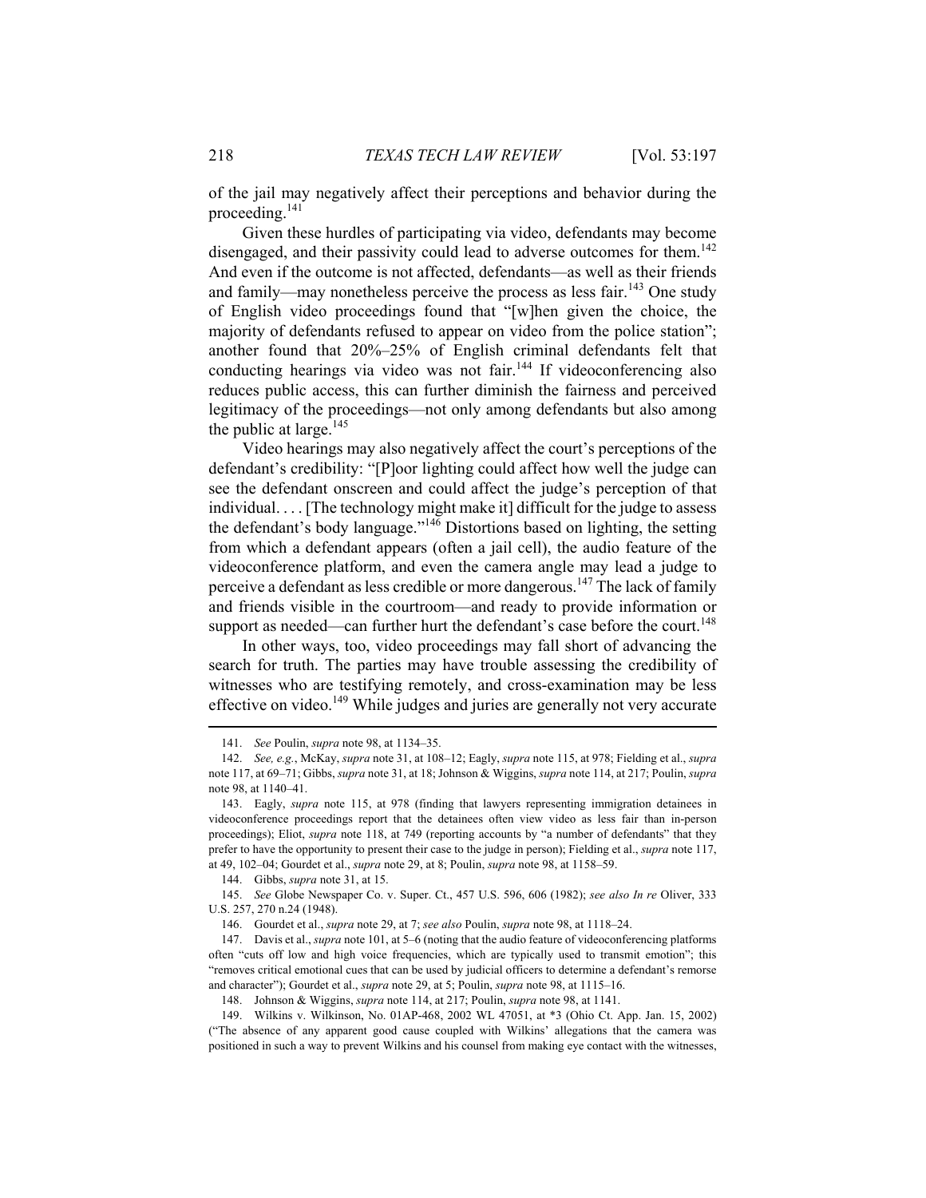of the jail may negatively affect their perceptions and behavior during the proceeding.[141]

Given these hurdles of participating via video, defendants may become disengaged, and their passivity could lead to adverse outcomes for them.[142] And even if the outcome is not affected, defendants—as well as their friends and family—may nonetheless perceive the process as less fair.[143] One study of English video proceedings found that "[w]hen given the choice, the majority of defendants refused to appear on video from the police station"; another found that 20%–25% of English criminal defendants felt that conducting hearings via video was not fair.[144] If videoconferencing also reduces public access, this can further diminish the fairness and perceived legitimacy of the proceedings—not only among defendants but also among the public at large.[145]

Video hearings may also negatively affect the court's perceptions of the defendant's credibility: "[P]oor lighting could affect how well the judge can see the defendant onscreen and could affect the judge's perception of that individual. . . . [The technology might make it] difficult for the judge to assess the defendant's body language."[146] Distortions based on lighting, the setting from which a defendant appears (often a jail cell), the audio feature of the videoconference platform, and even the camera angle may lead a judge to perceive a defendant as less credible or more dangerous.[147] The lack of family and friends visible in the courtroom—and ready to provide information or support as needed—can further hurt the defendant's case before the court.[148]

In other ways, too, video proceedings may fall short of advancing the search for truth. The parties may have trouble assessing the credibility of witnesses who are testifying remotely, and cross-examination may be less effective on video.[149] While judges and juries are generally not very accurate

---

141. *See* Poulin, *supra* note 98, at 1134–35.

142. *See, e.g.*, McKay, *supra* note 31, at 108–12; Eagly, *supra* note 115, at 978; Fielding et al., *supra* note 117, at 69–71; Gibbs, *supra* note 31, at 18; Johnson & Wiggins, *supra* note 114, at 217; Poulin, *supra* note 98, at 1140–41.

143. Eagly, *supra* note 115, at 978 (finding that lawyers representing immigration detainees in videoconference proceedings report that the detainees often view video as less fair than in-person proceedings); Eliot, *supra* note 118, at 749 (reporting accounts by "a number of defendants" that they prefer to have the opportunity to present their case to the judge in person); Fielding et al., *supra* note 117, at 49, 102–04; Gourdet et al., *supra* note 29, at 8; Poulin, *supra* note 98, at 1158–59.

144. Gibbs, *supra* note 31, at 15.

145. *See* Globe Newspaper Co. v. Super. Ct., 457 U.S. 596, 606 (1982); *see also In re* Oliver, 333 U.S. 257, 270 n.24 (1948).

146. Gourdet et al., *supra* note 29, at 7; *see also* Poulin, *supra* note 98, at 1118–24.

147. Davis et al., *supra* note 101, at 5–6 (noting that the audio feature of videoconferencing platforms often "cuts off low and high voice frequencies, which are typically used to transmit emotion"; this "removes critical emotional cues that can be used by judicial officers to determine a defendant's remorse and character"); Gourdet et al., *supra* note 29, at 5; Poulin, *supra* note 98, at 1115–16.

148. Johnson & Wiggins, *supra* note 114, at 217; Poulin, *supra* note 98, at 1141.

149. Wilkins v. Wilkinson, No. 01AP-468, 2002 WL 47051, at *3 (Ohio Ct. App. Jan. 15, 2002) ("The absence of any apparent good cause coupled with Wilkins' allegations that the camera was positioned in such a way to prevent Wilkins and his counsel from making eye contact with the witnesses,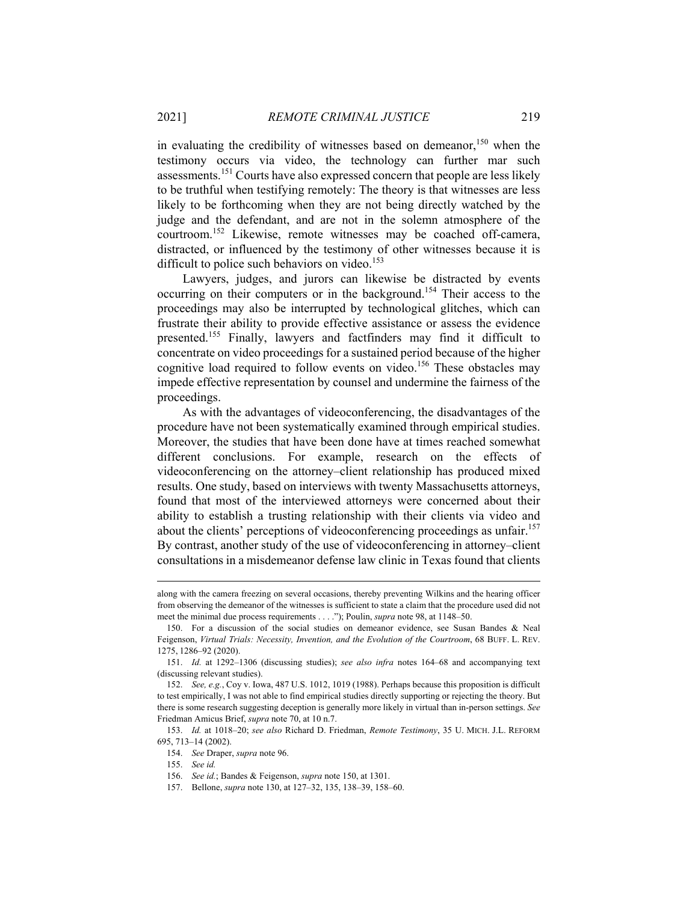in evaluating the credibility of witnesses based on demeanor,[150] when the testimony occurs via video, the technology can further mar such assessments.[151] Courts have also expressed concern that people are less likely to be truthful when testifying remotely: The theory is that witnesses are less likely to be forthcoming when they are not being directly watched by the judge and the defendant, and are not in the solemn atmosphere of the courtroom.[152] Likewise, remote witnesses may be coached off-camera, distracted, or influenced by the testimony of other witnesses because it is difficult to police such behaviors on video.[153]

Lawyers, judges, and jurors can likewise be distracted by events occurring on their computers or in the background.[154] Their access to the proceedings may also be interrupted by technological glitches, which can frustrate their ability to provide effective assistance or assess the evidence presented.[155] Finally, lawyers and factfinders may find it difficult to concentrate on video proceedings for a sustained period because of the higher cognitive load required to follow events on video.[156] These obstacles may impede effective representation by counsel and undermine the fairness of the proceedings.

As with the advantages of videoconferencing, the disadvantages of the procedure have not been systematically examined through empirical studies. Moreover, the studies that have been done have at times reached somewhat different conclusions. For example, research on the effects of videoconferencing on the attorney–client relationship has produced mixed results. One study, based on interviews with twenty Massachusetts attorneys, found that most of the interviewed attorneys were concerned about their ability to establish a trusting relationship with their clients via video and about the clients' perceptions of videoconferencing proceedings as unfair.[157] By contrast, another study of the use of videoconferencing in attorney–client consultations in a misdemeanor defense law clinic in Texas found that clients

---

along with the camera freezing on several occasions, thereby preventing Wilkins and the hearing officer from observing the demeanor of the witnesses is sufficient to state a claim that the procedure used did not meet the minimal due process requirements . . . ."); Poulin, *supra* note 98, at 1148–50.

150. For a discussion of the social studies on demeanor evidence, see Susan Bandes & Neal Feigenson, *Virtual Trials: Necessity, Invention, and the Evolution of the Courtroom*, 68 BUFF. L. REV. 1275, 1286–92 (2020).

151. *Id.* at 1292–1306 (discussing studies); *see also infra* notes 164–68 and accompanying text (discussing relevant studies).

152. *See, e.g.*, Coy v. Iowa, 487 U.S. 1012, 1019 (1988). Perhaps because this proposition is difficult to test empirically, I was not able to find empirical studies directly supporting or rejecting the theory. But there is some research suggesting deception is generally more likely in virtual than in-person settings. *See* Friedman Amicus Brief, *supra* note 70, at 10 n.7.

153. *Id.* at 1018–20; *see also* Richard D. Friedman, *Remote Testimony*, 35 U. MICH. J.L. REFORM 695, 713–14 (2002).

154. *See* Draper, *supra* note 96.

155. *See id.*

156. *See id.*; Bandes & Feigenson, *supra* note 150, at 1301.

157. Bellone, *supra* note 130, at 127–32, 135, 138–39, 158–60.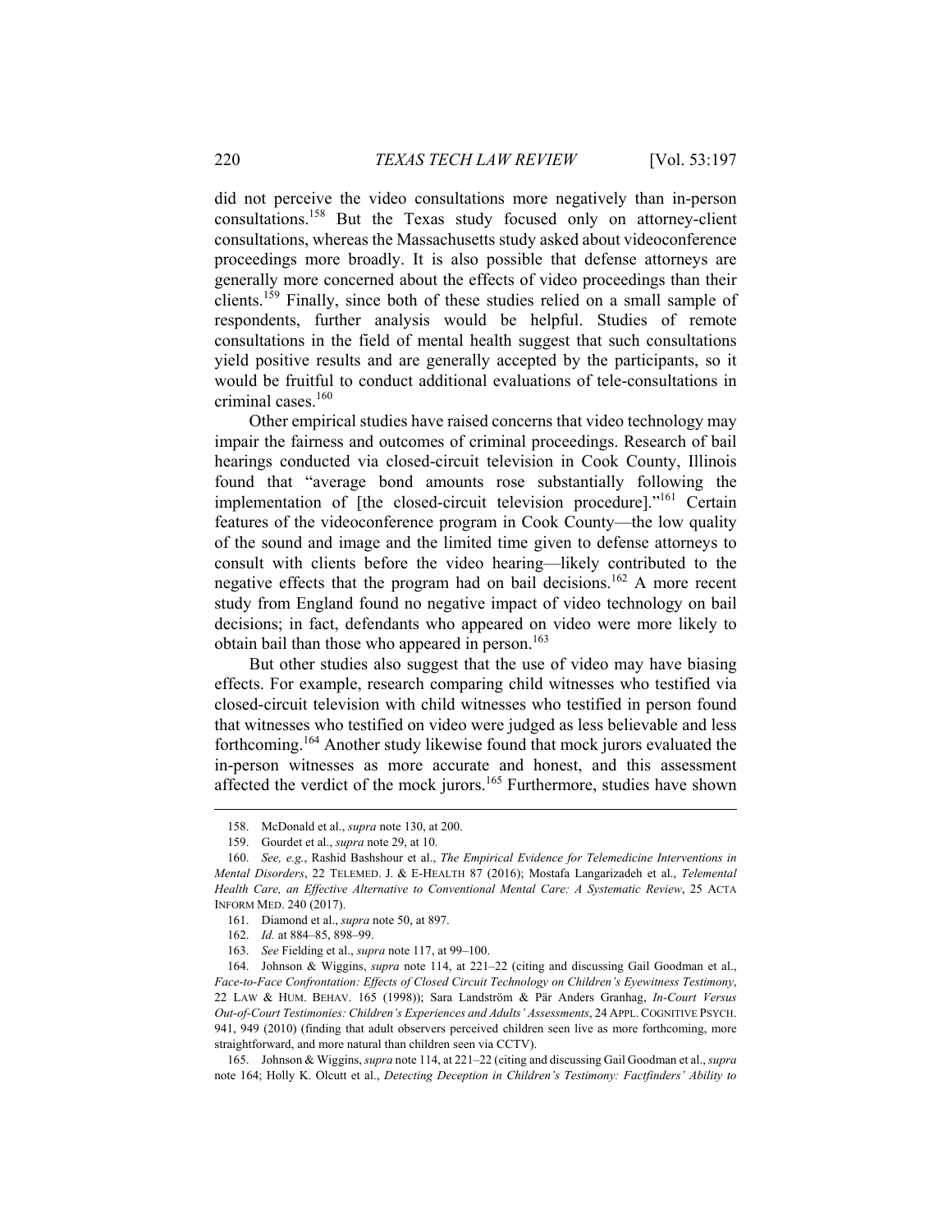did not perceive the video consultations more negatively than in-person consultations.[158] But the Texas study focused only on attorney-client consultations, whereas the Massachusetts study asked about videoconference proceedings more broadly. It is also possible that defense attorneys are generally more concerned about the effects of video proceedings than their clients.[159] Finally, since both of these studies relied on a small sample of respondents, further analysis would be helpful. Studies of remote consultations in the field of mental health suggest that such consultations yield positive results and are generally accepted by the participants, so it would be fruitful to conduct additional evaluations of tele-consultations in criminal cases.[160]

Other empirical studies have raised concerns that video technology may impair the fairness and outcomes of criminal proceedings. Research of bail hearings conducted via closed-circuit television in Cook County, Illinois found that "average bond amounts rose substantially following the implementation of [the closed-circuit television procedure]."[161] Certain features of the videoconference program in Cook County—the low quality of the sound and image and the limited time given to defense attorneys to consult with clients before the video hearing—likely contributed to the negative effects that the program had on bail decisions.[162] A more recent study from England found no negative impact of video technology on bail decisions; in fact, defendants who appeared on video were more likely to obtain bail than those who appeared in person.[163]

But other studies also suggest that the use of video may have biasing effects. For example, research comparing child witnesses who testified via closed-circuit television with child witnesses who testified in person found that witnesses who testified on video were judged as less believable and less forthcoming.[164] Another study likewise found that mock jurors evaluated the in-person witnesses as more accurate and honest, and this assessment affected the verdict of the mock jurors.[165] Furthermore, studies have shown

---

158. McDonald et al., *supra* note 130, at 200.

159. Gourdet et al., *supra* note 29, at 10.

160. *See, e.g.*, Rashid Bashshour et al., *The Empirical Evidence for Telemedicine Interventions in Mental Disorders*, 22 TELEMED. J. & E-HEALTH 87 (2016); Mostafa Langarizadeh et al., *Telemental Health Care, an Effective Alternative to Conventional Mental Care: A Systematic Review*, 25 ACTA INFORM MED. 240 (2017).

161. Diamond et al., *supra* note 50, at 897.

162. *Id.* at 884–85, 898–99.

163. *See* Fielding et al., *supra* note 117, at 99–100.

164. Johnson & Wiggins, *supra* note 114, at 221–22 (citing and discussing Gail Goodman et al., *Face-to-Face Confrontation: Effects of Closed Circuit Technology on Children's Eyewitness Testimony*, 22 LAW & HUM. BEHAV. 165 (1998)); Sara Landström & Pär Anders Granhag, *In-Court Versus Out-of-Court Testimonies: Children's Experiences and Adults' Assessments*, 24 APPL. COGNITIVE PSYCH. 941, 949 (2010) (finding that adult observers perceived children seen live as more forthcoming, more straightforward, and more natural than children seen via CCTV).

165. Johnson & Wiggins, *supra* note 114, at 221–22 (citing and discussing Gail Goodman et al., *supra* note 164; Holly K. Olcutt et al., *Detecting Deception in Children's Testimony: Factfinders' Ability to*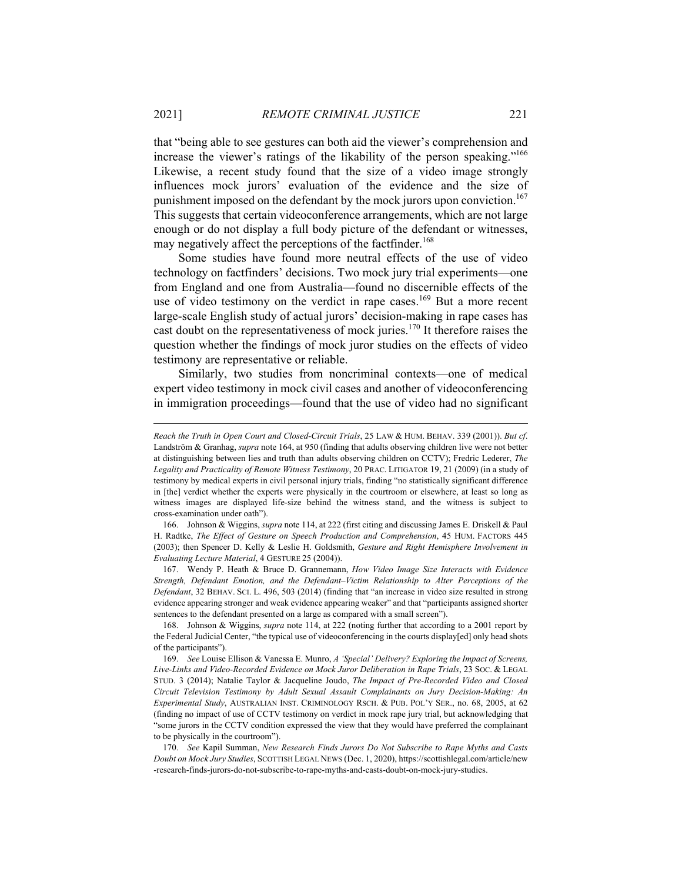that "being able to see gestures can both aid the viewer's comprehension and increase the viewer's ratings of the likability of the person speaking."[166] Likewise, a recent study found that the size of a video image strongly influences mock jurors' evaluation of the evidence and the size of punishment imposed on the defendant by the mock jurors upon conviction.[167] This suggests that certain videoconference arrangements, which are not large enough or do not display a full body picture of the defendant or witnesses, may negatively affect the perceptions of the factfinder.[168]

Some studies have found more neutral effects of the use of video technology on factfinders' decisions. Two mock jury trial experiments—one from England and one from Australia—found no discernible effects of the use of video testimony on the verdict in rape cases.[169] But a more recent large-scale English study of actual jurors' decision-making in rape cases has cast doubt on the representativeness of mock juries.[170] It therefore raises the question whether the findings of mock juror studies on the effects of video testimony are representative or reliable.

Similarly, two studies from noncriminal contexts—one of medical expert video testimony in mock civil cases and another of videoconferencing in immigration proceedings—found that the use of video had no significant

---

*Reach the Truth in Open Court and Closed-Circuit Trials*, 25 LAW & HUM. BEHAV. 339 (2001)). *But cf*. Landström & Granhag, *supra* note 164, at 950 (finding that adults observing children live were not better at distinguishing between lies and truth than adults observing children on CCTV); Fredric Lederer, *The Legality and Practicality of Remote Witness Testimony*, 20 PRAC. LITIGATOR 19, 21 (2009) (in a study of testimony by medical experts in civil personal injury trials, finding "no statistically significant difference in [the] verdict whether the experts were physically in the courtroom or elsewhere, at least so long as witness images are displayed life-size behind the witness stand, and the witness is subject to cross-examination under oath").

166. Johnson & Wiggins, *supra* note 114, at 222 (first citing and discussing James E. Driskell & Paul H. Radtke, *The Effect of Gesture on Speech Production and Comprehension*, 45 HUM. FACTORS 445 (2003); then Spencer D. Kelly & Leslie H. Goldsmith, *Gesture and Right Hemisphere Involvement in Evaluating Lecture Material*, 4 GESTURE 25 (2004)).

167. Wendy P. Heath & Bruce D. Grannemann, *How Video Image Size Interacts with Evidence Strength, Defendant Emotion, and the Defendant–Victim Relationship to Alter Perceptions of the Defendant*, 32 BEHAV. SCI. L. 496, 503 (2014) (finding that "an increase in video size resulted in strong evidence appearing stronger and weak evidence appearing weaker" and that "participants assigned shorter sentences to the defendant presented on a large as compared with a small screen").

168. Johnson & Wiggins, *supra* note 114, at 222 (noting further that according to a 2001 report by the Federal Judicial Center, "the typical use of videoconferencing in the courts display[ed] only head shots of the participants").

169. *See* Louise Ellison & Vanessa E. Munro, *A 'Special' Delivery? Exploring the Impact of Screens, Live-Links and Video-Recorded Evidence on Mock Juror Deliberation in Rape Trials*, 23 SOC. & LEGAL STUD. 3 (2014); Natalie Taylor & Jacqueline Joudo, *The Impact of Pre-Recorded Video and Closed Circuit Television Testimony by Adult Sexual Assault Complainants on Jury Decision-Making: An Experimental Study*, AUSTRALIAN INST. CRIMINOLOGY RSCH. & PUB. POL'Y SER., no. 68, 2005, at 62 (finding no impact of use of CCTV testimony on verdict in mock rape jury trial, but acknowledging that "some jurors in the CCTV condition expressed the view that they would have preferred the complainant to be physically in the courtroom").

170. *See* Kapil Summan, *New Research Finds Jurors Do Not Subscribe to Rape Myths and Casts Doubt on Mock Jury Studies*, SCOTTISH LEGAL NEWS (Dec. 1, 2020), https://scottishlegal.com/article/new-research-finds-jurors-do-not-subscribe-to-rape-myths-and-casts-doubt-on-mock-jury-studies.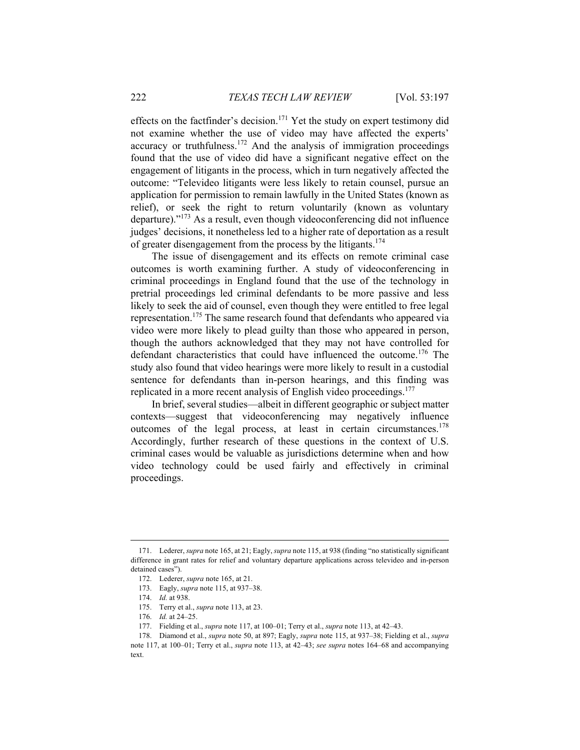effects on the factfinder's decision.[171] Yet the study on expert testimony did not examine whether the use of video may have affected the experts' accuracy or truthfulness.[172] And the analysis of immigration proceedings found that the use of video did have a significant negative effect on the engagement of litigants in the process, which in turn negatively affected the outcome: "Televideo litigants were less likely to retain counsel, pursue an application for permission to remain lawfully in the United States (known as relief), or seek the right to return voluntarily (known as voluntary departure)."[173] As a result, even though videoconferencing did not influence judges' decisions, it nonetheless led to a higher rate of deportation as a result of greater disengagement from the process by the litigants.[174]

The issue of disengagement and its effects on remote criminal case outcomes is worth examining further. A study of videoconferencing in criminal proceedings in England found that the use of the technology in pretrial proceedings led criminal defendants to be more passive and less likely to seek the aid of counsel, even though they were entitled to free legal representation.[175] The same research found that defendants who appeared via video were more likely to plead guilty than those who appeared in person, though the authors acknowledged that they may not have controlled for defendant characteristics that could have influenced the outcome.[176] The study also found that video hearings were more likely to result in a custodial sentence for defendants than in-person hearings, and this finding was replicated in a more recent analysis of English video proceedings.[177]

In brief, several studies—albeit in different geographic or subject matter contexts—suggest that videoconferencing may negatively influence outcomes of the legal process, at least in certain circumstances.[178] Accordingly, further research of these questions in the context of U.S. criminal cases would be valuable as jurisdictions determine when and how video technology could be used fairly and effectively in criminal proceedings.

---

171. Lederer, *supra* note 165, at 21; Eagly, *supra* note 115, at 938 (finding "no statistically significant difference in grant rates for relief and voluntary departure applications across televideo and in-person detained cases").

172. Lederer, *supra* note 165, at 21.

173. Eagly, *supra* note 115, at 937–38.

174. *Id.* at 938.

175. Terry et al., *supra* note 113, at 23.

176. *Id.* at 24–25.

177. Fielding et al., *supra* note 117, at 100–01; Terry et al., *supra* note 113, at 42–43.

178. Diamond et al., *supra* note 50, at 897; Eagly, *supra* note 115, at 937–38; Fielding et al., *supra* note 117, at 100–01; Terry et al., *supra* note 113, at 42–43; *see supra* notes 164–68 and accompanying text.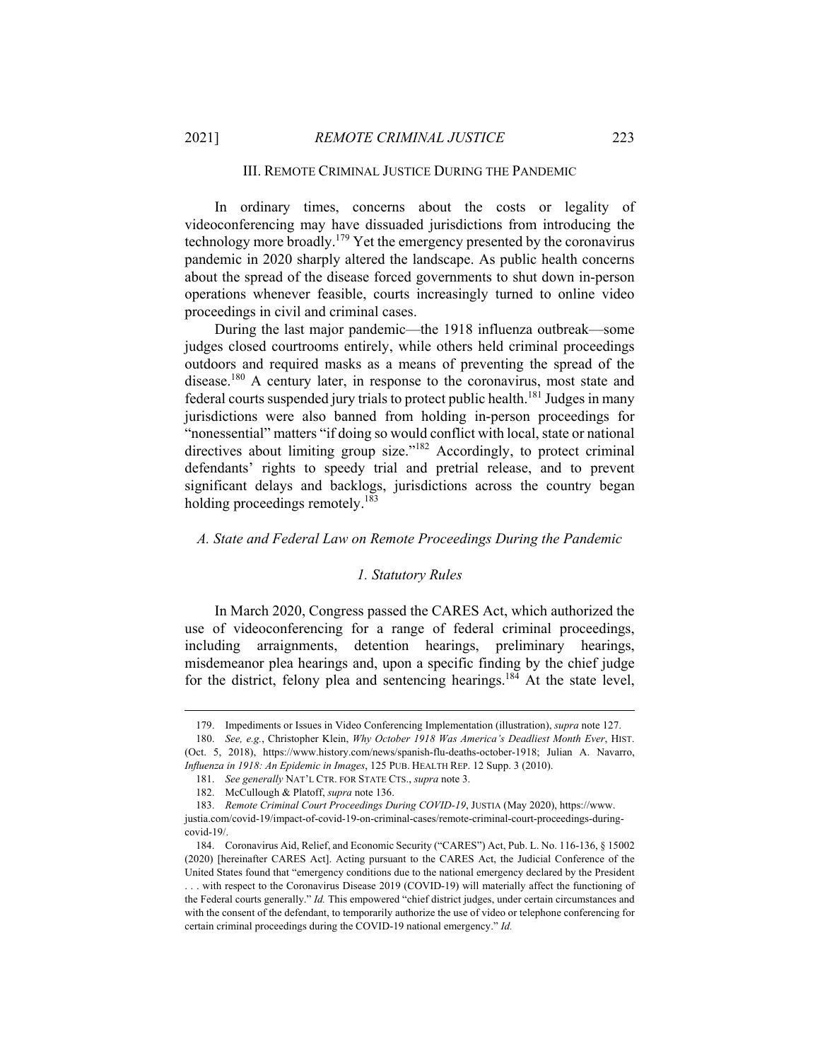## III. Remote Criminal Justice During the Pandemic

In ordinary times, concerns about the costs or legality of videoconferencing may have dissuaded jurisdictions from introducing the technology more broadly.[179] Yet the emergency presented by the coronavirus pandemic in 2020 sharply altered the landscape. As public health concerns about the spread of the disease forced governments to shut down in-person operations whenever feasible, courts increasingly turned to online video proceedings in civil and criminal cases.

During the last major pandemic—the 1918 influenza outbreak—some judges closed courtrooms entirely, while others held criminal proceedings outdoors and required masks as a means of preventing the spread of the disease.[180] A century later, in response to the coronavirus, most state and federal courts suspended jury trials to protect public health.[181] Judges in many jurisdictions were also banned from holding in-person proceedings for "nonessential" matters "if doing so would conflict with local, state or national directives about limiting group size."[182] Accordingly, to protect criminal defendants' rights to speedy trial and pretrial release, and to prevent significant delays and backlogs, jurisdictions across the country began holding proceedings remotely.[183]

### *A. State and Federal Law on Remote Proceedings During the Pandemic*

#### *1. Statutory Rules*

In March 2020, Congress passed the CARES Act, which authorized the use of videoconferencing for a range of federal criminal proceedings, including arraignments, detention hearings, preliminary hearings, misdemeanor plea hearings and, upon a specific finding by the chief judge for the district, felony plea and sentencing hearings.[184] At the state level,

---

179. Impediments or Issues in Video Conferencing Implementation (illustration), *supra* note 127.

180. *See, e.g.*, Christopher Klein, *Why October 1918 Was America's Deadliest Month Ever*, HIST. (Oct. 5, 2018), https://www.history.com/news/spanish-flu-deaths-october-1918; Julian A. Navarro, *Influenza in 1918: An Epidemic in Images*, 125 PUB. HEALTH REP. 12 Supp. 3 (2010).

181. *See generally* NAT'L CTR. FOR STATE CTS., *supra* note 3.

182. McCullough & Platoff, *supra* note 136.

183. *Remote Criminal Court Proceedings During COVID-19*, JUSTIA (May 2020), https://www.justia.com/covid-19/impact-of-covid-19-on-criminal-cases/remote-criminal-court-proceedings-during-covid-19/.

184. Coronavirus Aid, Relief, and Economic Security ("CARES") Act, Pub. L. No. 116-136, § 15002 (2020) [hereinafter CARES Act]. Acting pursuant to the CARES Act, the Judicial Conference of the United States found that "emergency conditions due to the national emergency declared by the President . . . with respect to the Coronavirus Disease 2019 (COVID-19) will materially affect the functioning of the Federal courts generally." *Id.* This empowered "chief district judges, under certain circumstances and with the consent of the defendant, to temporarily authorize the use of video or telephone conferencing for certain criminal proceedings during the COVID-19 national emergency." *Id.*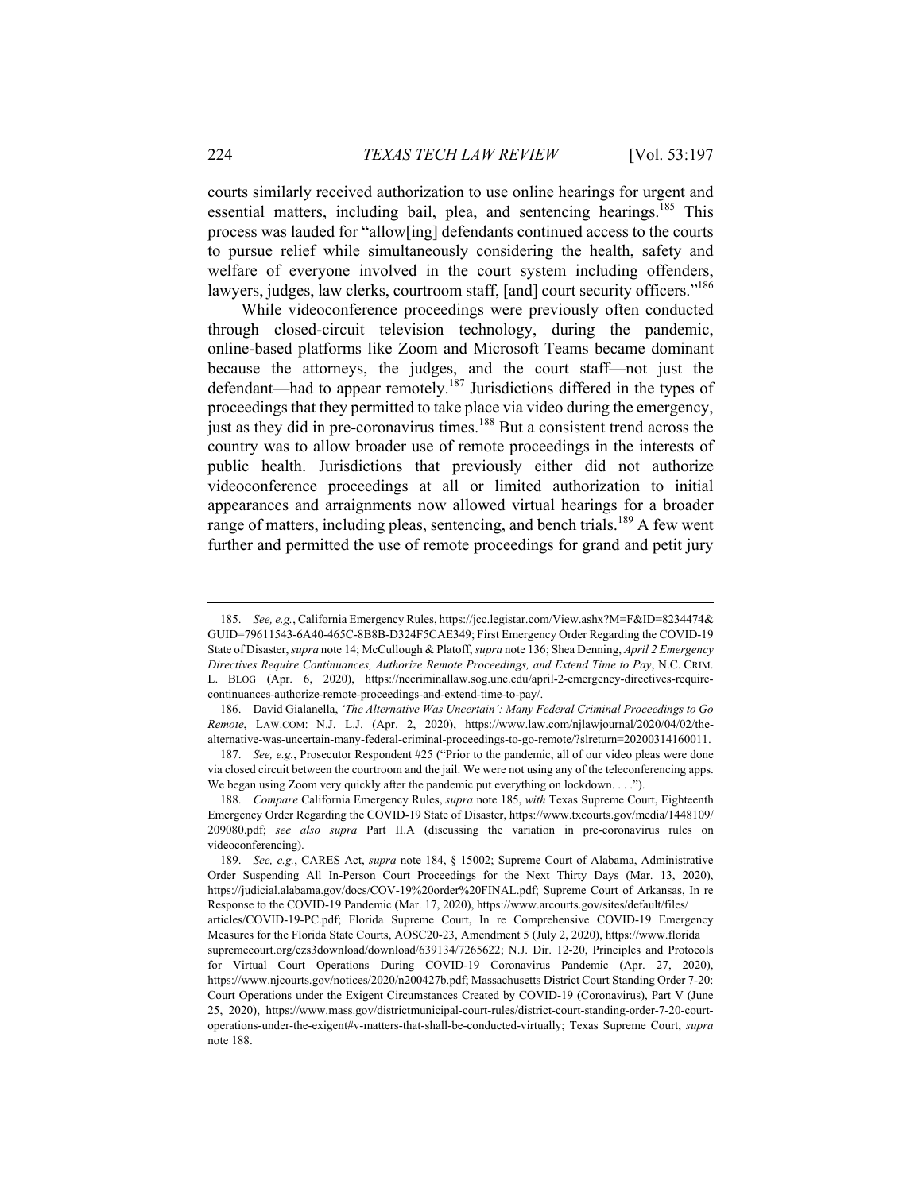courts similarly received authorization to use online hearings for urgent and essential matters, including bail, plea, and sentencing hearings.[185] This process was lauded for "allow[ing] defendants continued access to the courts to pursue relief while simultaneously considering the health, safety and welfare of everyone involved in the court system including offenders, lawyers, judges, law clerks, courtroom staff, [and] court security officers."[186]

While videoconference proceedings were previously often conducted through closed-circuit television technology, during the pandemic, online-based platforms like Zoom and Microsoft Teams became dominant because the attorneys, the judges, and the court staff—not just the defendant—had to appear remotely.[187] Jurisdictions differed in the types of proceedings that they permitted to take place via video during the emergency, just as they did in pre-coronavirus times.[188] But a consistent trend across the country was to allow broader use of remote proceedings in the interests of public health. Jurisdictions that previously either did not authorize videoconference proceedings at all or limited authorization to initial appearances and arraignments now allowed virtual hearings for a broader range of matters, including pleas, sentencing, and bench trials.[189] A few went further and permitted the use of remote proceedings for grand and petit jury

---

185. *See, e.g.*, California Emergency Rules, https://jcc.legistar.com/View.ashx?M=F&ID=8234474&GUID=79611543-6A40-465C-8B8B-D324F5CAE349; First Emergency Order Regarding the COVID-19 State of Disaster, *supra* note 14; McCullough & Platoff, *supra* note 136; Shea Denning, *April 2 Emergency Directives Require Continuances, Authorize Remote Proceedings, and Extend Time to Pay*, N.C. CRIM. L. BLOG (Apr. 6, 2020), https://nccriminallaw.sog.unc.edu/april-2-emergency-directives-require-continuances-authorize-remote-proceedings-and-extend-time-to-pay/.

186. David Gialanella, *'The Alternative Was Uncertain': Many Federal Criminal Proceedings to Go Remote*, LAW.COM: N.J. L.J. (Apr. 2, 2020), https://www.law.com/njlawjournal/2020/04/02/the-alternative-was-uncertain-many-federal-criminal-proceedings-to-go-remote/?slreturn=20200314160011.

187. *See, e.g.*, Prosecutor Respondent #25 ("Prior to the pandemic, all of our video pleas were done via closed circuit between the courtroom and the jail. We were not using any of the teleconferencing apps. We began using Zoom very quickly after the pandemic put everything on lockdown. . . .").

188. *Compare* California Emergency Rules, *supra* note 185, *with* Texas Supreme Court, Eighteenth Emergency Order Regarding the COVID-19 State of Disaster, https://www.txcourts.gov/media/1448109/209080.pdf; *see also supra* Part II.A (discussing the variation in pre-coronavirus rules on videoconferencing).

189. *See, e.g.*, CARES Act, *supra* note 184, § 15002; Supreme Court of Alabama, Administrative Order Suspending All In-Person Court Proceedings for the Next Thirty Days (Mar. 13, 2020), https://judicial.alabama.gov/docs/COV-19%20order%20FINAL.pdf; Supreme Court of Arkansas, In re Response to the COVID-19 Pandemic (Mar. 17, 2020), https://www.arcourts.gov/sites/default/files/articles/COVID-19-PC.pdf; Florida Supreme Court, In re Comprehensive COVID-19 Emergency Measures for the Florida State Courts, AOSC20-23, Amendment 5 (July 2, 2020), https://www.floridasupremecourt.org/ezs3download/download/639134/7265622; N.J. Dir. 12-20, Principles and Protocols for Virtual Court Operations During COVID-19 Coronavirus Pandemic (Apr. 27, 2020), https://www.njcourts.gov/notices/2020/n200427b.pdf; Massachusetts District Court Standing Order 7-20: Court Operations under the Exigent Circumstances Created by COVID-19 (Coronavirus), Part V (June 25, 2020), https://www.mass.gov/districtmunicipal-court-rules/district-court-standing-order-7-20-court-operations-under-the-exigent#v-matters-that-shall-be-conducted-virtually; Texas Supreme Court, *supra* note 188.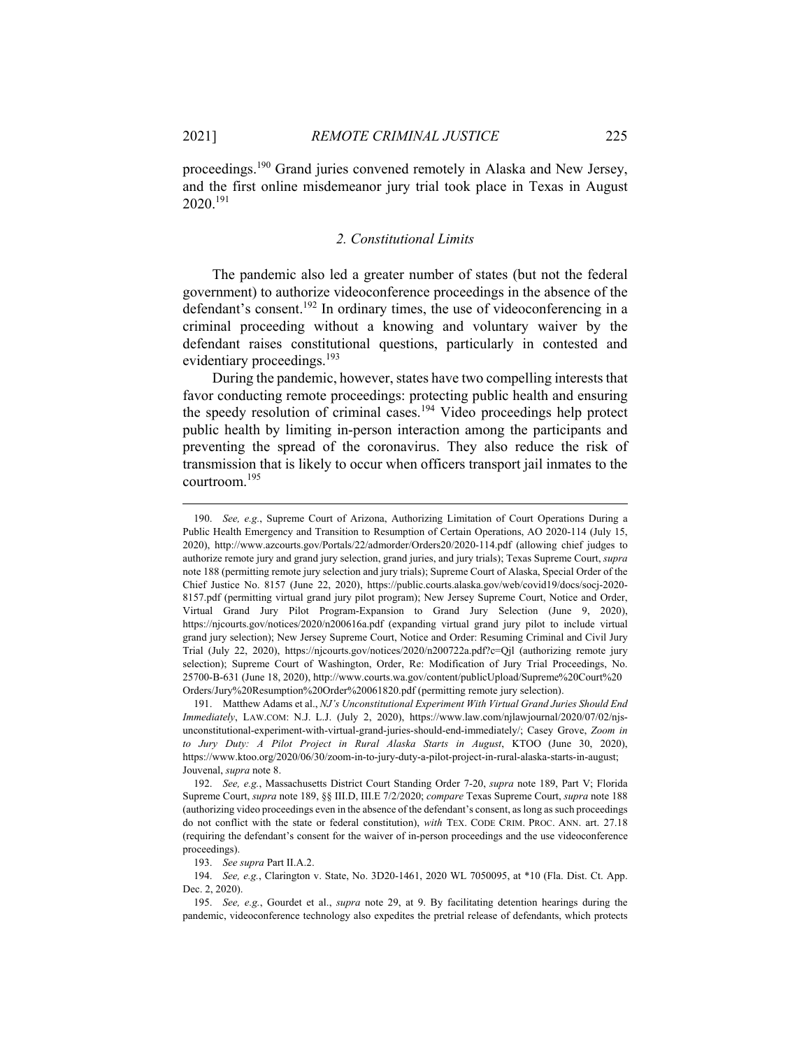proceedings.[190] Grand juries convened remotely in Alaska and New Jersey, and the first online misdemeanor jury trial took place in Texas in August 2020.[191]

### *2. Constitutional Limits*

The pandemic also led a greater number of states (but not the federal government) to authorize videoconference proceedings in the absence of the defendant's consent.[192] In ordinary times, the use of videoconferencing in a criminal proceeding without a knowing and voluntary waiver by the defendant raises constitutional questions, particularly in contested and evidentiary proceedings.[193]

During the pandemic, however, states have two compelling interests that favor conducting remote proceedings: protecting public health and ensuring the speedy resolution of criminal cases.[194] Video proceedings help protect public health by limiting in-person interaction among the participants and preventing the spread of the coronavirus. They also reduce the risk of transmission that is likely to occur when officers transport jail inmates to the courtroom.[195]

---

190. *See, e.g.*, Supreme Court of Arizona, Authorizing Limitation of Court Operations During a Public Health Emergency and Transition to Resumption of Certain Operations, AO 2020-114 (July 15, 2020), http://www.azcourts.gov/Portals/22/admorder/Orders20/2020-114.pdf (allowing chief judges to authorize remote jury and grand jury selection, grand juries, and jury trials); Texas Supreme Court, *supra* note 188 (permitting remote jury selection and jury trials); Supreme Court of Alaska, Special Order of the Chief Justice No. 8157 (June 22, 2020), https://public.courts.alaska.gov/web/covid19/docs/socj-2020-8157.pdf (permitting virtual grand jury pilot program); New Jersey Supreme Court, Notice and Order, Virtual Grand Jury Pilot Program-Expansion to Grand Jury Selection (June 9, 2020), https://njcourts.gov/notices/2020/n200616a.pdf (expanding virtual grand jury pilot to include virtual grand jury selection); New Jersey Supreme Court, Notice and Order: Resuming Criminal and Civil Jury Trial (July 22, 2020), https://njcourts.gov/notices/2020/n200722a.pdf?c=Qjl (authorizing remote jury selection); Supreme Court of Washington, Order, Re: Modification of Jury Trial Proceedings, No. 25700-B-631 (June 18, 2020), http://www.courts.wa.gov/content/publicUpload/Supreme%20Court%20Orders/Jury%20Resumption%20Order%20061820.pdf (permitting remote jury selection).

191. Matthew Adams et al., *NJ's Unconstitutional Experiment With Virtual Grand Juries Should End Immediately*, LAW.COM: N.J. L.J. (July 2, 2020), https://www.law.com/njlawjournal/2020/07/02/njs-unconstitutional-experiment-with-virtual-grand-juries-should-end-immediately/; Casey Grove, *Zoom in to Jury Duty: A Pilot Project in Rural Alaska Starts in August*, KTOO (June 30, 2020), https://www.ktoo.org/2020/06/30/zoom-in-to-jury-duty-a-pilot-project-in-rural-alaska-starts-in-august; Jouvenal, *supra* note 8.

192. *See, e.g.*, Massachusetts District Court Standing Order 7-20, *supra* note 189, Part V; Florida Supreme Court, *supra* note 189, §§ III.D, III.E 7/2/2020; *compare* Texas Supreme Court, *supra* note 188 (authorizing video proceedings even in the absence of the defendant's consent, as long as such proceedings do not conflict with the state or federal constitution), *with* TEX. CODE CRIM. PROC. ANN. art. 27.18 (requiring the defendant's consent for the waiver of in-person proceedings and the use videoconference proceedings).

193. *See supra* Part II.A.2.

194. *See, e.g.*, Clarington v. State, No. 3D20-1461, 2020 WL 7050095, at *10 (Fla. Dist. Ct. App. Dec. 2, 2020).

195. *See, e.g.*, Gourdet et al., *supra* note 29, at 9. By facilitating detention hearings during the pandemic, videoconference technology also expedites the pretrial release of defendants, which protects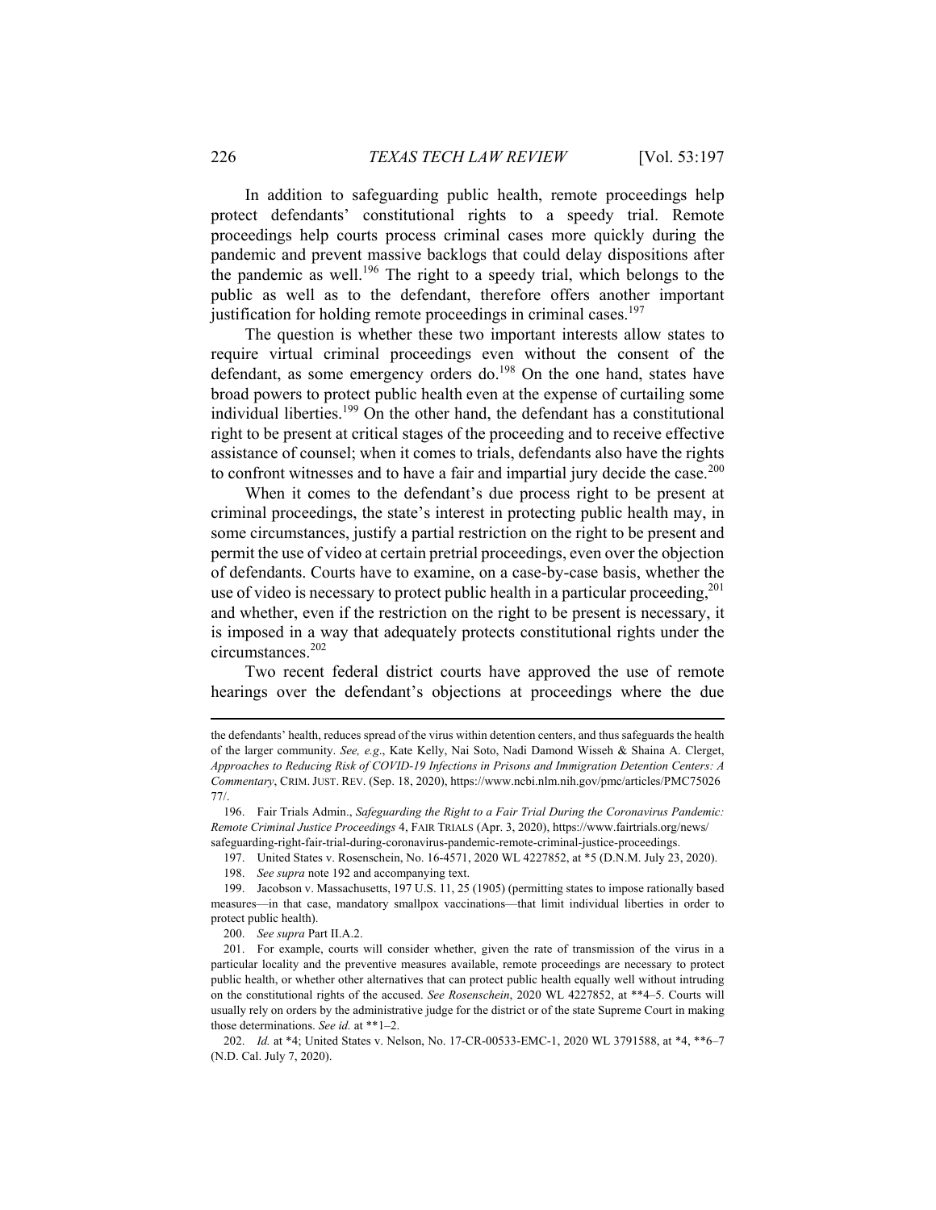In addition to safeguarding public health, remote proceedings help protect defendants' constitutional rights to a speedy trial. Remote proceedings help courts process criminal cases more quickly during the pandemic and prevent massive backlogs that could delay dispositions after the pandemic as well.[196] The right to a speedy trial, which belongs to the public as well as to the defendant, therefore offers another important justification for holding remote proceedings in criminal cases.[197]

The question is whether these two important interests allow states to require virtual criminal proceedings even without the consent of the defendant, as some emergency orders do.[198] On the one hand, states have broad powers to protect public health even at the expense of curtailing some individual liberties.[199] On the other hand, the defendant has a constitutional right to be present at critical stages of the proceeding and to receive effective assistance of counsel; when it comes to trials, defendants also have the rights to confront witnesses and to have a fair and impartial jury decide the case.[200]

When it comes to the defendant's due process right to be present at criminal proceedings, the state's interest in protecting public health may, in some circumstances, justify a partial restriction on the right to be present and permit the use of video at certain pretrial proceedings, even over the objection of defendants. Courts have to examine, on a case-by-case basis, whether the use of video is necessary to protect public health in a particular proceeding,[201] and whether, even if the restriction on the right to be present is necessary, it is imposed in a way that adequately protects constitutional rights under the circumstances.[202]

Two recent federal district courts have approved the use of remote hearings over the defendant's objections at proceedings where the due

---

the defendants' health, reduces spread of the virus within detention centers, and thus safeguards the health of the larger community. *See, e.g*., Kate Kelly, Nai Soto, Nadi Damond Wisseh & Shaina A. Clerget, *Approaches to Reducing Risk of COVID-19 Infections in Prisons and Immigration Detention Centers: A Commentary*, CRIM. JUST. REV. (Sep. 18, 2020), https://www.ncbi.nlm.nih.gov/pmc/articles/PMC7502677/.

196. Fair Trials Admin., *Safeguarding the Right to a Fair Trial During the Coronavirus Pandemic: Remote Criminal Justice Proceedings* 4, FAIR TRIALS (Apr. 3, 2020), https://www.fairtrials.org/news/safeguarding-right-fair-trial-during-coronavirus-pandemic-remote-criminal-justice-proceedings.

197. United States v. Rosenschein, No. 16-4571, 2020 WL 4227852, at *5 (D.N.M. July 23, 2020).

198. *See supra* note 192 and accompanying text.

199. Jacobson v. Massachusetts, 197 U.S. 11, 25 (1905) (permitting states to impose rationally based measures—in that case, mandatory smallpox vaccinations—that limit individual liberties in order to protect public health).

200. *See supra* Part II.A.2.

201. For example, courts will consider whether, given the rate of transmission of the virus in a particular locality and the preventive measures available, remote proceedings are necessary to protect public health, or whether other alternatives that can protect public health equally well without intruding on the constitutional rights of the accused. *See Rosenschein*, 2020 WL 4227852, at **4–5. Courts will usually rely on orders by the administrative judge for the district or of the state Supreme Court in making those determinations. *See id.* at **1–2.

202. *Id.* at *4; United States v. Nelson, No. 17-CR-00533-EMC-1, 2020 WL 3791588, at *4, **6–7 (N.D. Cal. July 7, 2020).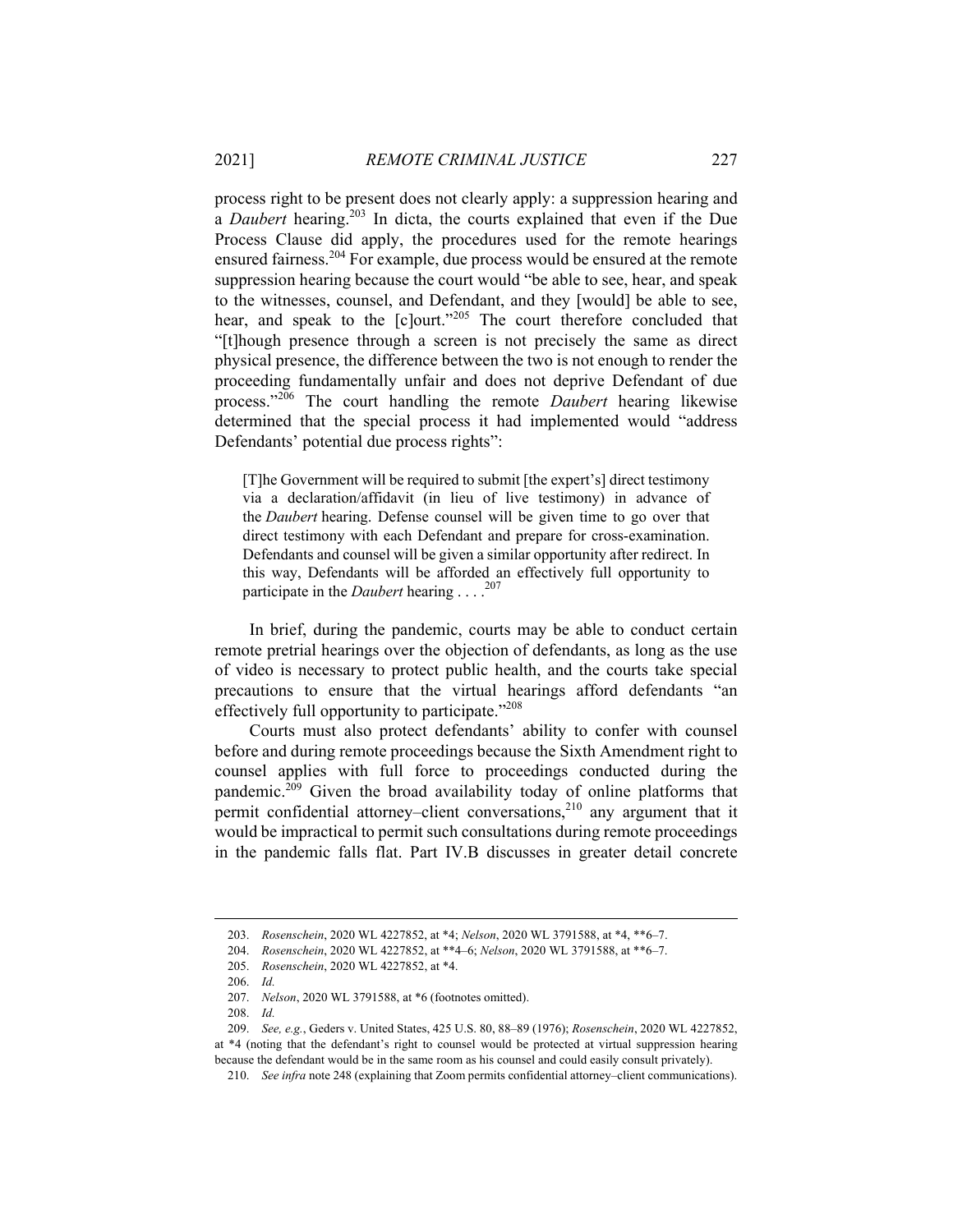process right to be present does not clearly apply: a suppression hearing and a *Daubert* hearing.[203] In dicta, the courts explained that even if the Due Process Clause did apply, the procedures used for the remote hearings ensured fairness.[204] For example, due process would be ensured at the remote suppression hearing because the court would "be able to see, hear, and speak to the witnesses, counsel, and Defendant, and they [would] be able to see, hear, and speak to the [c]ourt."[205] The court therefore concluded that "[t]hough presence through a screen is not precisely the same as direct physical presence, the difference between the two is not enough to render the proceeding fundamentally unfair and does not deprive Defendant of due process."[206] The court handling the remote *Daubert* hearing likewise determined that the special process it had implemented would "address Defendants' potential due process rights":

> [T]he Government will be required to submit [the expert's] direct testimony via a declaration/affidavit (in lieu of live testimony) in advance of the *Daubert* hearing. Defense counsel will be given time to go over that direct testimony with each Defendant and prepare for cross-examination. Defendants and counsel will be given a similar opportunity after redirect. In this way, Defendants will be afforded an effectively full opportunity to participate in the *Daubert* hearing . . . .[207]

In brief, during the pandemic, courts may be able to conduct certain remote pretrial hearings over the objection of defendants, as long as the use of video is necessary to protect public health, and the courts take special precautions to ensure that the virtual hearings afford defendants "an effectively full opportunity to participate."[208]

Courts must also protect defendants' ability to confer with counsel before and during remote proceedings because the Sixth Amendment right to counsel applies with full force to proceedings conducted during the pandemic.[209] Given the broad availability today of online platforms that permit confidential attorney–client conversations,[210] any argument that it would be impractical to permit such consultations during remote proceedings in the pandemic falls flat. Part IV.B discusses in greater detail concrete

---

203. *Rosenschein*, 2020 WL 4227852, at *4; *Nelson*, 2020 WL 3791588, at *4, **6–7.

204. *Rosenschein*, 2020 WL 4227852, at **4–6; *Nelson*, 2020 WL 3791588, at **6–7.

205. *Rosenschein*, 2020 WL 4227852, at *4.

206. *Id.*

207. *Nelson*, 2020 WL 3791588, at *6 (footnotes omitted).

208. *Id.*

209. *See, e.g.*, Geders v. United States, 425 U.S. 80, 88–89 (1976); *Rosenschein*, 2020 WL 4227852, at *4 (noting that the defendant's right to counsel would be protected at virtual suppression hearing because the defendant would be in the same room as his counsel and could easily consult privately).

210. *See infra* note 248 (explaining that Zoom permits confidential attorney–client communications).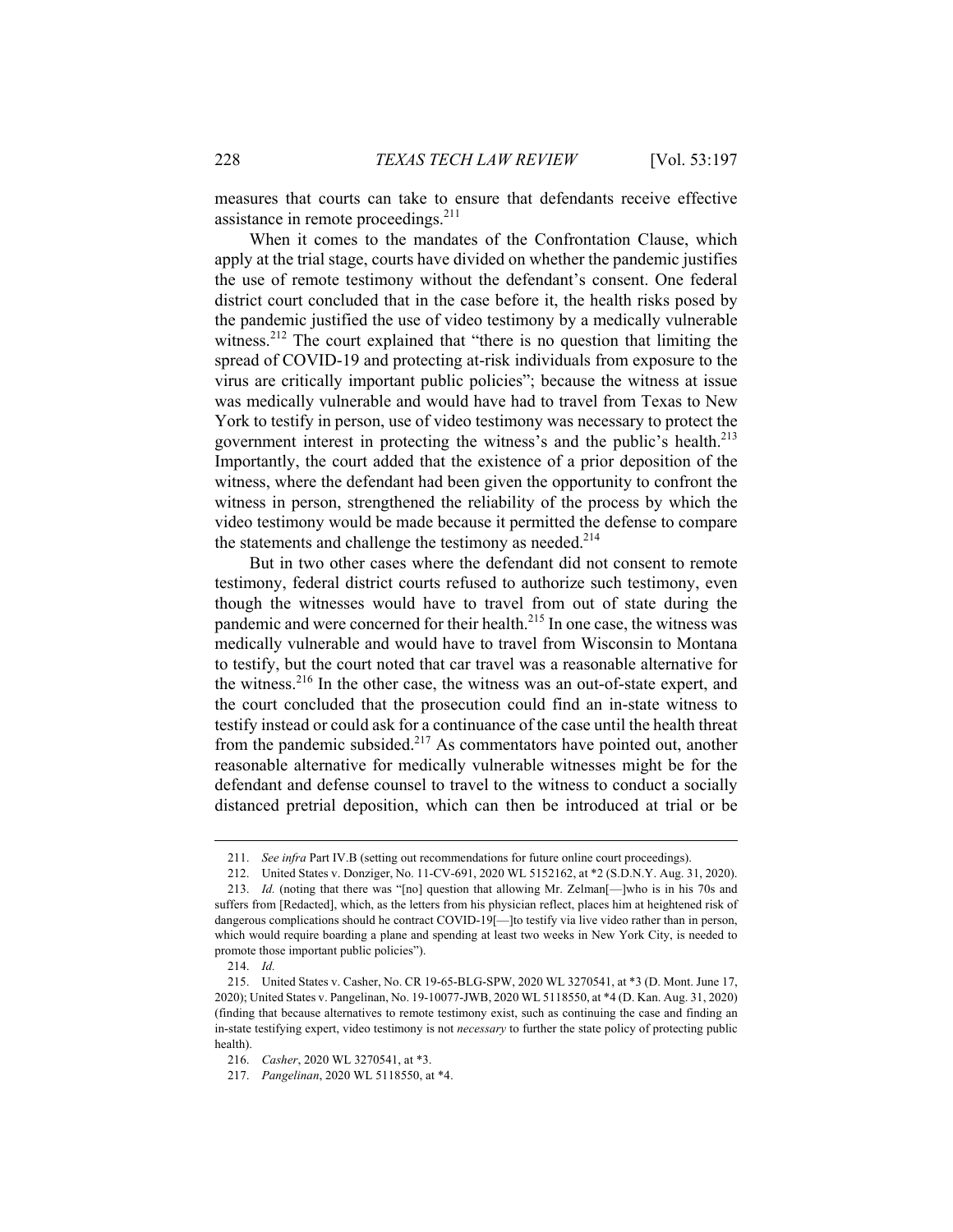measures that courts can take to ensure that defendants receive effective assistance in remote proceedings.[211]

When it comes to the mandates of the Confrontation Clause, which apply at the trial stage, courts have divided on whether the pandemic justifies the use of remote testimony without the defendant's consent. One federal district court concluded that in the case before it, the health risks posed by the pandemic justified the use of video testimony by a medically vulnerable witness.[212] The court explained that "there is no question that limiting the spread of COVID-19 and protecting at-risk individuals from exposure to the virus are critically important public policies"; because the witness at issue was medically vulnerable and would have had to travel from Texas to New York to testify in person, use of video testimony was necessary to protect the government interest in protecting the witness's and the public's health.[213] Importantly, the court added that the existence of a prior deposition of the witness, where the defendant had been given the opportunity to confront the witness in person, strengthened the reliability of the process by which the video testimony would be made because it permitted the defense to compare the statements and challenge the testimony as needed.[214]

But in two other cases where the defendant did not consent to remote testimony, federal district courts refused to authorize such testimony, even though the witnesses would have to travel from out of state during the pandemic and were concerned for their health.[215] In one case, the witness was medically vulnerable and would have to travel from Wisconsin to Montana to testify, but the court noted that car travel was a reasonable alternative for the witness.[216] In the other case, the witness was an out-of-state expert, and the court concluded that the prosecution could find an in-state witness to testify instead or could ask for a continuance of the case until the health threat from the pandemic subsided.[217] As commentators have pointed out, another reasonable alternative for medically vulnerable witnesses might be for the defendant and defense counsel to travel to the witness to conduct a socially distanced pretrial deposition, which can then be introduced at trial or be

---

211. *See infra* Part IV.B (setting out recommendations for future online court proceedings).

212. United States v. Donziger, No. 11-CV-691, 2020 WL 5152162, at *2 (S.D.N.Y. Aug. 31, 2020).

213. *Id.* (noting that there was "[no] question that allowing Mr. Zelman[—]who is in his 70s and suffers from [Redacted], which, as the letters from his physician reflect, places him at heightened risk of dangerous complications should he contract COVID-19[—]to testify via live video rather than in person, which would require boarding a plane and spending at least two weeks in New York City, is needed to promote those important public policies").

214. *Id.*

215. United States v. Casher, No. CR 19-65-BLG-SPW, 2020 WL 3270541, at *3 (D. Mont. June 17, 2020); United States v. Pangelinan, No. 19-10077-JWB, 2020 WL 5118550, at *4 (D. Kan. Aug. 31, 2020) (finding that because alternatives to remote testimony exist, such as continuing the case and finding an in-state testifying expert, video testimony is not *necessary* to further the state policy of protecting public health).

216. *Casher*, 2020 WL 3270541, at *3.

217. *Pangelinan*, 2020 WL 5118550, at *4.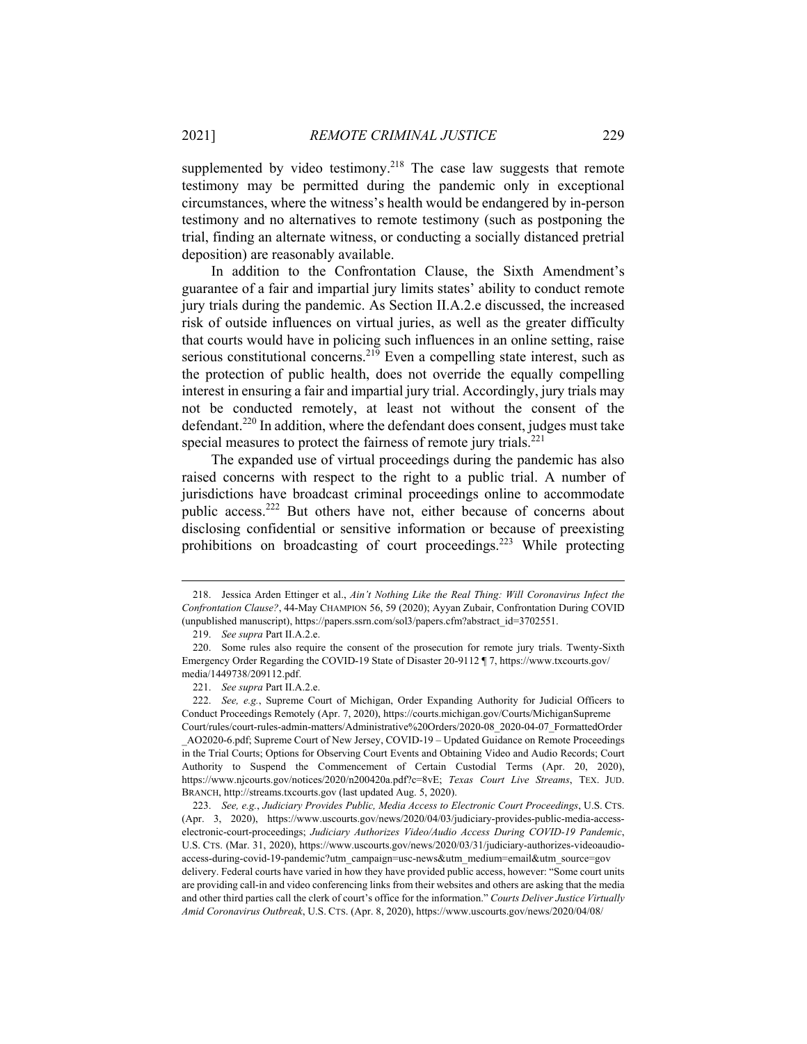supplemented by video testimony.[218] The case law suggests that remote testimony may be permitted during the pandemic only in exceptional circumstances, where the witness's health would be endangered by in-person testimony and no alternatives to remote testimony (such as postponing the trial, finding an alternate witness, or conducting a socially distanced pretrial deposition) are reasonably available.

In addition to the Confrontation Clause, the Sixth Amendment's guarantee of a fair and impartial jury limits states' ability to conduct remote jury trials during the pandemic. As Section II.A.2.e discussed, the increased risk of outside influences on virtual juries, as well as the greater difficulty that courts would have in policing such influences in an online setting, raise serious constitutional concerns.[219] Even a compelling state interest, such as the protection of public health, does not override the equally compelling interest in ensuring a fair and impartial jury trial. Accordingly, jury trials may not be conducted remotely, at least not without the consent of the defendant.[220] In addition, where the defendant does consent, judges must take special measures to protect the fairness of remote jury trials.[221]

The expanded use of virtual proceedings during the pandemic has also raised concerns with respect to the right to a public trial. A number of jurisdictions have broadcast criminal proceedings online to accommodate public access.[222] But others have not, either because of concerns about disclosing confidential or sensitive information or because of preexisting prohibitions on broadcasting of court proceedings.[223] While protecting

---

218. Jessica Arden Ettinger et al., *Ain't Nothing Like the Real Thing: Will Coronavirus Infect the Confrontation Clause?*, 44-May CHAMPION 56, 59 (2020); Ayyan Zubair, Confrontation During COVID (unpublished manuscript), https://papers.ssrn.com/sol3/papers.cfm?abstract_id=3702551.

219. *See supra* Part II.A.2.e.

220. Some rules also require the consent of the prosecution for remote jury trials. Twenty-Sixth Emergency Order Regarding the COVID-19 State of Disaster 20-9112 ¶ 7, https://www.txcourts.gov/media/1449738/209112.pdf.

221. *See supra* Part II.A.2.e.

222. *See, e.g.*, Supreme Court of Michigan, Order Expanding Authority for Judicial Officers to Conduct Proceedings Remotely (Apr. 7, 2020), https://courts.michigan.gov/Courts/MichiganSupremeCourt/rules/court-rules-admin-matters/Administrative%20Orders/2020-08_2020-04-07_FormattedOrder_AO2020-6.pdf; Supreme Court of New Jersey, COVID-19 – Updated Guidance on Remote Proceedings in the Trial Courts; Options for Observing Court Events and Obtaining Video and Audio Records; Court Authority to Suspend the Commencement of Certain Custodial Terms (Apr. 20, 2020), https://www.njcourts.gov/notices/2020/n200420a.pdf?c=8vE; *Texas Court Live Streams*, TEX. JUD. BRANCH, http://streams.txcourts.gov (last updated Aug. 5, 2020).

223. *See, e.g.*, *Judiciary Provides Public, Media Access to Electronic Court Proceedings*, U.S. CTS. (Apr. 3, 2020), https://www.uscourts.gov/news/2020/04/03/judiciary-provides-public-media-access-electronic-court-proceedings; *Judiciary Authorizes Video/Audio Access During COVID-19 Pandemic*, U.S. CTS. (Mar. 31, 2020), https://www.uscourts.gov/news/2020/03/31/judiciary-authorizes-videoaudio-access-during-covid-19-pandemic?utm_campaign=usc-news&utm_medium=email&utm_source=govdelivery. Federal courts have varied in how they have provided public access, however: "Some court units are providing call-in and video conferencing links from their websites and others are asking that the media and other third parties call the clerk of court's office for the information." *Courts Deliver Justice Virtually Amid Coronavirus Outbreak*, U.S. CTS. (Apr. 8, 2020), https://www.uscourts.gov/news/2020/04/08/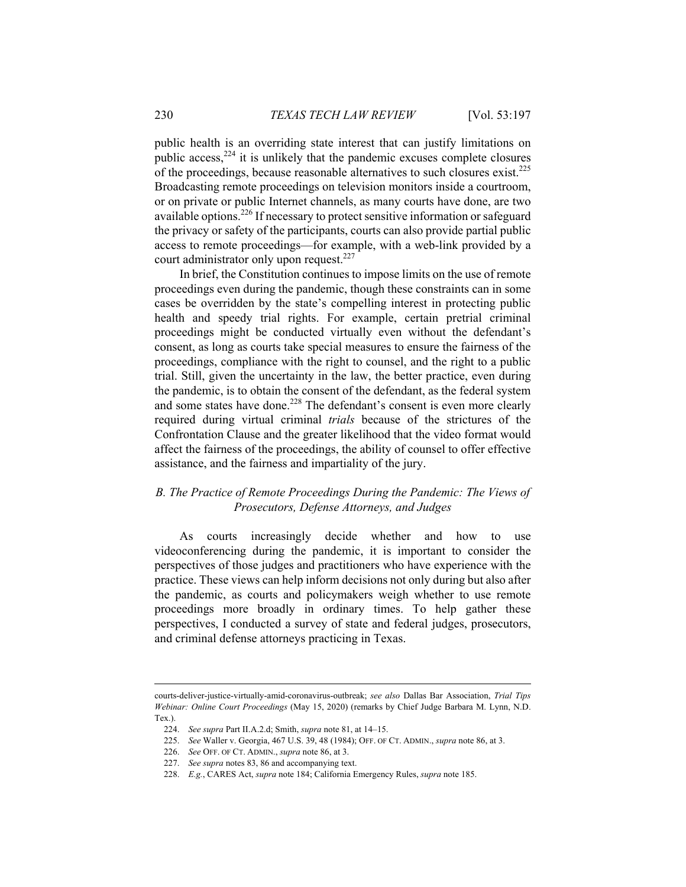public health is an overriding state interest that can justify limitations on public access,[224] it is unlikely that the pandemic excuses complete closures of the proceedings, because reasonable alternatives to such closures exist.[225] Broadcasting remote proceedings on television monitors inside a courtroom, or on private or public Internet channels, as many courts have done, are two available options.[226] If necessary to protect sensitive information or safeguard the privacy or safety of the participants, courts can also provide partial public access to remote proceedings—for example, with a web-link provided by a court administrator only upon request.[227]

In brief, the Constitution continues to impose limits on the use of remote proceedings even during the pandemic, though these constraints can in some cases be overridden by the state's compelling interest in protecting public health and speedy trial rights. For example, certain pretrial criminal proceedings might be conducted virtually even without the defendant's consent, as long as courts take special measures to ensure the fairness of the proceedings, compliance with the right to counsel, and the right to a public trial. Still, given the uncertainty in the law, the better practice, even during the pandemic, is to obtain the consent of the defendant, as the federal system and some states have done.[228] The defendant's consent is even more clearly required during virtual criminal *trials* because of the strictures of the Confrontation Clause and the greater likelihood that the video format would affect the fairness of the proceedings, the ability of counsel to offer effective assistance, and the fairness and impartiality of the jury.

### *B. The Practice of Remote Proceedings During the Pandemic: The Views of Prosecutors, Defense Attorneys, and Judges*

As courts increasingly decide whether and how to use videoconferencing during the pandemic, it is important to consider the perspectives of those judges and practitioners who have experience with the practice. These views can help inform decisions not only during but also after the pandemic, as courts and policymakers weigh whether to use remote proceedings more broadly in ordinary times. To help gather these perspectives, I conducted a survey of state and federal judges, prosecutors, and criminal defense attorneys practicing in Texas.

---

courts-deliver-justice-virtually-amid-coronavirus-outbreak; *see also* Dallas Bar Association, *Trial Tips Webinar: Online Court Proceedings* (May 15, 2020) (remarks by Chief Judge Barbara M. Lynn, N.D. Tex.).

224. *See supra* Part II.A.2.d; Smith, *supra* note 81, at 14–15.

225. *See* Waller v. Georgia, 467 U.S. 39, 48 (1984); OFF. OF CT. ADMIN., *supra* note 86, at 3.

226. *See* OFF. OF CT. ADMIN., *supra* note 86, at 3.

227. *See supra* notes 83, 86 and accompanying text.

228. *E.g.*, CARES Act, *supra* note 184; California Emergency Rules, *supra* note 185.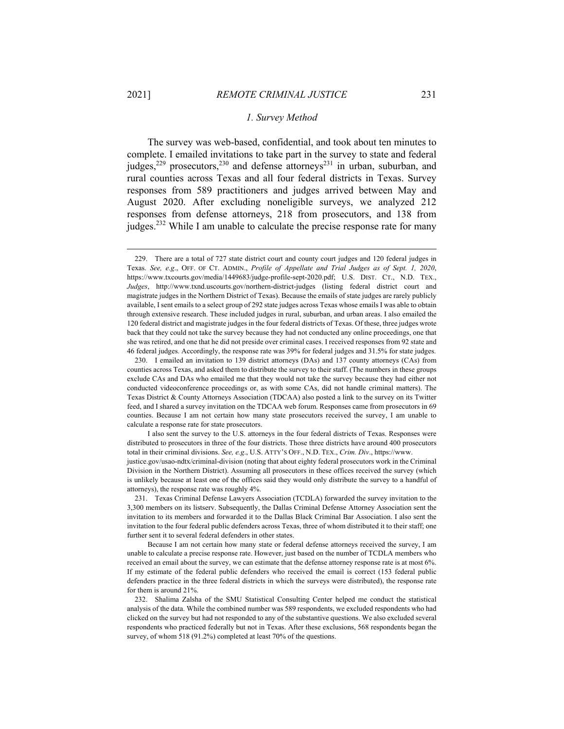### *1. Survey Method*

The survey was web-based, confidential, and took about ten minutes to complete. I emailed invitations to take part in the survey to state and federal judges,[229] prosecutors,[230] and defense attorneys[231] in urban, suburban, and rural counties across Texas and all four federal districts in Texas. Survey responses from 589 practitioners and judges arrived between May and August 2020. After excluding noneligible surveys, we analyzed 212 responses from defense attorneys, 218 from prosecutors, and 138 from judges.[232] While I am unable to calculate the precise response rate for many

---

229. There are a total of 727 state district court and county court judges and 120 federal judges in Texas. *See, e.g.*, OFF. OF CT. ADMIN., *Profile of Appellate and Trial Judges as of Sept. 1, 2020*, https://www.txcourts.gov/media/1449683/judge-profile-sept-2020.pdf; U.S. DIST. CT., N.D. TEX., *Judges*, http://www.txnd.uscourts.gov/northern-district-judges (listing federal district court and magistrate judges in the Northern District of Texas). Because the emails of state judges are rarely publicly available, I sent emails to a select group of 292 state judges across Texas whose emails I was able to obtain through extensive research. These included judges in rural, suburban, and urban areas. I also emailed the 120 federal district and magistrate judges in the four federal districts of Texas. Of these, three judges wrote back that they could not take the survey because they had not conducted any online proceedings, one that she was retired, and one that he did not preside over criminal cases. I received responses from 92 state and 46 federal judges. Accordingly, the response rate was 39% for federal judges and 31.5% for state judges.

230. I emailed an invitation to 139 district attorneys (DAs) and 137 county attorneys (CAs) from counties across Texas, and asked them to distribute the survey to their staff. (The numbers in these groups exclude CAs and DAs who emailed me that they would not take the survey because they had either not conducted videoconference proceedings or, as with some CAs, did not handle criminal matters). The Texas District & County Attorneys Association (TDCAA) also posted a link to the survey on its Twitter feed, and I shared a survey invitation on the TDCAA web forum. Responses came from prosecutors in 69 counties. Because I am not certain how many state prosecutors received the survey, I am unable to calculate a response rate for state prosecutors.

I also sent the survey to the U.S. attorneys in the four federal districts of Texas. Responses were distributed to prosecutors in three of the four districts. Those three districts have around 400 prosecutors total in their criminal divisions. *See, e.g.*, U.S. ATTY'S OFF., N.D. TEX., *Crim. Div*., https://www.justice.gov/usao-ndtx/criminal-division (noting that about eighty federal prosecutors work in the Criminal Division in the Northern District). Assuming all prosecutors in these offices received the survey (which is unlikely because at least one of the offices said they would only distribute the survey to a handful of attorneys), the response rate was roughly 4%.

231. Texas Criminal Defense Lawyers Association (TCDLA) forwarded the survey invitation to the 3,300 members on its listserv. Subsequently, the Dallas Criminal Defense Attorney Association sent the invitation to its members and forwarded it to the Dallas Black Criminal Bar Association. I also sent the invitation to the four federal public defenders across Texas, three of whom distributed it to their staff; one further sent it to several federal defenders in other states.

Because I am not certain how many state or federal defense attorneys received the survey, I am unable to calculate a precise response rate. However, just based on the number of TCDLA members who received an email about the survey, we can estimate that the defense attorney response rate is at most 6%. If my estimate of the federal public defenders who received the email is correct (153 federal public defenders practice in the three federal districts in which the surveys were distributed), the response rate for them is around 21%.

232. Shalima Zalsha of the SMU Statistical Consulting Center helped me conduct the statistical analysis of the data. While the combined number was 589 respondents, we excluded respondents who had clicked on the survey but had not responded to any of the substantive questions. We also excluded several respondents who practiced federally but not in Texas. After these exclusions, 568 respondents began the survey, of whom 518 (91.2%) completed at least 70% of the questions.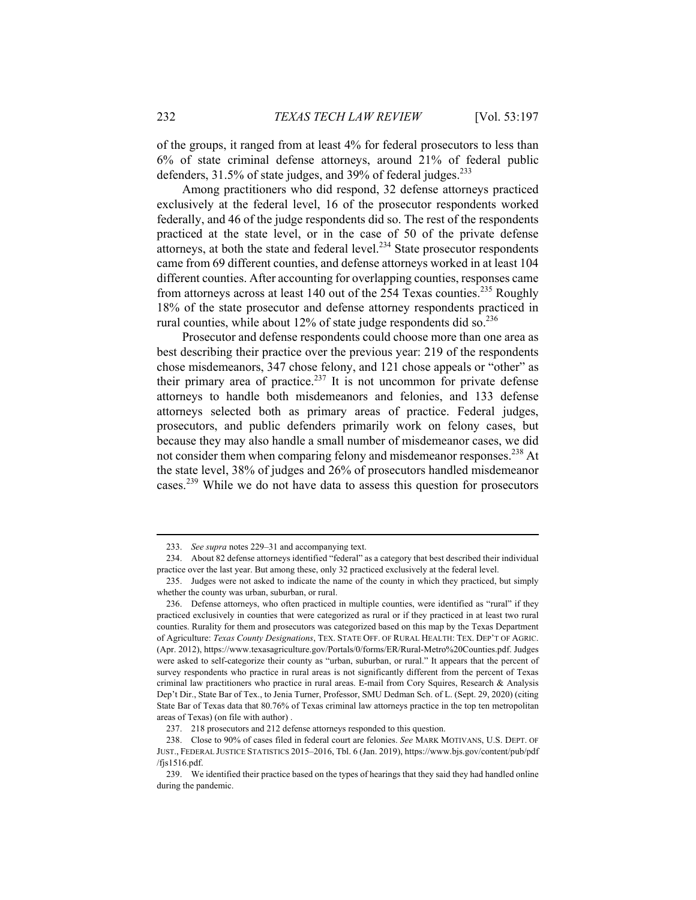of the groups, it ranged from at least 4% for federal prosecutors to less than 6% of state criminal defense attorneys, around 21% of federal public defenders, 31.5% of state judges, and 39% of federal judges.[233]

Among practitioners who did respond, 32 defense attorneys practiced exclusively at the federal level, 16 of the prosecutor respondents worked federally, and 46 of the judge respondents did so. The rest of the respondents practiced at the state level, or in the case of 50 of the private defense attorneys, at both the state and federal level.[234] State prosecutor respondents came from 69 different counties, and defense attorneys worked in at least 104 different counties. After accounting for overlapping counties, responses came from attorneys across at least 140 out of the 254 Texas counties.[235] Roughly 18% of the state prosecutor and defense attorney respondents practiced in rural counties, while about 12% of state judge respondents did so.[236]

Prosecutor and defense respondents could choose more than one area as best describing their practice over the previous year: 219 of the respondents chose misdemeanors, 347 chose felony, and 121 chose appeals or "other" as their primary area of practice.[237] It is not uncommon for private defense attorneys to handle both misdemeanors and felonies, and 133 defense attorneys selected both as primary areas of practice. Federal judges, prosecutors, and public defenders primarily work on felony cases, but because they may also handle a small number of misdemeanor cases, we did not consider them when comparing felony and misdemeanor responses.[238] At the state level, 38% of judges and 26% of prosecutors handled misdemeanor cases.[239] While we do not have data to assess this question for prosecutors

---

233. *See supra* notes 229–31 and accompanying text.

234. About 82 defense attorneys identified "federal" as a category that best described their individual practice over the last year. But among these, only 32 practiced exclusively at the federal level.

235. Judges were not asked to indicate the name of the county in which they practiced, but simply whether the county was urban, suburban, or rural.

236. Defense attorneys, who often practiced in multiple counties, were identified as "rural" if they practiced exclusively in counties that were categorized as rural or if they practiced in at least two rural counties. Rurality for them and prosecutors was categorized based on this map by the Texas Department of Agriculture: *Texas County Designations*, TEX. STATE OFF. OF RURAL HEALTH: TEX. DEP'T OF AGRIC. (Apr. 2012), https://www.texasagriculture.gov/Portals/0/forms/ER/Rural-Metro%20Counties.pdf. Judges were asked to self-categorize their county as "urban, suburban, or rural." It appears that the percent of survey respondents who practice in rural areas is not significantly different from the percent of Texas criminal law practitioners who practice in rural areas. E-mail from Cory Squires, Research & Analysis Dep't Dir., State Bar of Tex., to Jenia Turner, Professor, SMU Dedman Sch. of L. (Sept. 29, 2020) (citing State Bar of Texas data that 80.76% of Texas criminal law attorneys practice in the top ten metropolitan areas of Texas) (on file with author) .

237. 218 prosecutors and 212 defense attorneys responded to this question.

238. Close to 90% of cases filed in federal court are felonies. *See* MARK MOTIVANS, U.S. DEPT. OF JUST., FEDERAL JUSTICE STATISTICS 2015–2016, Tbl. 6 (Jan. 2019), https://www.bjs.gov/content/pub/pdf/fjs1516.pdf.

239. We identified their practice based on the types of hearings that they said they had handled online during the pandemic.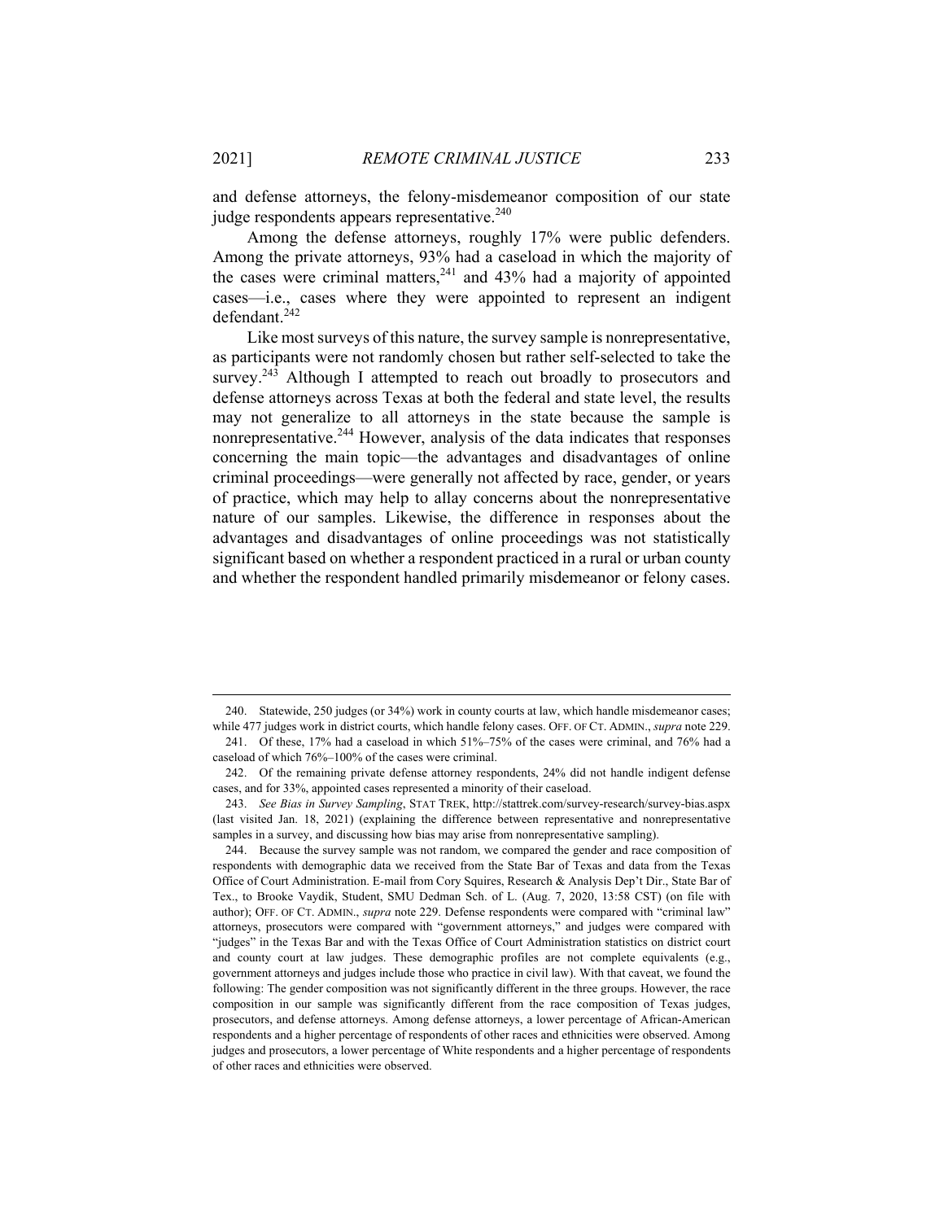and defense attorneys, the felony-misdemeanor composition of our state judge respondents appears representative.[240]

Among the defense attorneys, roughly 17% were public defenders. Among the private attorneys, 93% had a caseload in which the majority of the cases were criminal matters,[241] and 43% had a majority of appointed cases—i.e., cases where they were appointed to represent an indigent defendant.[242]

Like most surveys of this nature, the survey sample is nonrepresentative, as participants were not randomly chosen but rather self-selected to take the survey.[243] Although I attempted to reach out broadly to prosecutors and defense attorneys across Texas at both the federal and state level, the results may not generalize to all attorneys in the state because the sample is nonrepresentative.[244] However, analysis of the data indicates that responses concerning the main topic—the advantages and disadvantages of online criminal proceedings—were generally not affected by race, gender, or years of practice, which may help to allay concerns about the nonrepresentative nature of our samples. Likewise, the difference in responses about the advantages and disadvantages of online proceedings was not statistically significant based on whether a respondent practiced in a rural or urban county and whether the respondent handled primarily misdemeanor or felony cases.

---

240. Statewide, 250 judges (or 34%) work in county courts at law, which handle misdemeanor cases; while 477 judges work in district courts, which handle felony cases. OFF. OF CT. ADMIN., *supra* note 229.

241. Of these, 17% had a caseload in which 51%–75% of the cases were criminal, and 76% had a caseload of which 76%–100% of the cases were criminal.

242. Of the remaining private defense attorney respondents, 24% did not handle indigent defense cases, and for 33%, appointed cases represented a minority of their caseload.

243. *See Bias in Survey Sampling*, STAT TREK, http://stattrek.com/survey-research/survey-bias.aspx (last visited Jan. 18, 2021) (explaining the difference between representative and nonrepresentative samples in a survey, and discussing how bias may arise from nonrepresentative sampling).

244. Because the survey sample was not random, we compared the gender and race composition of respondents with demographic data we received from the State Bar of Texas and data from the Texas Office of Court Administration. E-mail from Cory Squires, Research & Analysis Dep't Dir., State Bar of Tex., to Brooke Vaydik, Student, SMU Dedman Sch. of L. (Aug. 7, 2020, 13:58 CST) (on file with author); OFF. OF CT. ADMIN., *supra* note 229. Defense respondents were compared with "criminal law" attorneys, prosecutors were compared with "government attorneys," and judges were compared with "judges" in the Texas Bar and with the Texas Office of Court Administration statistics on district court and county court at law judges. These demographic profiles are not complete equivalents (e.g., government attorneys and judges include those who practice in civil law). With that caveat, we found the following: The gender composition was not significantly different in the three groups. However, the race composition in our sample was significantly different from the race composition of Texas judges, prosecutors, and defense attorneys. Among defense attorneys, a lower percentage of African-American respondents and a higher percentage of respondents of other races and ethnicities were observed. Among judges and prosecutors, a lower percentage of White respondents and a higher percentage of respondents of other races and ethnicities were observed.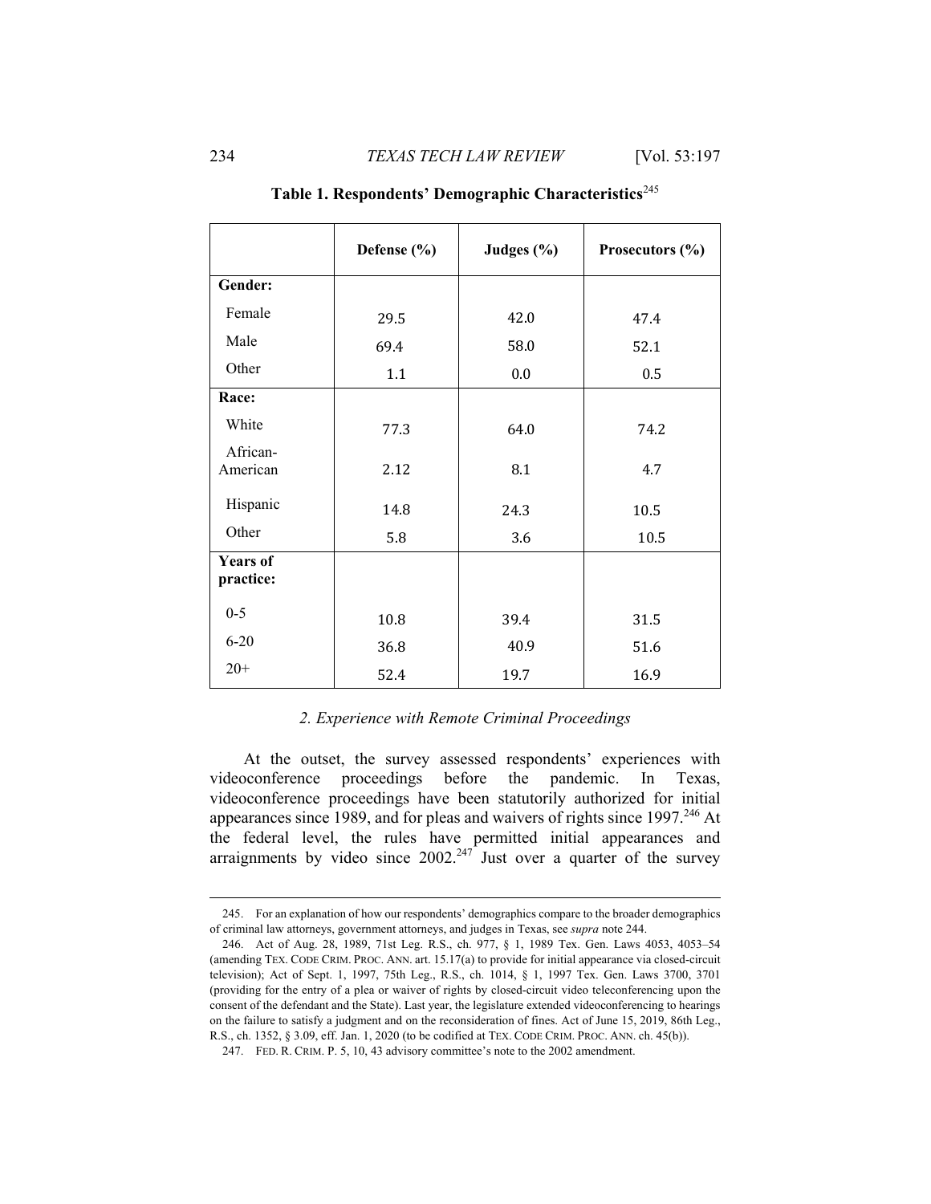**Table 1. Respondents' Demographic Characteristics**[245]

| | Defense (%) | Judges (%) | Prosecutors (%) |
|---|---|---|---|
| **Gender:** | | | |
| Female | 29.5 | 42.0 | 47.4 |
| Male | 69.4 | 58.0 | 52.1 |
| Other | 1.1 | 0.0 | 0.5 |
| **Race:** | | | |
| White | 77.3 | 64.0 | 74.2 |
| African-American | 2.12 | 8.1 | 4.7 |
| Hispanic | 14.8 | 24.3 | 10.5 |
| Other | 5.8 | 3.6 | 10.5 |
| **Years of practice:** | | | |
| 0-5 | 10.8 | 39.4 | 31.5 |
| 6-20 | 36.8 | 40.9 | 51.6 |
| 20+ | 52.4 | 19.7 | 16.9 |

### *2. Experience with Remote Criminal Proceedings*

At the outset, the survey assessed respondents' experiences with videoconference proceedings before the pandemic. In Texas, videoconference proceedings have been statutorily authorized for initial appearances since 1989, and for pleas and waivers of rights since 1997.[246] At the federal level, the rules have permitted initial appearances and arraignments by video since 2002.[247] Just over a quarter of the survey

---

245. For an explanation of how our respondents' demographics compare to the broader demographics of criminal law attorneys, government attorneys, and judges in Texas, see *supra* note 244.

246. Act of Aug. 28, 1989, 71st Leg. R.S., ch. 977, § 1, 1989 Tex. Gen. Laws 4053, 4053–54 (amending TEX. CODE CRIM. PROC. ANN. art. 15.17(a) to provide for initial appearance via closed-circuit television); Act of Sept. 1, 1997, 75th Leg., R.S., ch. 1014, § 1, 1997 Tex. Gen. Laws 3700, 3701 (providing for the entry of a plea or waiver of rights by closed-circuit video teleconferencing upon the consent of the defendant and the State). Last year, the legislature extended videoconferencing to hearings on the failure to satisfy a judgment and on the reconsideration of fines. Act of June 15, 2019, 86th Leg., R.S., ch. 1352, § 3.09, eff. Jan. 1, 2020 (to be codified at TEX. CODE CRIM. PROC. ANN. ch. 45(b)).

247. FED. R. CRIM. P. 5, 10, 43 advisory committee's note to the 2002 amendment.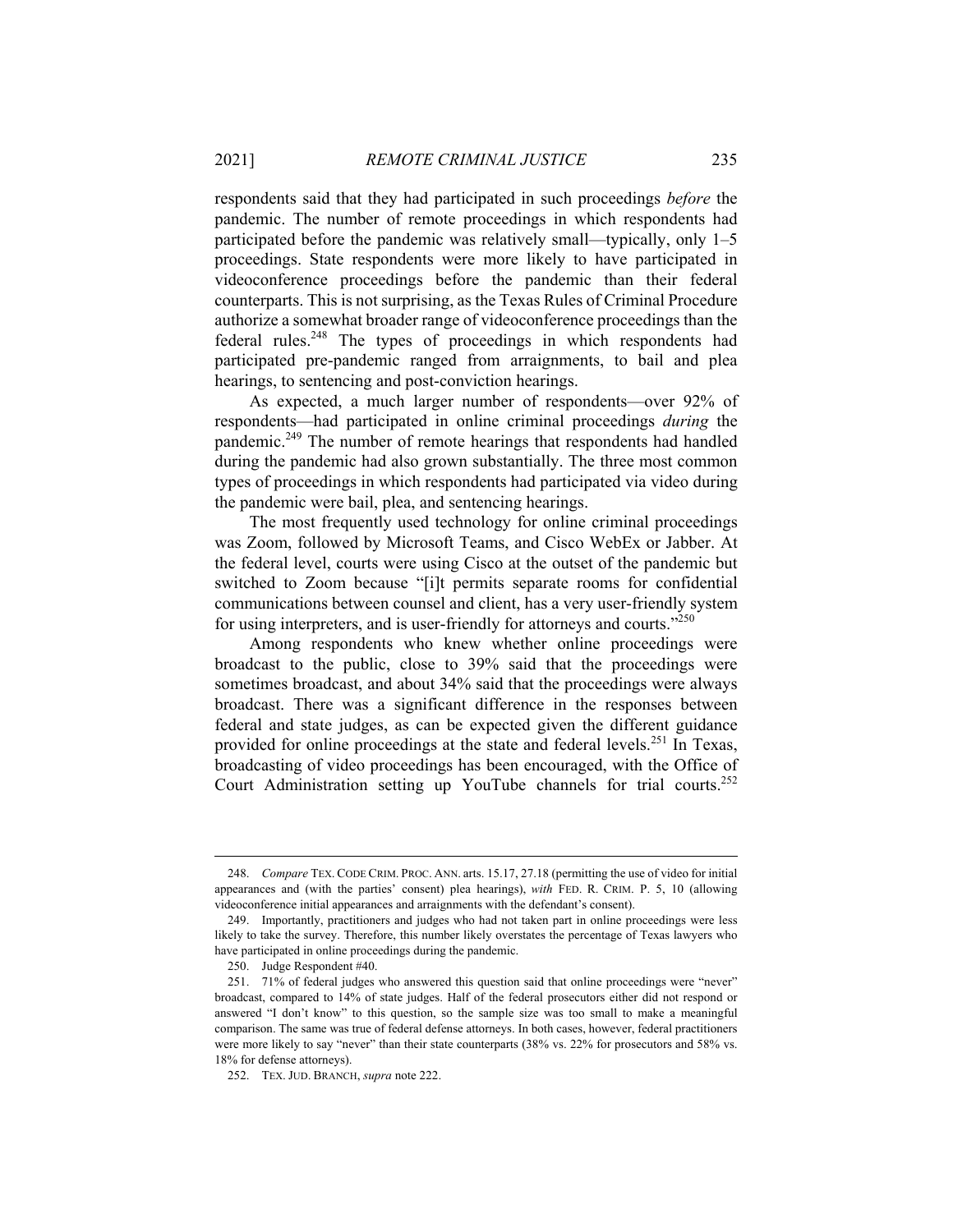respondents said that they had participated in such proceedings *before* the pandemic. The number of remote proceedings in which respondents had participated before the pandemic was relatively small—typically, only 1–5 proceedings. State respondents were more likely to have participated in videoconference proceedings before the pandemic than their federal counterparts. This is not surprising, as the Texas Rules of Criminal Procedure authorize a somewhat broader range of videoconference proceedings than the federal rules.[248] The types of proceedings in which respondents had participated pre-pandemic ranged from arraignments, to bail and plea hearings, to sentencing and post-conviction hearings.

As expected, a much larger number of respondents—over 92% of respondents—had participated in online criminal proceedings *during* the pandemic.[249] The number of remote hearings that respondents had handled during the pandemic had also grown substantially. The three most common types of proceedings in which respondents had participated via video during the pandemic were bail, plea, and sentencing hearings.

The most frequently used technology for online criminal proceedings was Zoom, followed by Microsoft Teams, and Cisco WebEx or Jabber. At the federal level, courts were using Cisco at the outset of the pandemic but switched to Zoom because "[i]t permits separate rooms for confidential communications between counsel and client, has a very user-friendly system for using interpreters, and is user-friendly for attorneys and courts."[250]

Among respondents who knew whether online proceedings were broadcast to the public, close to 39% said that the proceedings were sometimes broadcast, and about 34% said that the proceedings were always broadcast. There was a significant difference in the responses between federal and state judges, as can be expected given the different guidance provided for online proceedings at the state and federal levels.[251] In Texas, broadcasting of video proceedings has been encouraged, with the Office of Court Administration setting up YouTube channels for trial courts.[252]

---

248. *Compare* TEX. CODE CRIM. PROC. ANN. arts. 15.17, 27.18 (permitting the use of video for initial appearances and (with the parties' consent) plea hearings), *with* FED. R. CRIM. P. 5, 10 (allowing videoconference initial appearances and arraignments with the defendant's consent).

249. Importantly, practitioners and judges who had not taken part in online proceedings were less likely to take the survey. Therefore, this number likely overstates the percentage of Texas lawyers who have participated in online proceedings during the pandemic.

250. Judge Respondent #40.

251. 71% of federal judges who answered this question said that online proceedings were "never" broadcast, compared to 14% of state judges. Half of the federal prosecutors either did not respond or answered "I don't know" to this question, so the sample size was too small to make a meaningful comparison. The same was true of federal defense attorneys. In both cases, however, federal practitioners were more likely to say "never" than their state counterparts (38% vs. 22% for prosecutors and 58% vs. 18% for defense attorneys).

252. TEX. JUD. BRANCH, *supra* note 222.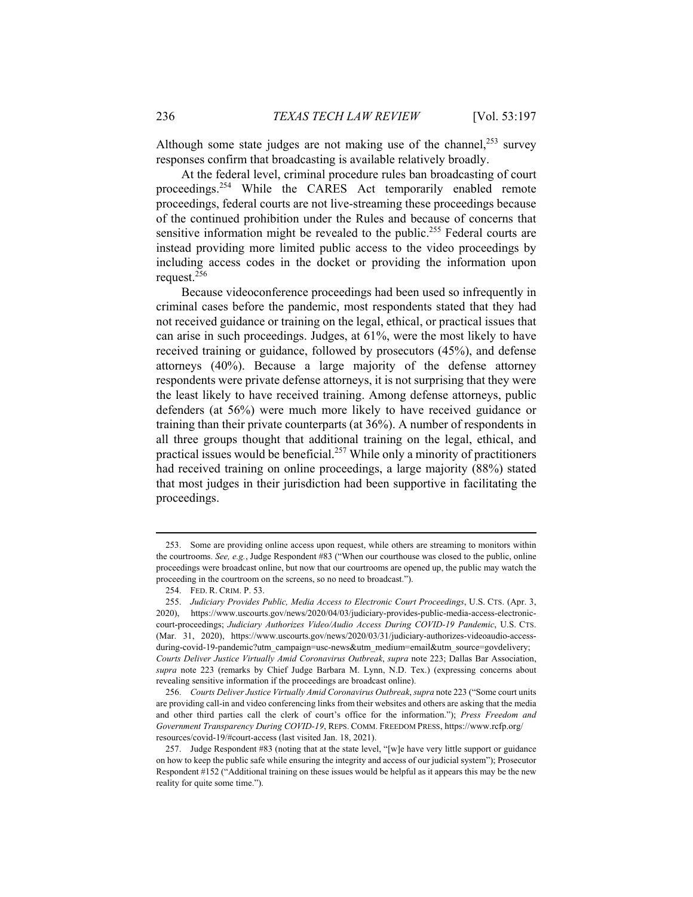Although some state judges are not making use of the channel,[253] survey responses confirm that broadcasting is available relatively broadly.

At the federal level, criminal procedure rules ban broadcasting of court proceedings.[254] While the CARES Act temporarily enabled remote proceedings, federal courts are not live-streaming these proceedings because of the continued prohibition under the Rules and because of concerns that sensitive information might be revealed to the public.[255] Federal courts are instead providing more limited public access to the video proceedings by including access codes in the docket or providing the information upon request.[256]

Because videoconference proceedings had been used so infrequently in criminal cases before the pandemic, most respondents stated that they had not received guidance or training on the legal, ethical, or practical issues that can arise in such proceedings. Judges, at 61%, were the most likely to have received training or guidance, followed by prosecutors (45%), and defense attorneys (40%). Because a large majority of the defense attorney respondents were private defense attorneys, it is not surprising that they were the least likely to have received training. Among defense attorneys, public defenders (at 56%) were much more likely to have received guidance or training than their private counterparts (at 36%). A number of respondents in all three groups thought that additional training on the legal, ethical, and practical issues would be beneficial.[257] While only a minority of practitioners had received training on online proceedings, a large majority (88%) stated that most judges in their jurisdiction had been supportive in facilitating the proceedings.

---

253. Some are providing online access upon request, while others are streaming to monitors within the courtrooms. *See, e.g.*, Judge Respondent #83 ("When our courthouse was closed to the public, online proceedings were broadcast online, but now that our courtrooms are opened up, the public may watch the proceeding in the courtroom on the screens, so no need to broadcast.").

254. FED. R. CRIM. P. 53.

255. *Judiciary Provides Public, Media Access to Electronic Court Proceedings*, U.S. CTS. (Apr. 3, 2020), https://www.uscourts.gov/news/2020/04/03/judiciary-provides-public-media-access-electronic-court-proceedings; *Judiciary Authorizes Video/Audio Access During COVID-19 Pandemic*, U.S. CTS. (Mar. 31, 2020), https://www.uscourts.gov/news/2020/03/31/judiciary-authorizes-videoaudio-access-during-covid-19-pandemic?utm_campaign=usc-news&utm_medium=email&utm_source=govdelivery; *Courts Deliver Justice Virtually Amid Coronavirus Outbreak*, *supra* note 223; Dallas Bar Association, *supra* note 223 (remarks by Chief Judge Barbara M. Lynn, N.D. Tex.) (expressing concerns about revealing sensitive information if the proceedings are broadcast online).

256. *Courts Deliver Justice Virtually Amid Coronavirus Outbreak*, *supra* note 223 ("Some court units are providing call-in and video conferencing links from their websites and others are asking that the media and other third parties call the clerk of court's office for the information."); *Press Freedom and Government Transparency During COVID-19*, REPS. COMM. FREEDOM PRESS, https://www.rcfp.org/resources/covid-19/#court-access (last visited Jan. 18, 2021).

257. Judge Respondent #83 (noting that at the state level, "[w]e have very little support or guidance on how to keep the public safe while ensuring the integrity and access of our judicial system"); Prosecutor Respondent #152 ("Additional training on these issues would be helpful as it appears this may be the new reality for quite some time.").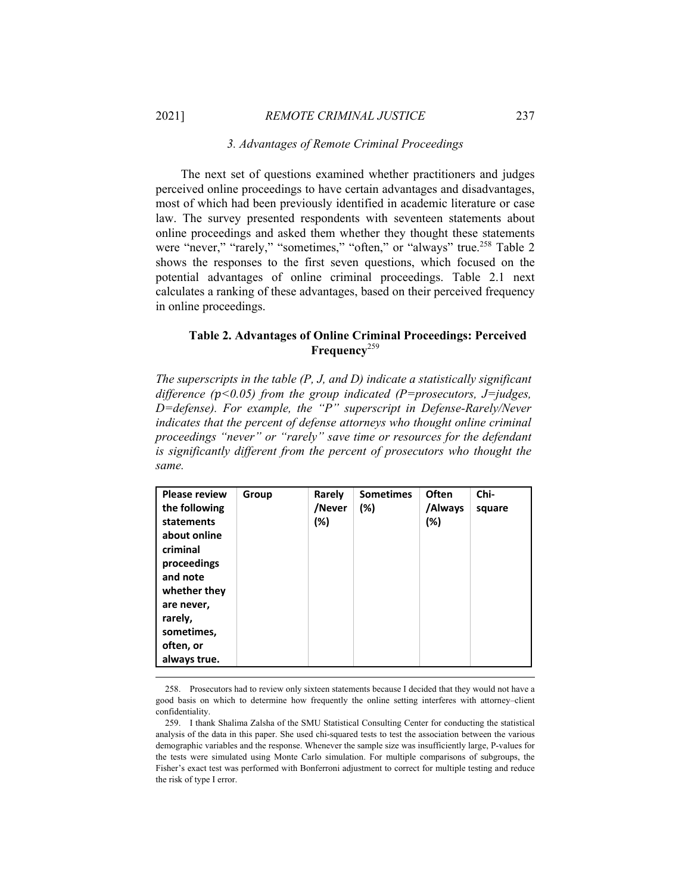### 3. Advantages of Remote Criminal Proceedings

The next set of questions examined whether practitioners and judges perceived online proceedings to have certain advantages and disadvantages, most of which had been previously identified in academic literature or case law. The survey presented respondents with seventeen statements about online proceedings and asked them whether they thought these statements were "never," "rarely," "sometimes," "often," or "always" true.[258] Table 2 shows the responses to the first seven questions, which focused on the potential advantages of online criminal proceedings. Table 2.1 next calculates a ranking of these advantages, based on their perceived frequency in online proceedings.

**Table 2. Advantages of Online Criminal Proceedings: Perceived Frequency**[259]

*The superscripts in the table (P, J, and D) indicate a statistically significant difference ($p<0.05$) from the group indicated (P=prosecutors, J=judges, D=defense). For example, the "P" superscript in Defense-Rarely/Never indicates that the percent of defense attorneys who thought online criminal proceedings "never" or "rarely" save time or resources for the defendant is significantly different from the percent of prosecutors who thought the same.*

| Please review the following statements about online criminal proceedings and note whether they are never, rarely, sometimes, often, or always true. | Group | Rarely /Never (%) | Sometimes (%) | Often /Always (%) | Chi-square |
|---|---|---|---|---|---|

258. Prosecutors had to review only sixteen statements because I decided that they would not have a good basis on which to determine how frequently the online setting interferes with attorney–client confidentiality.

259. I thank Shalima Zalsha of the SMU Statistical Consulting Center for conducting the statistical analysis of the data in this paper. She used chi-squared tests to test the association between the various demographic variables and the response. Whenever the sample size was insufficiently large, P-values for the tests were simulated using Monte Carlo simulation. For multiple comparisons of subgroups, the Fisher's exact test was performed with Bonferroni adjustment to correct for multiple testing and reduce the risk of type I error.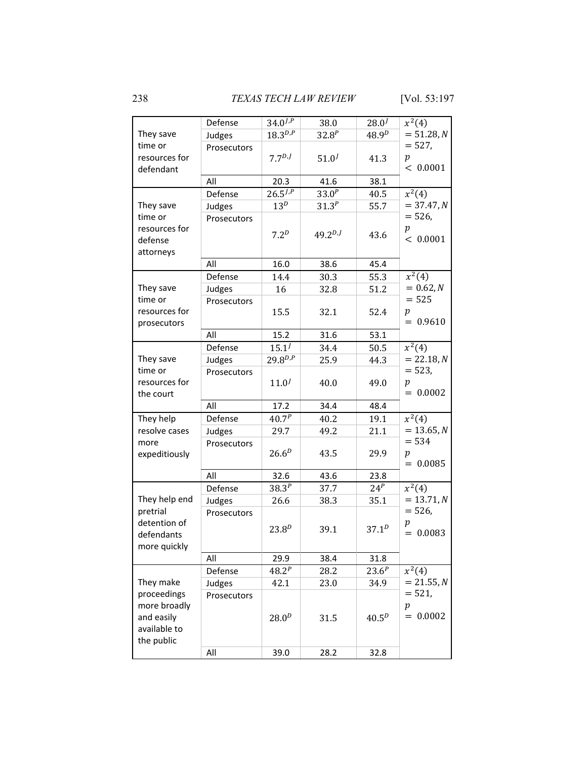| | | | | | |
|---|---|---|---|---|---|
| They save time or resources for defendant | Defense | $34.0^{J,P}$ | 38.0 | $28.0^{J}$ | $x^2(4) = 51.28, N = 527, p < 0.0001$ |
| | Judges | $18.3^{D,P}$ | $32.8^{P}$ | $48.9^{D}$ | |
| | Prosecutors | $7.7^{D,J}$ | $51.0^{J}$ | 41.3 | |
| | All | 20.3 | 41.6 | 38.1 | |
| They save time or resources for defense attorneys | Defense | $26.5^{J,P}$ | $33.0^{P}$ | 40.5 | $x^2(4) = 37.47, N = 526, p < 0.0001$ |
| | Judges | $13^{D}$ | $31.3^{P}$ | 55.7 | |
| | Prosecutors | $7.2^{D}$ | $49.2^{D,J}$ | 43.6 | |
| | All | 16.0 | 38.6 | 45.4 | |
| They save time or resources for prosecutors | Defense | 14.4 | 30.3 | 55.3 | $x^2(4) = 0.62, N = 525$ $p = 0.9610$ |
| | Judges | 16 | 32.8 | 51.2 | |
| | Prosecutors | 15.5 | 32.1 | 52.4 | |
| | All | 15.2 | 31.6 | 53.1 | |
| They save time or resources for the court | Defense | $15.1^{J}$ | 34.4 | 50.5 | $x^2(4) = 22.18, N = 523, p = 0.0002$ |
| | Judges | $29.8^{D,P}$ | 25.9 | 44.3 | |
| | Prosecutors | $11.0^{J}$ | 40.0 | 49.0 | |
| | All | 17.2 | 34.4 | 48.4 | |
| They help resolve cases more expeditiously | Defense | $40.7^{P}$ | 40.2 | 19.1 | $x^2(4) = 13.65, N = 534$ $p = 0.0085$ |
| | Judges | 29.7 | 49.2 | 21.1 | |
| | Prosecutors | $26.6^{D}$ | 43.5 | 29.9 | |
| | All | 32.6 | 43.6 | 23.8 | |
| They help end pretrial detention of defendants more quickly | Defense | $38.3^{P}$ | 37.7 | $24^{P}$ | $x^2(4) = 13.71, N = 526, p = 0.0083$ |
| | Judges | 26.6 | 38.3 | 35.1 | |
| | Prosecutors | $23.8^{D}$ | 39.1 | $37.1^{D}$ | |
| | All | 29.9 | 38.4 | 31.8 | |
| They make proceedings more broadly and easily available to the public | Defense | $48.2^{P}$ | 28.2 | $23.6^{P}$ | $x^2(4) = 21.55, N = 521, p = 0.0002$ |
| | Judges | 42.1 | 23.0 | 34.9 | |
| | Prosecutors | $28.0^{D}$ | 31.5 | $40.5^{D}$ | |
| | All | 39.0 | 28.2 | 32.8 | |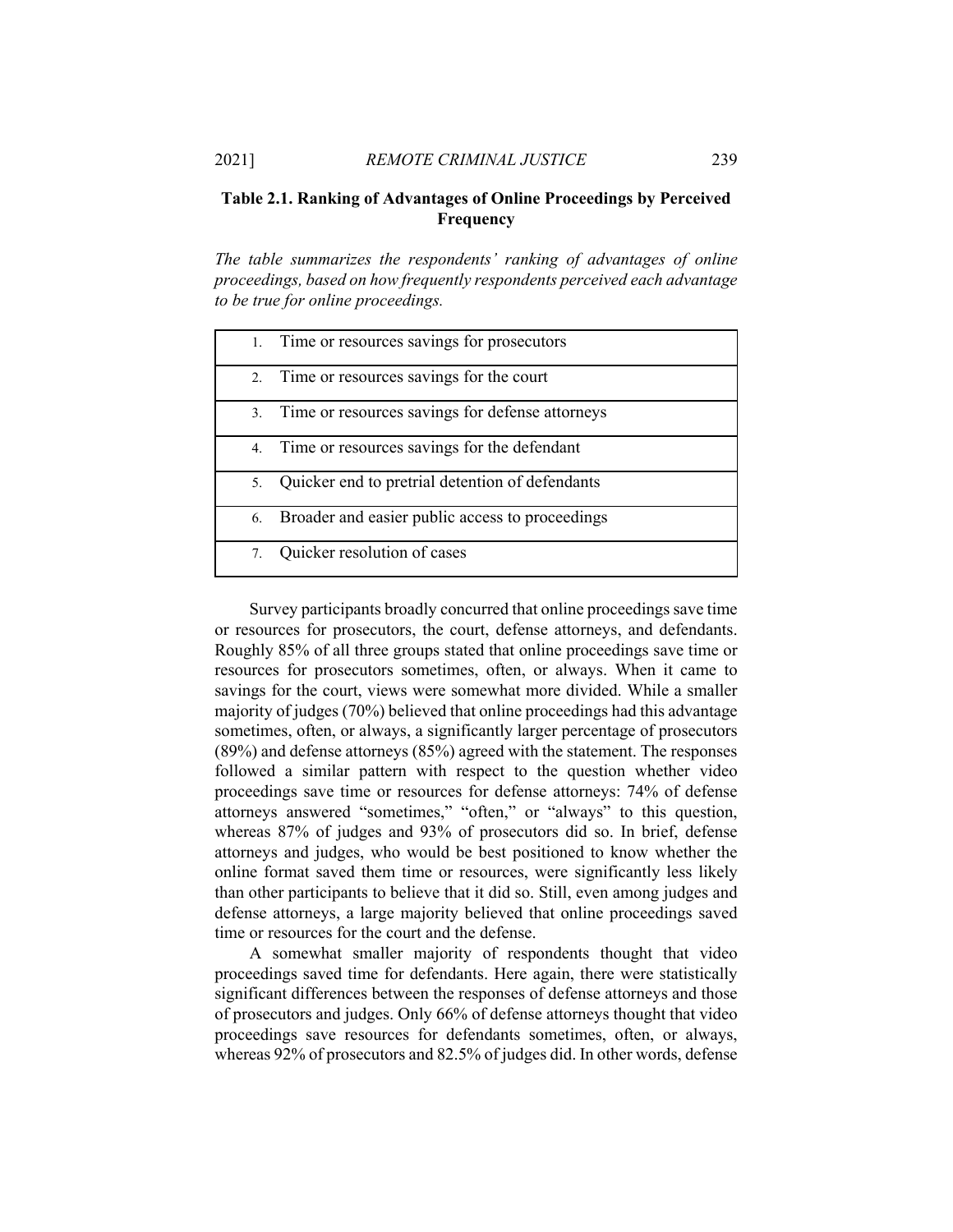**Table 2.1. Ranking of Advantages of Online Proceedings by Perceived Frequency**

*The table summarizes the respondents' ranking of advantages of online proceedings, based on how frequently respondents perceived each advantage to be true for online proceedings.*

| Rank | Advantage |
|---|---|
| 1. | Time or resources savings for prosecutors |
| 2. | Time or resources savings for the court |
| 3. | Time or resources savings for defense attorneys |
| 4. | Time or resources savings for the defendant |
| 5. | Quicker end to pretrial detention of defendants |
| 6. | Broader and easier public access to proceedings |
| 7. | Quicker resolution of cases |

Survey participants broadly concurred that online proceedings save time or resources for prosecutors, the court, defense attorneys, and defendants. Roughly 85% of all three groups stated that online proceedings save time or resources for prosecutors sometimes, often, or always. When it came to savings for the court, views were somewhat more divided. While a smaller majority of judges (70%) believed that online proceedings had this advantage sometimes, often, or always, a significantly larger percentage of prosecutors (89%) and defense attorneys (85%) agreed with the statement. The responses followed a similar pattern with respect to the question whether video proceedings save time or resources for defense attorneys: 74% of defense attorneys answered "sometimes," "often," or "always" to this question, whereas 87% of judges and 93% of prosecutors did so. In brief, defense attorneys and judges, who would be best positioned to know whether the online format saved them time or resources, were significantly less likely than other participants to believe that it did so. Still, even among judges and defense attorneys, a large majority believed that online proceedings saved time or resources for the court and the defense.

A somewhat smaller majority of respondents thought that video proceedings saved time for defendants. Here again, there were statistically significant differences between the responses of defense attorneys and those of prosecutors and judges. Only 66% of defense attorneys thought that video proceedings save resources for defendants sometimes, often, or always, whereas 92% of prosecutors and 82.5% of judges did. In other words, defense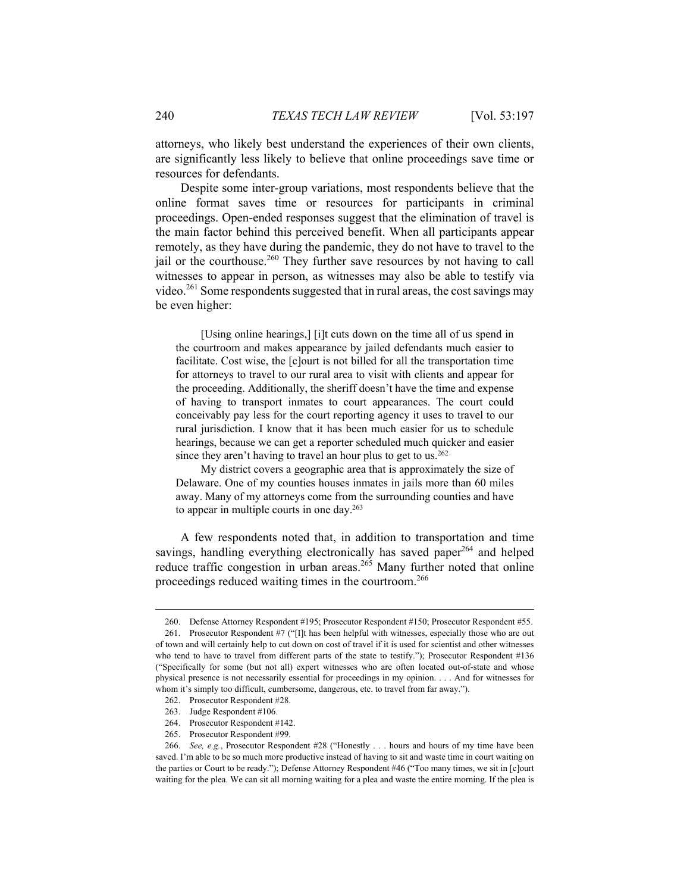attorneys, who likely best understand the experiences of their own clients, are significantly less likely to believe that online proceedings save time or resources for defendants.

Despite some inter-group variations, most respondents believe that the online format saves time or resources for participants in criminal proceedings. Open-ended responses suggest that the elimination of travel is the main factor behind this perceived benefit. When all participants appear remotely, as they have during the pandemic, they do not have to travel to the jail or the courthouse.[260] They further save resources by not having to call witnesses to appear in person, as witnesses may also be able to testify via video.[261] Some respondents suggested that in rural areas, the cost savings may be even higher:

> [Using online hearings,] [i]t cuts down on the time all of us spend in the courtroom and makes appearance by jailed defendants much easier to facilitate. Cost wise, the [c]ourt is not billed for all the transportation time for attorneys to travel to our rural area to visit with clients and appear for the proceeding. Additionally, the sheriff doesn't have the time and expense of having to transport inmates to court appearances. The court could conceivably pay less for the court reporting agency it uses to travel to our rural jurisdiction. I know that it has been much easier for us to schedule hearings, because we can get a reporter scheduled much quicker and easier since they aren't having to travel an hour plus to get to us.[262]
>
> My district covers a geographic area that is approximately the size of Delaware. One of my counties houses inmates in jails more than 60 miles away. Many of my attorneys come from the surrounding counties and have to appear in multiple courts in one day.[263]

A few respondents noted that, in addition to transportation and time savings, handling everything electronically has saved paper[264] and helped reduce traffic congestion in urban areas.[265] Many further noted that online proceedings reduced waiting times in the courtroom.[266]

---

260. Defense Attorney Respondent #195; Prosecutor Respondent #150; Prosecutor Respondent #55.

261. Prosecutor Respondent #7 ("[I]t has been helpful with witnesses, especially those who are out of town and will certainly help to cut down on cost of travel if it is used for scientist and other witnesses who tend to have to travel from different parts of the state to testify."); Prosecutor Respondent #136 ("Specifically for some (but not all) expert witnesses who are often located out-of-state and whose physical presence is not necessarily essential for proceedings in my opinion. . . . And for witnesses for whom it's simply too difficult, cumbersome, dangerous, etc. to travel from far away.").

262. Prosecutor Respondent #28.

263. Judge Respondent #106.

264. Prosecutor Respondent #142.

265. Prosecutor Respondent #99.

266. *See, e.g.*, Prosecutor Respondent #28 ("Honestly . . . hours and hours of my time have been saved. I'm able to be so much more productive instead of having to sit and waste time in court waiting on the parties or Court to be ready."); Defense Attorney Respondent #46 ("Too many times, we sit in [c]ourt waiting for the plea. We can sit all morning waiting for a plea and waste the entire morning. If the plea is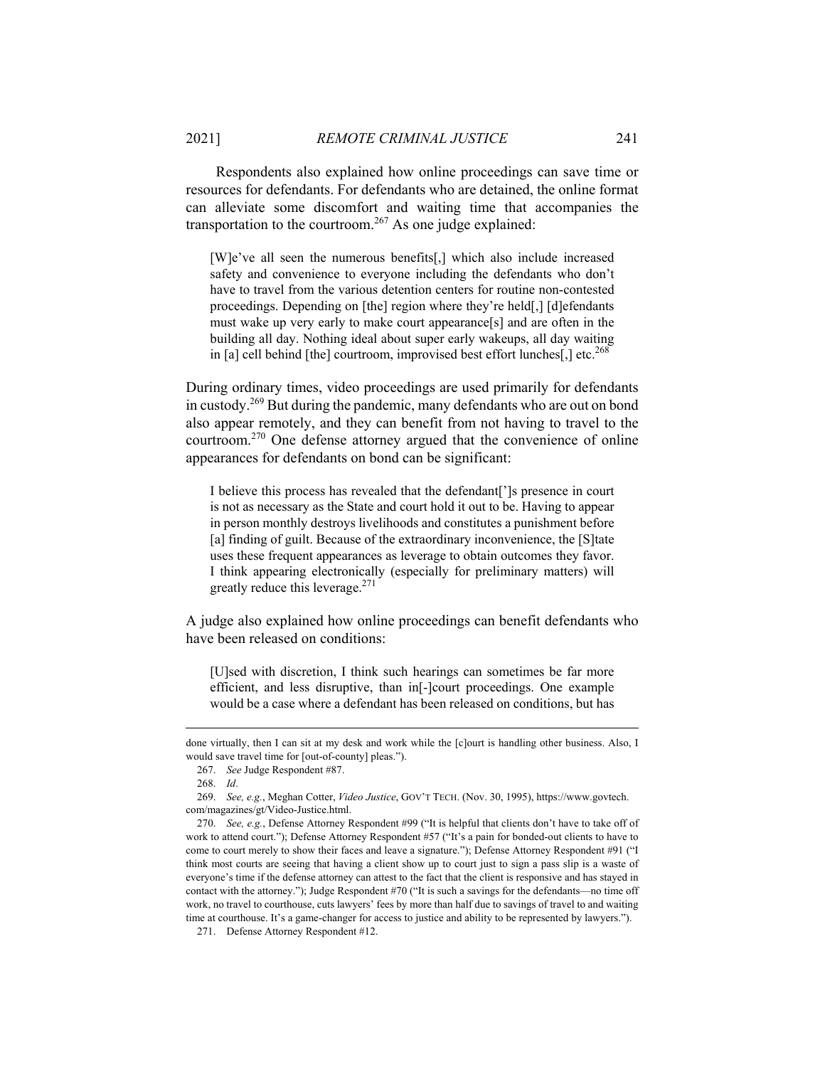Respondents also explained how online proceedings can save time or resources for defendants. For defendants who are detained, the online format can alleviate some discomfort and waiting time that accompanies the transportation to the courtroom.[267] As one judge explained:

> [W]e've all seen the numerous benefits[,] which also include increased safety and convenience to everyone including the defendants who don't have to travel from the various detention centers for routine non-contested proceedings. Depending on [the] region where they're held[,] [d]efendants must wake up very early to make court appearance[s] and are often in the building all day. Nothing ideal about super early wakeups, all day waiting in [a] cell behind [the] courtroom, improvised best effort lunches[,] etc.[268]

During ordinary times, video proceedings are used primarily for defendants in custody.[269] But during the pandemic, many defendants who are out on bond also appear remotely, and they can benefit from not having to travel to the courtroom.[270] One defense attorney argued that the convenience of online appearances for defendants on bond can be significant:

> I believe this process has revealed that the defendant[']s presence in court is not as necessary as the State and court hold it out to be. Having to appear in person monthly destroys livelihoods and constitutes a punishment before [a] finding of guilt. Because of the extraordinary inconvenience, the [S]tate uses these frequent appearances as leverage to obtain outcomes they favor. I think appearing electronically (especially for preliminary matters) will greatly reduce this leverage.[271]

A judge also explained how online proceedings can benefit defendants who have been released on conditions:

> [U]sed with discretion, I think such hearings can sometimes be far more efficient, and less disruptive, than in[-]court proceedings. One example would be a case where a defendant has been released on conditions, but has

---

done virtually, then I can sit at my desk and work while the [c]ourt is handling other business. Also, I would save travel time for [out-of-county] pleas.").

267. *See* Judge Respondent #87.

268. *Id*.

269. *See, e.g.*, Meghan Cotter, *Video Justice*, GOV'T TECH. (Nov. 30, 1995), https://www.govtech.com/magazines/gt/Video-Justice.html.

270. *See, e.g.*, Defense Attorney Respondent #99 ("It is helpful that clients don't have to take off of work to attend court."); Defense Attorney Respondent #57 ("It's a pain for bonded-out clients to have to come to court merely to show their faces and leave a signature."); Defense Attorney Respondent #91 ("I think most courts are seeing that having a client show up to court just to sign a pass slip is a waste of everyone's time if the defense attorney can attest to the fact that the client is responsive and has stayed in contact with the attorney."); Judge Respondent #70 ("It is such a savings for the defendants—no time off work, no travel to courthouse, cuts lawyers' fees by more than half due to savings of travel to and waiting time at courthouse. It's a game-changer for access to justice and ability to be represented by lawyers.").

271. Defense Attorney Respondent #12.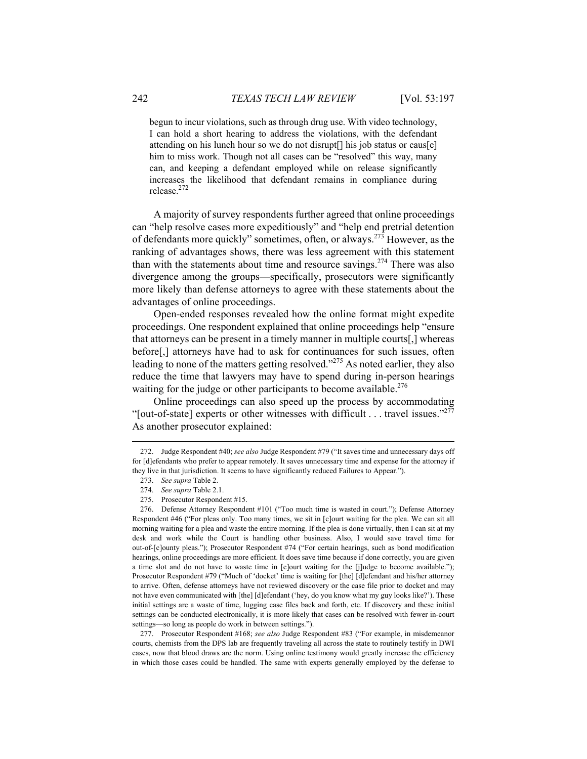> begun to incur violations, such as through drug use. With video technology, I can hold a short hearing to address the violations, with the defendant attending on his lunch hour so we do not disrupt[] his job status or caus[e] him to miss work. Though not all cases can be "resolved" this way, many can, and keeping a defendant employed while on release significantly increases the likelihood that defendant remains in compliance during release.[272]

A majority of survey respondents further agreed that online proceedings can "help resolve cases more expeditiously" and "help end pretrial detention of defendants more quickly" sometimes, often, or always.[273] However, as the ranking of advantages shows, there was less agreement with this statement than with the statements about time and resource savings.[274] There was also divergence among the groups—specifically, prosecutors were significantly more likely than defense attorneys to agree with these statements about the advantages of online proceedings.

Open-ended responses revealed how the online format might expedite proceedings. One respondent explained that online proceedings help "ensure that attorneys can be present in a timely manner in multiple courts[,] whereas before[,] attorneys have had to ask for continuances for such issues, often leading to none of the matters getting resolved."[275] As noted earlier, they also reduce the time that lawyers may have to spend during in-person hearings waiting for the judge or other participants to become available.[276]

Online proceedings can also speed up the process by accommodating "[out-of-state] experts or other witnesses with difficult . . . travel issues."[277] As another prosecutor explained:

---

272. Judge Respondent #40; *see also* Judge Respondent #79 ("It saves time and unnecessary days off for [d]efendants who prefer to appear remotely. It saves unnecessary time and expense for the attorney if they live in that jurisdiction. It seems to have significantly reduced Failures to Appear.").

273. *See supra* Table 2.

274. *See supra* Table 2.1.

275. Prosecutor Respondent #15.

276. Defense Attorney Respondent #101 ("Too much time is wasted in court."); Defense Attorney Respondent #46 ("For pleas only. Too many times, we sit in [c]ourt waiting for the plea. We can sit all morning waiting for a plea and waste the entire morning. If the plea is done virtually, then I can sit at my desk and work while the Court is handling other business. Also, I would save travel time for out-of-[c]ounty pleas."); Prosecutor Respondent #74 ("For certain hearings, such as bond modification hearings, online proceedings are more efficient. It does save time because if done correctly, you are given a time slot and do not have to waste time in [c]ourt waiting for the [j]udge to become available."); Prosecutor Respondent #79 ("Much of 'docket' time is waiting for [the] [d]efendant and his/her attorney to arrive. Often, defense attorneys have not reviewed discovery or the case file prior to docket and may not have even communicated with [the] [d]efendant ('hey, do you know what my guy looks like?'). These initial settings are a waste of time, lugging case files back and forth, etc. If discovery and these initial settings can be conducted electronically, it is more likely that cases can be resolved with fewer in-court settings—so long as people do work in between settings.").

277. Prosecutor Respondent #168; *see also* Judge Respondent #83 ("For example, in misdemeanor courts, chemists from the DPS lab are frequently traveling all across the state to routinely testify in DWI cases, now that blood draws are the norm. Using online testimony would greatly increase the efficiency in which those cases could be handled. The same with experts generally employed by the defense to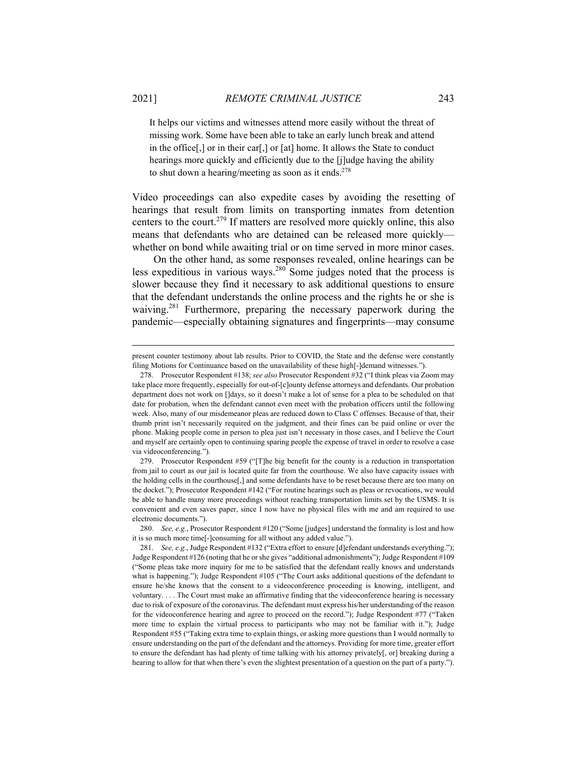It helps our victims and witnesses attend more easily without the threat of missing work. Some have been able to take an early lunch break and attend in the office[,] or in their car[,] or [at] home. It allows the State to conduct hearings more quickly and efficiently due to the [j]udge having the ability to shut down a hearing/meeting as soon as it ends.[278]

Video proceedings can also expedite cases by avoiding the resetting of hearings that result from limits on transporting inmates from detention centers to the court.[279] If matters are resolved more quickly online, this also means that defendants who are detained can be released more quickly—whether on bond while awaiting trial or on time served in more minor cases.

On the other hand, as some responses revealed, online hearings can be less expeditious in various ways.[280] Some judges noted that the process is slower because they find it necessary to ask additional questions to ensure that the defendant understands the online process and the rights he or she is waiving.[281] Furthermore, preparing the necessary paperwork during the pandemic—especially obtaining signatures and fingerprints—may consume

---

present counter testimony about lab results. Prior to COVID, the State and the defense were constantly filing Motions for Continuance based on the unavailability of these high[-]demand witnesses.").

278. Prosecutor Respondent #138; *see also* Prosecutor Respondent #32 ("I think pleas via Zoom may take place more frequently, especially for out-of-[c]ounty defense attorneys and defendants. Our probation department does not work on []days, so it doesn't make a lot of sense for a plea to be scheduled on that date for probation, when the defendant cannot even meet with the probation officers until the following week. Also, many of our misdemeanor pleas are reduced down to Class C offenses. Because of that, their thumb print isn't necessarily required on the judgment, and their fines can be paid online or over the phone. Making people come in person to plea just isn't necessary in those cases, and I believe the Court and myself are certainly open to continuing sparing people the expense of travel in order to resolve a case via videoconferencing.").

279. Prosecutor Respondent #59 ("[T]he big benefit for the county is a reduction in transportation from jail to court as our jail is located quite far from the courthouse. We also have capacity issues with the holding cells in the courthouse[,] and some defendants have to be reset because there are too many on the docket."); Prosecutor Respondent #142 ("For routine hearings such as pleas or revocations, we would be able to handle many more proceedings without reaching transportation limits set by the USMS. It is convenient and even saves paper, since I now have no physical files with me and am required to use electronic documents.").

280. *See, e.g.*, Prosecutor Respondent #120 ("Some [judges] understand the formality is lost and how it is so much more time[-]consuming for all without any added value.").

281. *See, e.g.*, Judge Respondent #132 ("Extra effort to ensure [d]efendant understands everything."); Judge Respondent #126 (noting that he or she gives "additional admonishments"); Judge Respondent #109 ("Some pleas take more inquiry for me to be satisfied that the defendant really knows and understands what is happening."); Judge Respondent #105 ("The Court asks additional questions of the defendant to ensure he/she knows that the consent to a videoconference proceeding is knowing, intelligent, and voluntary. . . . The Court must make an affirmative finding that the videoconference hearing is necessary due to risk of exposure of the coronavirus. The defendant must express his/her understanding of the reason for the videoconference hearing and agree to proceed on the record."); Judge Respondent #77 ("Taken more time to explain the virtual process to participants who may not be familiar with it."); Judge Respondent #55 ("Taking extra time to explain things, or asking more questions than I would normally to ensure understanding on the part of the defendant and the attorneys. Providing for more time, greater effort to ensure the defendant has had plenty of time talking with his attorney privately[, or] breaking during a hearing to allow for that when there's even the slightest presentation of a question on the part of a party.").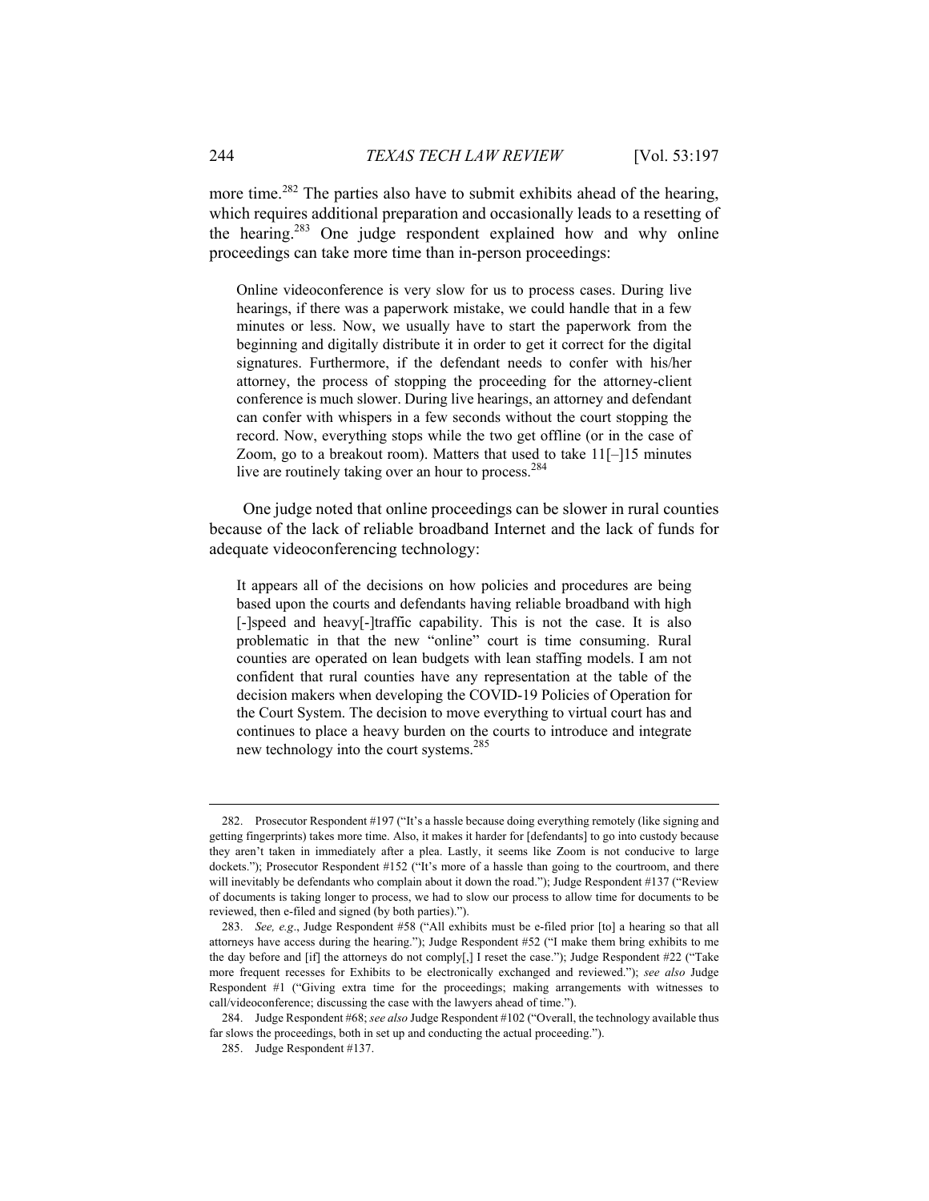more time.[282] The parties also have to submit exhibits ahead of the hearing, which requires additional preparation and occasionally leads to a resetting of the hearing.[283] One judge respondent explained how and why online proceedings can take more time than in-person proceedings:

> Online videoconference is very slow for us to process cases. During live hearings, if there was a paperwork mistake, we could handle that in a few minutes or less. Now, we usually have to start the paperwork from the beginning and digitally distribute it in order to get it correct for the digital signatures. Furthermore, if the defendant needs to confer with his/her attorney, the process of stopping the proceeding for the attorney-client conference is much slower. During live hearings, an attorney and defendant can confer with whispers in a few seconds without the court stopping the record. Now, everything stops while the two get offline (or in the case of Zoom, go to a breakout room). Matters that used to take 11[–]15 minutes live are routinely taking over an hour to process.[284]

One judge noted that online proceedings can be slower in rural counties because of the lack of reliable broadband Internet and the lack of funds for adequate videoconferencing technology:

> It appears all of the decisions on how policies and procedures are being based upon the courts and defendants having reliable broadband with high [-]speed and heavy[-]traffic capability. This is not the case. It is also problematic in that the new "online" court is time consuming. Rural counties are operated on lean budgets with lean staffing models. I am not confident that rural counties have any representation at the table of the decision makers when developing the COVID-19 Policies of Operation for the Court System. The decision to move everything to virtual court has and continues to place a heavy burden on the courts to introduce and integrate new technology into the court systems.[285]

---

282. Prosecutor Respondent #197 ("It's a hassle because doing everything remotely (like signing and getting fingerprints) takes more time. Also, it makes it harder for [defendants] to go into custody because they aren't taken in immediately after a plea. Lastly, it seems like Zoom is not conducive to large dockets."); Prosecutor Respondent #152 ("It's more of a hassle than going to the courtroom, and there will inevitably be defendants who complain about it down the road."); Judge Respondent #137 ("Review of documents is taking longer to process, we had to slow our process to allow time for documents to be reviewed, then e-filed and signed (by both parties).").

283. *See, e.g.*, Judge Respondent #58 ("All exhibits must be e-filed prior [to] a hearing so that all attorneys have access during the hearing."); Judge Respondent #52 ("I make them bring exhibits to me the day before and [if] the attorneys do not comply[,] I reset the case."); Judge Respondent #22 ("Take more frequent recesses for Exhibits to be electronically exchanged and reviewed."); *see also* Judge Respondent #1 ("Giving extra time for the proceedings; making arrangements with witnesses to call/videoconference; discussing the case with the lawyers ahead of time.").

284. Judge Respondent #68; *see also* Judge Respondent #102 ("Overall, the technology available thus far slows the proceedings, both in set up and conducting the actual proceeding.").

285. Judge Respondent #137.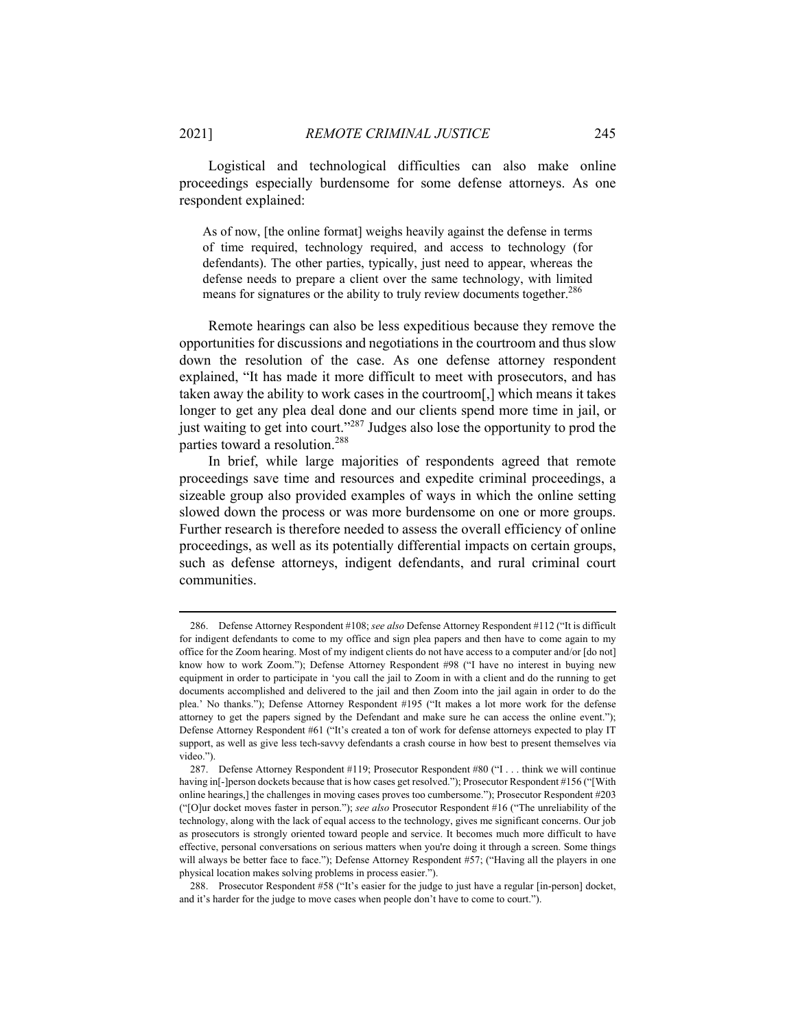Logistical and technological difficulties can also make online proceedings especially burdensome for some defense attorneys. As one respondent explained:

> As of now, [the online format] weighs heavily against the defense in terms of time required, technology required, and access to technology (for defendants). The other parties, typically, just need to appear, whereas the defense needs to prepare a client over the same technology, with limited means for signatures or the ability to truly review documents together.[286]

Remote hearings can also be less expeditious because they remove the opportunities for discussions and negotiations in the courtroom and thus slow down the resolution of the case. As one defense attorney respondent explained, "It has made it more difficult to meet with prosecutors, and has taken away the ability to work cases in the courtroom[,] which means it takes longer to get any plea deal done and our clients spend more time in jail, or just waiting to get into court."[287] Judges also lose the opportunity to prod the parties toward a resolution.[288]

In brief, while large majorities of respondents agreed that remote proceedings save time and resources and expedite criminal proceedings, a sizeable group also provided examples of ways in which the online setting slowed down the process or was more burdensome on one or more groups. Further research is therefore needed to assess the overall efficiency of online proceedings, as well as its potentially differential impacts on certain groups, such as defense attorneys, indigent defendants, and rural criminal court communities.

---

286. Defense Attorney Respondent #108; *see also* Defense Attorney Respondent #112 ("It is difficult for indigent defendants to come to my office and sign plea papers and then have to come again to my office for the Zoom hearing. Most of my indigent clients do not have access to a computer and/or [do not] know how to work Zoom."); Defense Attorney Respondent #98 ("I have no interest in buying new equipment in order to participate in 'you call the jail to Zoom in with a client and do the running to get documents accomplished and delivered to the jail and then Zoom into the jail again in order to do the plea.' No thanks."); Defense Attorney Respondent #195 ("It makes a lot more work for the defense attorney to get the papers signed by the Defendant and make sure he can access the online event."); Defense Attorney Respondent #61 ("It's created a ton of work for defense attorneys expected to play IT support, as well as give less tech-savvy defendants a crash course in how best to present themselves via video.").

287. Defense Attorney Respondent #119; Prosecutor Respondent #80 ("I . . . think we will continue having in[-]person dockets because that is how cases get resolved."); Prosecutor Respondent #156 ("[With online hearings,] the challenges in moving cases proves too cumbersome."); Prosecutor Respondent #203 ("[O]ur docket moves faster in person."); *see also* Prosecutor Respondent #16 ("The unreliability of the technology, along with the lack of equal access to the technology, gives me significant concerns. Our job as prosecutors is strongly oriented toward people and service. It becomes much more difficult to have effective, personal conversations on serious matters when you're doing it through a screen. Some things will always be better face to face."); Defense Attorney Respondent #57; ("Having all the players in one physical location makes solving problems in process easier.").

288. Prosecutor Respondent #58 ("It's easier for the judge to just have a regular [in-person] docket, and it's harder for the judge to move cases when people don't have to come to court.").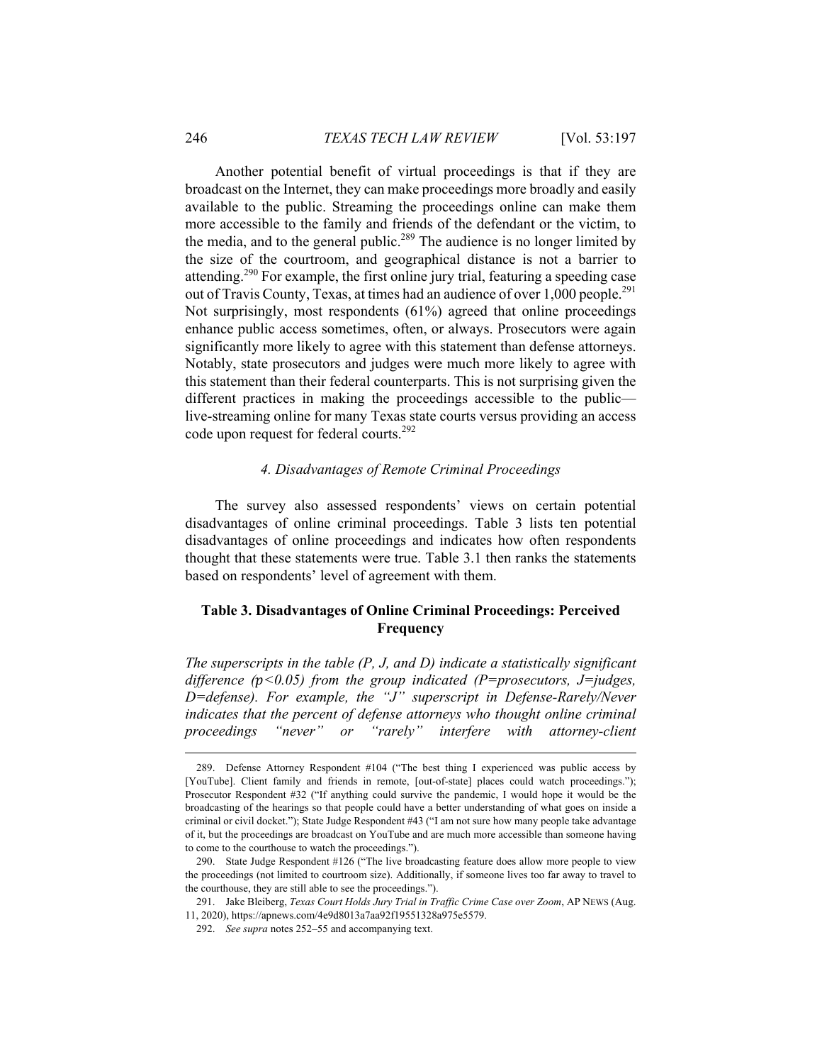Another potential benefit of virtual proceedings is that if they are broadcast on the Internet, they can make proceedings more broadly and easily available to the public. Streaming the proceedings online can make them more accessible to the family and friends of the defendant or the victim, to the media, and to the general public.[289] The audience is no longer limited by the size of the courtroom, and geographical distance is not a barrier to attending.[290] For example, the first online jury trial, featuring a speeding case out of Travis County, Texas, at times had an audience of over 1,000 people.[291] Not surprisingly, most respondents (61%) agreed that online proceedings enhance public access sometimes, often, or always. Prosecutors were again significantly more likely to agree with this statement than defense attorneys. Notably, state prosecutors and judges were much more likely to agree with this statement than their federal counterparts. This is not surprising given the different practices in making the proceedings accessible to the public—live-streaming online for many Texas state courts versus providing an access code upon request for federal courts.[292]

### *4. Disadvantages of Remote Criminal Proceedings*

The survey also assessed respondents' views on certain potential disadvantages of online criminal proceedings. Table 3 lists ten potential disadvantages of online proceedings and indicates how often respondents thought that these statements were true. Table 3.1 then ranks the statements based on respondents' level of agreement with them.

**Table 3. Disadvantages of Online Criminal Proceedings: Perceived Frequency**

*The superscripts in the table (P, J, and D) indicate a statistically significant difference ($p<0.05$) from the group indicated (P=prosecutors, J=judges, D=defense). For example, the "J" superscript in Defense-Rarely/Never indicates that the percent of defense attorneys who thought online criminal proceedings "never" or "rarely" interfere with attorney-client*

289. Defense Attorney Respondent #104 ("The best thing I experienced was public access by [YouTube]. Client family and friends in remote, [out-of-state] places could watch proceedings."); Prosecutor Respondent #32 ("If anything could survive the pandemic, I would hope it would be the broadcasting of the hearings so that people could have a better understanding of what goes on inside a criminal or civil docket."); State Judge Respondent #43 ("I am not sure how many people take advantage of it, but the proceedings are broadcast on YouTube and are much more accessible than someone having to come to the courthouse to watch the proceedings.").

290. State Judge Respondent #126 ("The live broadcasting feature does allow more people to view the proceedings (not limited to courtroom size). Additionally, if someone lives too far away to travel to the courthouse, they are still able to see the proceedings.").

291. Jake Bleiberg, *Texas Court Holds Jury Trial in Traffic Crime Case over Zoom*, AP NEWS (Aug. 11, 2020), https://apnews.com/4e9d8013a7aa92f19551328a975e5579.

292. *See supra* notes 252–55 and accompanying text.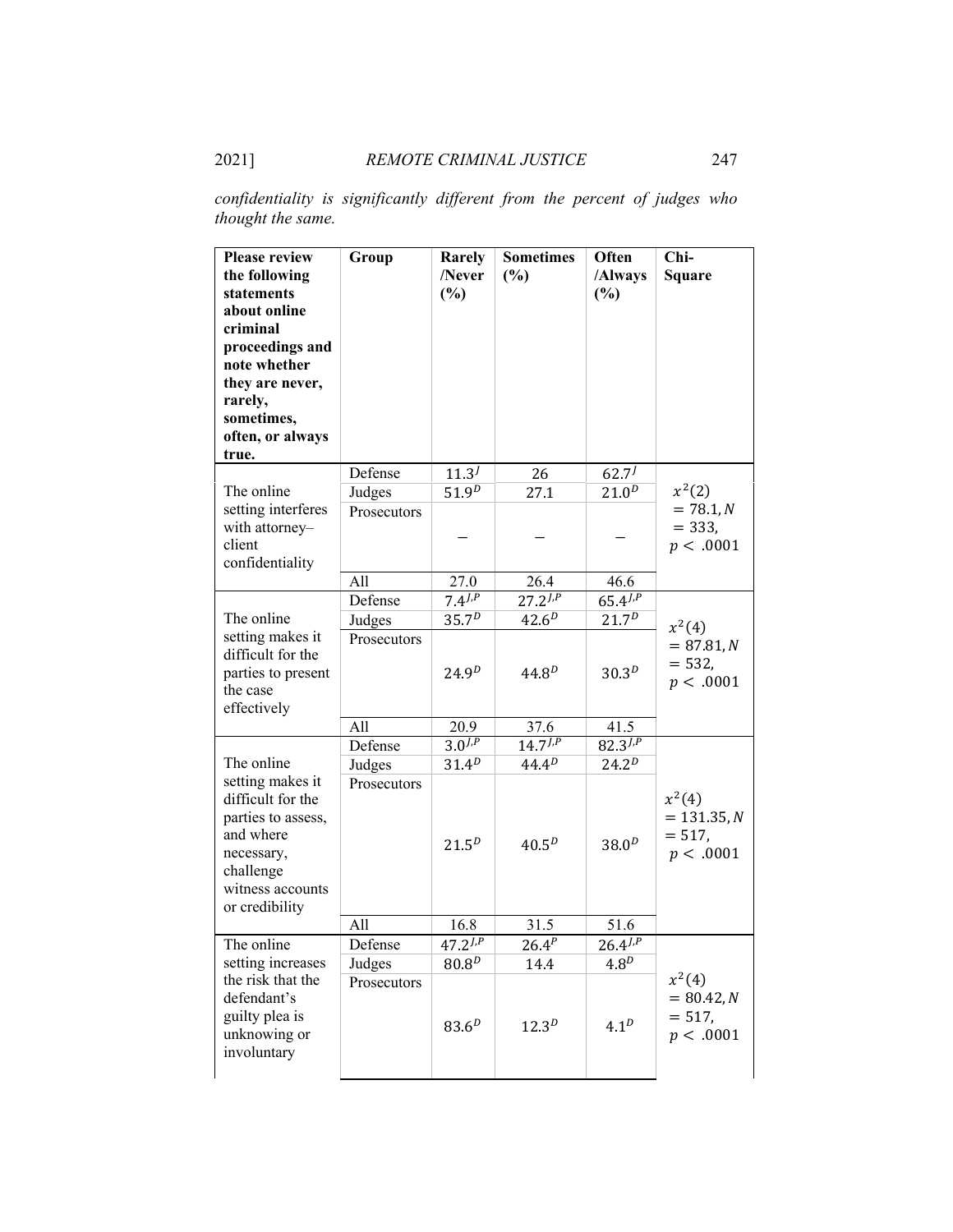*confidentiality is significantly different from the percent of judges who thought the same.*

| Please review the following statements about online criminal proceedings and note whether they are never, rarely, sometimes, often, or always true. | Group | Rarely /Never (%) | Sometimes (%) | Often /Always (%) | Chi-Square |
|---|---|---|---|---|---|
| The online setting interferes with attorney–client confidentiality | Defense | $11.3^{J}$ | 26 | $62.7^{J}$ | $x^2(2) = 78.1, N = 333, p < .0001$ |
| | Judges | $51.9^{D}$ | 27.1 | $21.0^{D}$ | |
| | Prosecutors | — | — | — | |
| | All | 27.0 | 26.4 | 46.6 | |
| The online setting makes it difficult for the parties to present the case effectively | Defense | $7.4^{J,P}$ | $27.2^{J,P}$ | $65.4^{J,P}$ | $x^2(4) = 87.81, N = 532, p < .0001$ |
| | Judges | $35.7^{D}$ | $42.6^{D}$ | $21.7^{D}$ | |
| | Prosecutors | $24.9^{D}$ | $44.8^{D}$ | $30.3^{D}$ | |
| | All | 20.9 | 37.6 | 41.5 | |
| The online setting makes it difficult for the parties to assess, and where necessary, challenge witness accounts or credibility | Defense | $3.0^{J,P}$ | $14.7^{J,P}$ | $82.3^{J,P}$ | $x^2(4) = 131.35, N = 517, p < .0001$ |
| | Judges | $31.4^{D}$ | $44.4^{D}$ | $24.2^{D}$ | |
| | Prosecutors | $21.5^{D}$ | $40.5^{D}$ | $38.0^{D}$ | |
| | All | 16.8 | 31.5 | 51.6 | |
| The online setting increases the risk that the defendant's guilty plea is unknowing or involuntary | Defense | $47.2^{J,P}$ | $26.4^{P}$ | $26.4^{J,P}$ | $x^2(4) = 80.42, N = 517, p < .0001$ |
| | Judges | $80.8^{D}$ | 14.4 | $4.8^{D}$ | |
| | Prosecutors | $83.6^{D}$ | $12.3^{D}$ | $4.1^{D}$ | |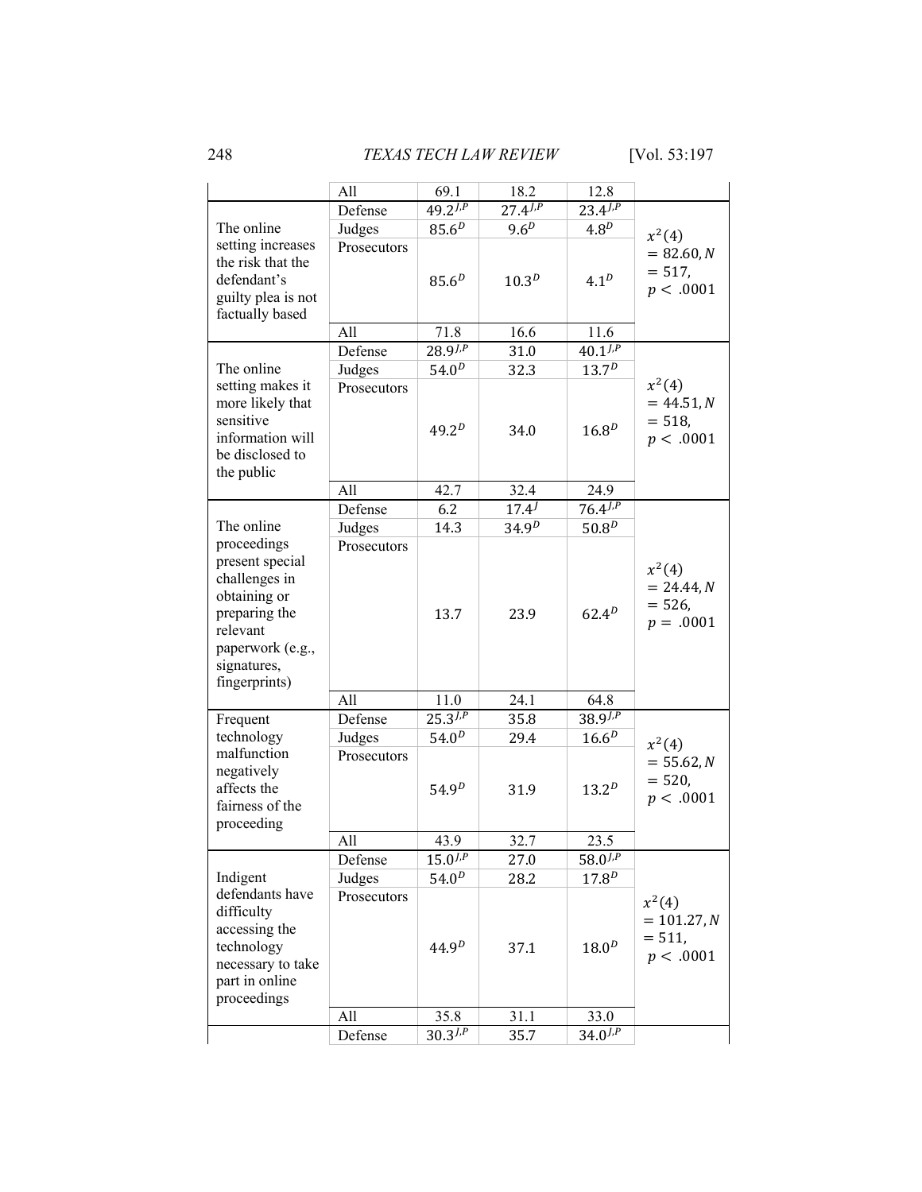| | | | | | |
|---|---|---|---|---|---|
| | All | 69.1 | 18.2 | 12.8 | |
| The online setting increases the risk that the defendant's guilty plea is not factually based | Defense | $49.2^{J,P}$ | $27.4^{J,P}$ | $23.4^{J,P}$ | $x^2(4) = 82.60, N = 517, p < .0001$ |
| | Judges | $85.6^{D}$ | $9.6^{D}$ | $4.8^{D}$ | |
| | Prosecutors | $85.6^{D}$ | $10.3^{D}$ | $4.1^{D}$ | |
| | All | 71.8 | 16.6 | 11.6 | |
| The online setting makes it more likely that sensitive information will be disclosed to the public | Defense | $28.9^{J,P}$ | 31.0 | $40.1^{J,P}$ | $x^2(4) = 44.51, N = 518, p < .0001$ |
| | Judges | $54.0^{D}$ | 32.3 | $13.7^{D}$ | |
| | Prosecutors | $49.2^{D}$ | 34.0 | $16.8^{D}$ | |
| | All | 42.7 | 32.4 | 24.9 | |
| The online proceedings present special challenges in obtaining or preparing the relevant paperwork (e.g., signatures, fingerprints) | Defense | 6.2 | $17.4^{J}$ | $76.4^{J,P}$ | $x^2(4) = 24.44, N = 526, p = .0001$ |
| | Judges | 14.3 | $34.9^{D}$ | $50.8^{D}$ | |
| | Prosecutors | 13.7 | 23.9 | $62.4^{D}$ | |
| | All | 11.0 | 24.1 | 64.8 | |
| Frequent technology malfunction negatively affects the fairness of the proceeding | Defense | $25.3^{J,P}$ | 35.8 | $38.9^{J,P}$ | $x^2(4) = 55.62, N = 520, p < .0001$ |
| | Judges | $54.0^{D}$ | 29.4 | $16.6^{D}$ | |
| | Prosecutors | $54.9^{D}$ | 31.9 | $13.2^{D}$ | |
| | All | 43.9 | 32.7 | 23.5 | |
| Indigent defendants have difficulty accessing the technology necessary to take part in online proceedings | Defense | $15.0^{J,P}$ | 27.0 | $58.0^{J,P}$ | $x^2(4) = 101.27, N = 511, p < .0001$ |
| | Judges | $54.0^{D}$ | 28.2 | $17.8^{D}$ | |
| | Prosecutors | $44.9^{D}$ | 37.1 | $18.0^{D}$ | |
| | All | 35.8 | 31.1 | 33.0 | |
| | Defense | $30.3^{J,P}$ | 35.7 | $34.0^{J,P}$ | |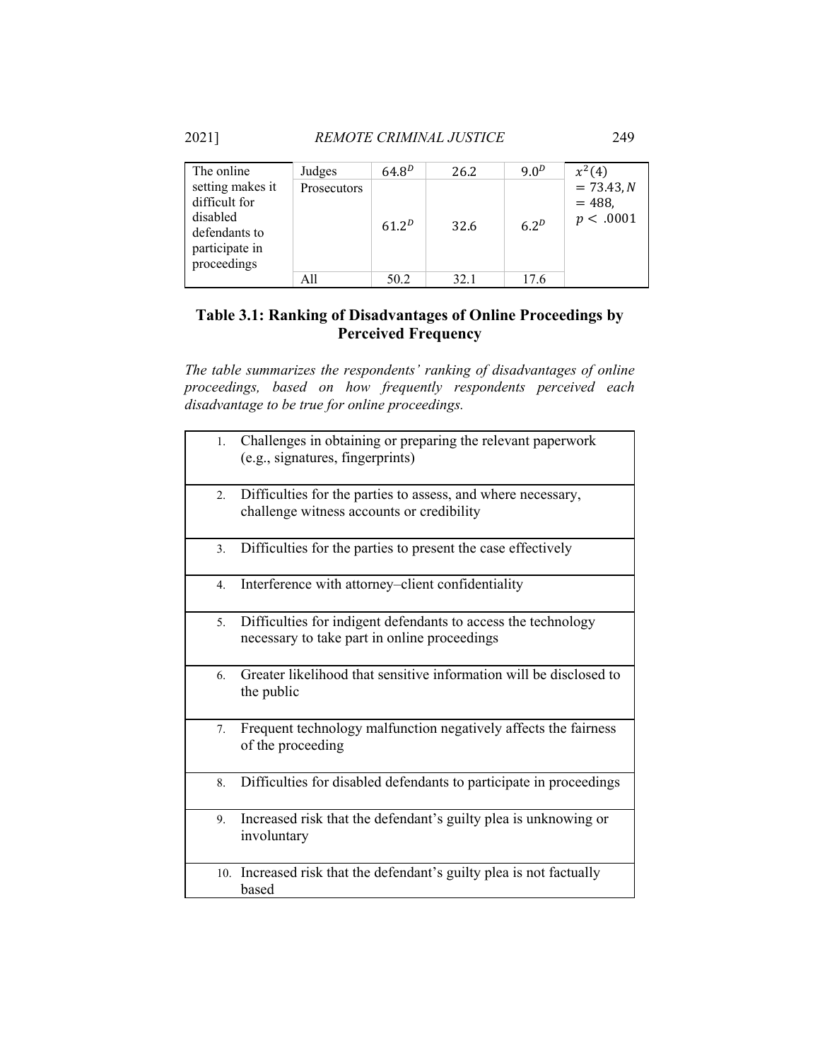| The online setting makes it difficult for disabled defendants to participate in proceedings | Judges | $64.8^{D}$ | 26.2 | $9.0^{D}$ | $x^2(4) = 73.43, N = 488, p < .0001$ |
|---|---|---|---|---|---|
| | Prosecutors | $61.2^{D}$ | 32.6 | $6.2^{D}$ | |
| | All | 50.2 | 32.1 | 17.6 | |

## Table 3.1: Ranking of Disadvantages of Online Proceedings by Perceived Frequency

*The table summarizes the respondents' ranking of disadvantages of online proceedings, based on how frequently respondents perceived each disadvantage to be true for online proceedings.*

| |
|---|
| 1. Challenges in obtaining or preparing the relevant paperwork (e.g., signatures, fingerprints) |
| 2. Difficulties for the parties to assess, and where necessary, challenge witness accounts or credibility |
| 3. Difficulties for the parties to present the case effectively |
| 4. Interference with attorney–client confidentiality |
| 5. Difficulties for indigent defendants to access the technology necessary to take part in online proceedings |
| 6. Greater likelihood that sensitive information will be disclosed to the public |
| 7. Frequent technology malfunction negatively affects the fairness of the proceeding |
| 8. Difficulties for disabled defendants to participate in proceedings |
| 9. Increased risk that the defendant's guilty plea is unknowing or involuntary |
| 10. Increased risk that the defendant's guilty plea is not factually based |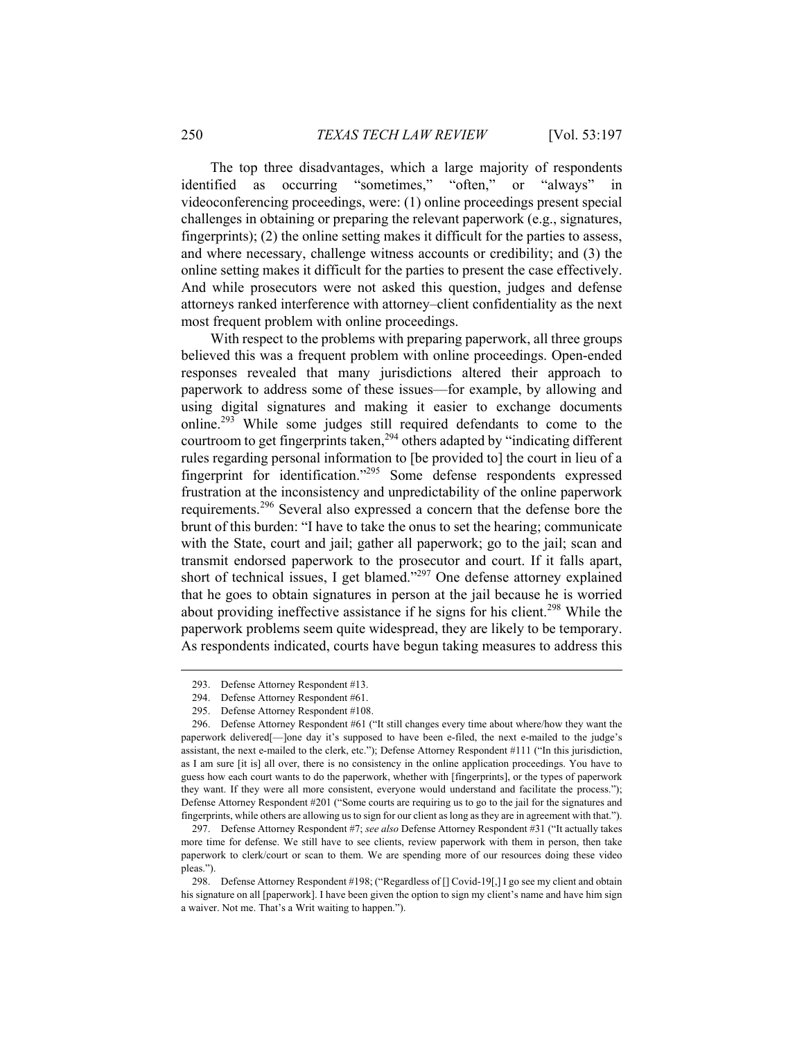The top three disadvantages, which a large majority of respondents identified as occurring "sometimes," "often," or "always" in videoconferencing proceedings, were: (1) online proceedings present special challenges in obtaining or preparing the relevant paperwork (e.g., signatures, fingerprints); (2) the online setting makes it difficult for the parties to assess, and where necessary, challenge witness accounts or credibility; and (3) the online setting makes it difficult for the parties to present the case effectively. And while prosecutors were not asked this question, judges and defense attorneys ranked interference with attorney–client confidentiality as the next most frequent problem with online proceedings.

With respect to the problems with preparing paperwork, all three groups believed this was a frequent problem with online proceedings. Open-ended responses revealed that many jurisdictions altered their approach to paperwork to address some of these issues—for example, by allowing and using digital signatures and making it easier to exchange documents online.[293] While some judges still required defendants to come to the courtroom to get fingerprints taken,[294] others adapted by "indicating different rules regarding personal information to [be provided to] the court in lieu of a fingerprint for identification."[295] Some defense respondents expressed frustration at the inconsistency and unpredictability of the online paperwork requirements.[296] Several also expressed a concern that the defense bore the brunt of this burden: "I have to take the onus to set the hearing; communicate with the State, court and jail; gather all paperwork; go to the jail; scan and transmit endorsed paperwork to the prosecutor and court. If it falls apart, short of technical issues, I get blamed."[297] One defense attorney explained that he goes to obtain signatures in person at the jail because he is worried about providing ineffective assistance if he signs for his client.[298] While the paperwork problems seem quite widespread, they are likely to be temporary. As respondents indicated, courts have begun taking measures to address this

---

293. Defense Attorney Respondent #13.

294. Defense Attorney Respondent #61.

295. Defense Attorney Respondent #108.

296. Defense Attorney Respondent #61 ("It still changes every time about where/how they want the paperwork delivered[—]one day it's supposed to have been e-filed, the next e-mailed to the judge's assistant, the next e-mailed to the clerk, etc."); Defense Attorney Respondent #111 ("In this jurisdiction, as I am sure [it is] all over, there is no consistency in the online application proceedings. You have to guess how each court wants to do the paperwork, whether with [fingerprints], or the types of paperwork they want. If they were all more consistent, everyone would understand and facilitate the process."); Defense Attorney Respondent #201 ("Some courts are requiring us to go to the jail for the signatures and fingerprints, while others are allowing us to sign for our client as long as they are in agreement with that.").

297. Defense Attorney Respondent #7; *see also* Defense Attorney Respondent #31 ("It actually takes more time for defense. We still have to see clients, review paperwork with them in person, then take paperwork to clerk/court or scan to them. We are spending more of our resources doing these video pleas.").

298. Defense Attorney Respondent #198; ("Regardless of [] Covid-19[,] I go see my client and obtain his signature on all [paperwork]. I have been given the option to sign my client's name and have him sign a waiver. Not me. That's a Writ waiting to happen.").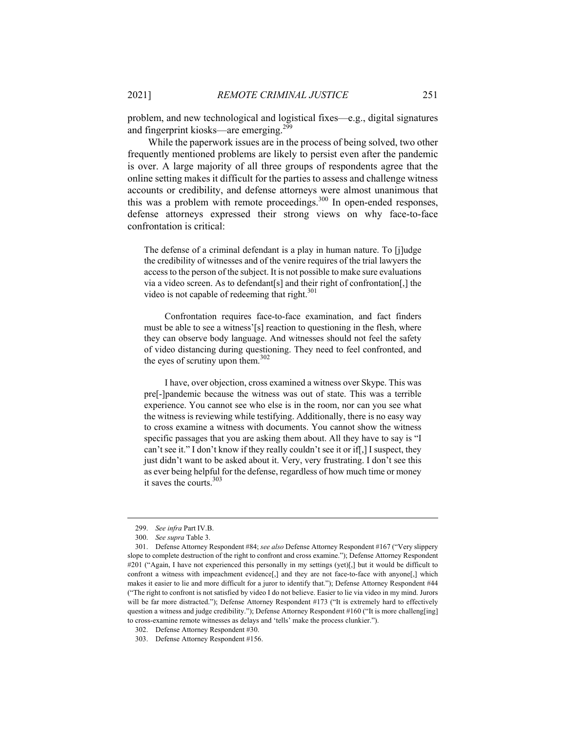problem, and new technological and logistical fixes—e.g., digital signatures and fingerprint kiosks—are emerging.[299]

While the paperwork issues are in the process of being solved, two other frequently mentioned problems are likely to persist even after the pandemic is over. A large majority of all three groups of respondents agree that the online setting makes it difficult for the parties to assess and challenge witness accounts or credibility, and defense attorneys were almost unanimous that this was a problem with remote proceedings.[300] In open-ended responses, defense attorneys expressed their strong views on why face-to-face confrontation is critical:

> The defense of a criminal defendant is a play in human nature. To [j]udge the credibility of witnesses and of the venire requires of the trial lawyers the access to the person of the subject. It is not possible to make sure evaluations via a video screen. As to defendant[s] and their right of confrontation[,] the video is not capable of redeeming that right.[301]
>
> Confrontation requires face-to-face examination, and fact finders must be able to see a witness'[s] reaction to questioning in the flesh, where they can observe body language. And witnesses should not feel the safety of video distancing during questioning. They need to feel confronted, and the eyes of scrutiny upon them.[302]
>
> I have, over objection, cross examined a witness over Skype. This was pre[-]pandemic because the witness was out of state. This was a terrible experience. You cannot see who else is in the room, nor can you see what the witness is reviewing while testifying. Additionally, there is no easy way to cross examine a witness with documents. You cannot show the witness specific passages that you are asking them about. All they have to say is "I can't see it." I don't know if they really couldn't see it or if[,] I suspect, they just didn't want to be asked about it. Very, very frustrating. I don't see this as ever being helpful for the defense, regardless of how much time or money it saves the courts.[303]

---

299. *See infra* Part IV.B.

300. *See supra* Table 3.

301. Defense Attorney Respondent #84; *see also* Defense Attorney Respondent #167 ("Very slippery slope to complete destruction of the right to confront and cross examine."); Defense Attorney Respondent #201 ("Again, I have not experienced this personally in my settings (yet)[,] but it would be difficult to confront a witness with impeachment evidence[,] and they are not face-to-face with anyone[,] which makes it easier to lie and more difficult for a juror to identify that."); Defense Attorney Respondent #44 ("The right to confront is not satisfied by video I do not believe. Easier to lie via video in my mind. Jurors will be far more distracted."); Defense Attorney Respondent #173 ("It is extremely hard to effectively question a witness and judge credibility."); Defense Attorney Respondent #160 ("It is more challeng[ing] to cross-examine remote witnesses as delays and 'tells' make the process clunkier.").

302. Defense Attorney Respondent #30.

303. Defense Attorney Respondent #156.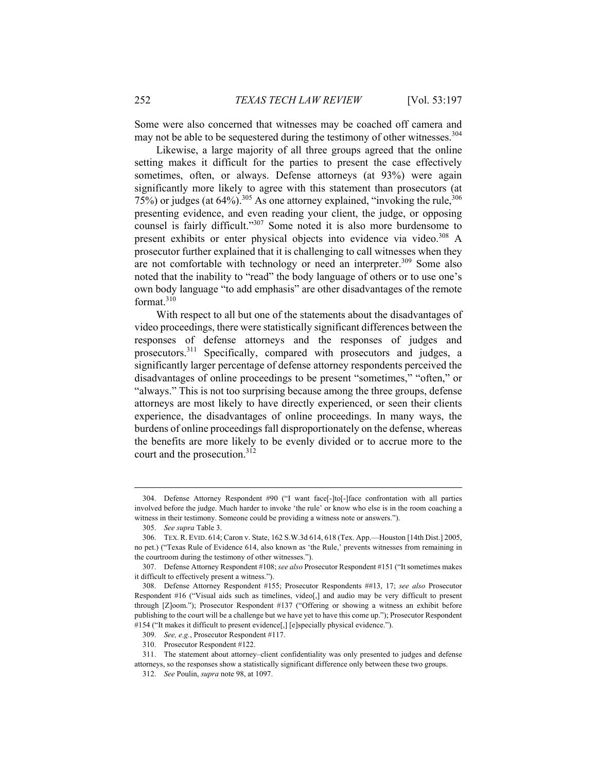Some were also concerned that witnesses may be coached off camera and may not be able to be sequestered during the testimony of other witnesses.[304]

Likewise, a large majority of all three groups agreed that the online setting makes it difficult for the parties to present the case effectively sometimes, often, or always. Defense attorneys (at 93%) were again significantly more likely to agree with this statement than prosecutors (at 75%) or judges (at 64%).[305] As one attorney explained, "invoking the rule,[306] presenting evidence, and even reading your client, the judge, or opposing counsel is fairly difficult."[307] Some noted it is also more burdensome to present exhibits or enter physical objects into evidence via video.[308] A prosecutor further explained that it is challenging to call witnesses when they are not comfortable with technology or need an interpreter.[309] Some also noted that the inability to "read" the body language of others or to use one's own body language "to add emphasis" are other disadvantages of the remote format.[310]

With respect to all but one of the statements about the disadvantages of video proceedings, there were statistically significant differences between the responses of defense attorneys and the responses of judges and prosecutors.[311] Specifically, compared with prosecutors and judges, a significantly larger percentage of defense attorney respondents perceived the disadvantages of online proceedings to be present "sometimes," "often," or "always." This is not too surprising because among the three groups, defense attorneys are most likely to have directly experienced, or seen their clients experience, the disadvantages of online proceedings. In many ways, the burdens of online proceedings fall disproportionately on the defense, whereas the benefits are more likely to be evenly divided or to accrue more to the court and the prosecution.[312]

---

304. Defense Attorney Respondent #90 ("I want face[-]to[-]face confrontation with all parties involved before the judge. Much harder to invoke 'the rule' or know who else is in the room coaching a witness in their testimony. Someone could be providing a witness note or answers.").

305. *See supra* Table 3.

306. TEX. R. EVID. 614; Caron v. State, 162 S.W.3d 614, 618 (Tex. App.—Houston [14th Dist.] 2005, no pet.) ("Texas Rule of Evidence 614, also known as 'the Rule,' prevents witnesses from remaining in the courtroom during the testimony of other witnesses.").

307. Defense Attorney Respondent #108; *see also* Prosecutor Respondent #151 ("It sometimes makes it difficult to effectively present a witness.").

308. Defense Attorney Respondent #155; Prosecutor Respondents ##13, 17; *see also* Prosecutor Respondent #16 ("Visual aids such as timelines, video[,] and audio may be very difficult to present through [Z]oom."); Prosecutor Respondent #137 ("Offering or showing a witness an exhibit before publishing to the court will be a challenge but we have yet to have this come up."); Prosecutor Respondent #154 ("It makes it difficult to present evidence[,] [e]specially physical evidence.").

309. *See, e.g.*, Prosecutor Respondent #117.

310. Prosecutor Respondent #122.

311. The statement about attorney–client confidentiality was only presented to judges and defense attorneys, so the responses show a statistically significant difference only between these two groups.

312. *See* Poulin, *supra* note 98, at 1097.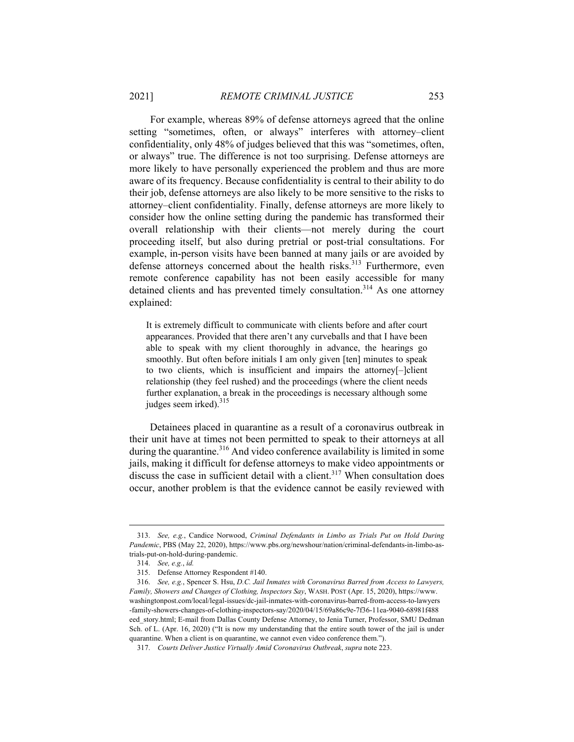For example, whereas 89% of defense attorneys agreed that the online setting "sometimes, often, or always" interferes with attorney–client confidentiality, only 48% of judges believed that this was "sometimes, often, or always" true. The difference is not too surprising. Defense attorneys are more likely to have personally experienced the problem and thus are more aware of its frequency. Because confidentiality is central to their ability to do their job, defense attorneys are also likely to be more sensitive to the risks to attorney–client confidentiality. Finally, defense attorneys are more likely to consider how the online setting during the pandemic has transformed their overall relationship with their clients—not merely during the court proceeding itself, but also during pretrial or post-trial consultations. For example, in-person visits have been banned at many jails or are avoided by defense attorneys concerned about the health risks.[313] Furthermore, even remote conference capability has not been easily accessible for many detained clients and has prevented timely consultation.[314] As one attorney explained:

> It is extremely difficult to communicate with clients before and after court appearances. Provided that there aren't any curveballs and that I have been able to speak with my client thoroughly in advance, the hearings go smoothly. But often before initials I am only given [ten] minutes to speak to two clients, which is insufficient and impairs the attorney[–]client relationship (they feel rushed) and the proceedings (where the client needs further explanation, a break in the proceedings is necessary although some judges seem irked).[315]

Detainees placed in quarantine as a result of a coronavirus outbreak in their unit have at times not been permitted to speak to their attorneys at all during the quarantine.[316] And video conference availability is limited in some jails, making it difficult for defense attorneys to make video appointments or discuss the case in sufficient detail with a client.[317] When consultation does occur, another problem is that the evidence cannot be easily reviewed with

---

313. *See, e.g.*, Candice Norwood, *Criminal Defendants in Limbo as Trials Put on Hold During Pandemic*, PBS (May 22, 2020), https://www.pbs.org/newshour/nation/criminal-defendants-in-limbo-as-trials-put-on-hold-during-pandemic.

314. *See, e.g.*, *id.*

315. Defense Attorney Respondent #140.

316. *See, e.g.*, Spencer S. Hsu, *D.C. Jail Inmates with Coronavirus Barred from Access to Lawyers, Family, Showers and Changes of Clothing, Inspectors Say*, WASH. POST (Apr. 15, 2020), https://www.washingtonpost.com/local/legal-issues/dc-jail-inmates-with-coronavirus-barred-from-access-to-lawyers-family-showers-changes-of-clothing-inspectors-say/2020/04/15/69a86c9e-7f36-11ea-9040-68981f488eed_story.html; E-mail from Dallas County Defense Attorney, to Jenia Turner, Professor, SMU Dedman Sch. of L. (Apr. 16, 2020) ("It is now my understanding that the entire south tower of the jail is under quarantine. When a client is on quarantine, we cannot even video conference them.").

317. *Courts Deliver Justice Virtually Amid Coronavirus Outbreak*, *supra* note 223.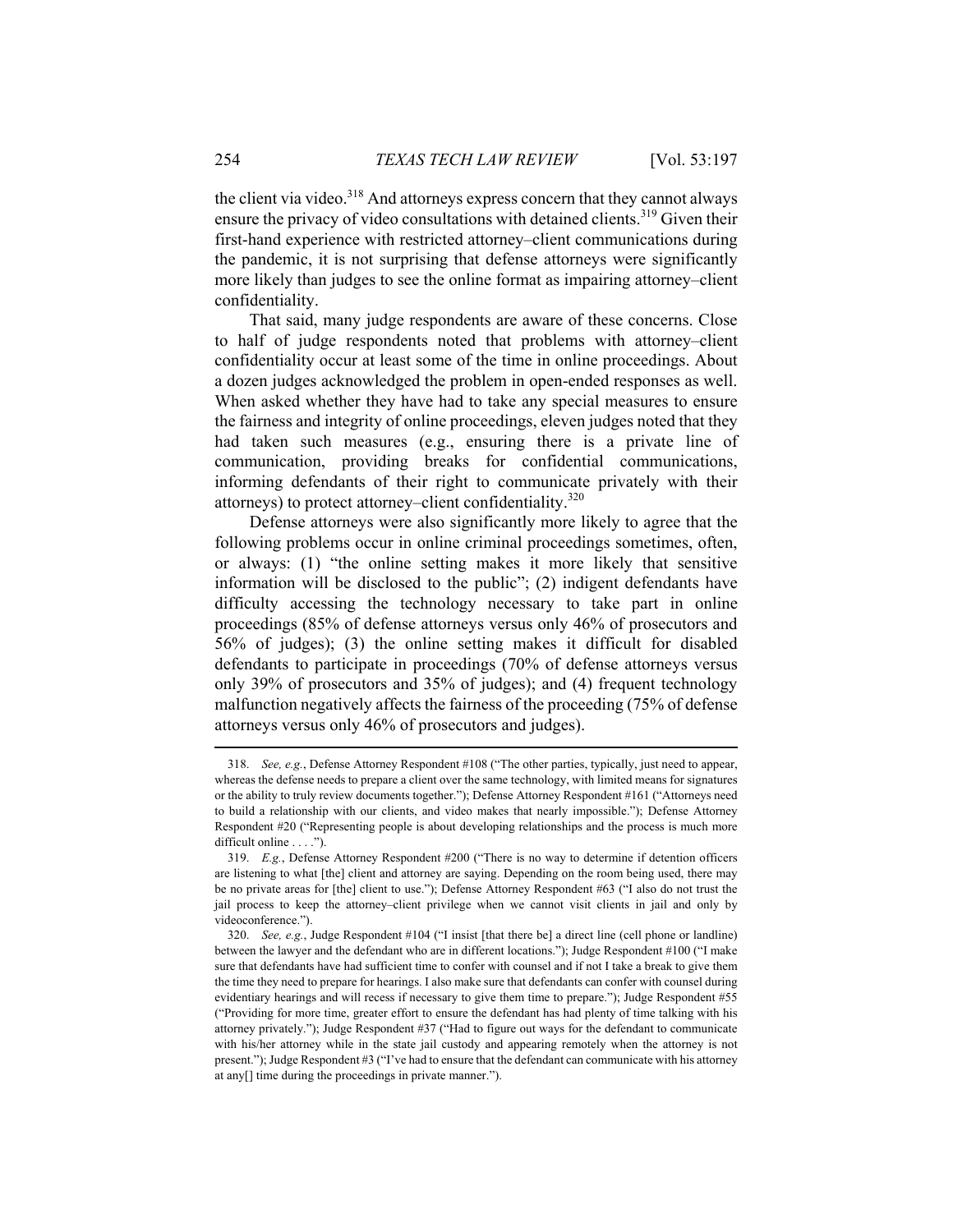the client via video.[318] And attorneys express concern that they cannot always ensure the privacy of video consultations with detained clients.[319] Given their first-hand experience with restricted attorney–client communications during the pandemic, it is not surprising that defense attorneys were significantly more likely than judges to see the online format as impairing attorney–client confidentiality.

That said, many judge respondents are aware of these concerns. Close to half of judge respondents noted that problems with attorney–client confidentiality occur at least some of the time in online proceedings. About a dozen judges acknowledged the problem in open-ended responses as well. When asked whether they have had to take any special measures to ensure the fairness and integrity of online proceedings, eleven judges noted that they had taken such measures (e.g., ensuring there is a private line of communication, providing breaks for confidential communications, informing defendants of their right to communicate privately with their attorneys) to protect attorney–client confidentiality.[320]

Defense attorneys were also significantly more likely to agree that the following problems occur in online criminal proceedings sometimes, often, or always: (1) "the online setting makes it more likely that sensitive information will be disclosed to the public"; (2) indigent defendants have difficulty accessing the technology necessary to take part in online proceedings (85% of defense attorneys versus only 46% of prosecutors and 56% of judges); (3) the online setting makes it difficult for disabled defendants to participate in proceedings (70% of defense attorneys versus only 39% of prosecutors and 35% of judges); and (4) frequent technology malfunction negatively affects the fairness of the proceeding (75% of defense attorneys versus only 46% of prosecutors and judges).

---

318. *See, e.g.*, Defense Attorney Respondent #108 ("The other parties, typically, just need to appear, whereas the defense needs to prepare a client over the same technology, with limited means for signatures or the ability to truly review documents together."); Defense Attorney Respondent #161 ("Attorneys need to build a relationship with our clients, and video makes that nearly impossible."); Defense Attorney Respondent #20 ("Representing people is about developing relationships and the process is much more difficult online . . . .").

319. *E.g.*, Defense Attorney Respondent #200 ("There is no way to determine if detention officers are listening to what [the] client and attorney are saying. Depending on the room being used, there may be no private areas for [the] client to use."); Defense Attorney Respondent #63 ("I also do not trust the jail process to keep the attorney–client privilege when we cannot visit clients in jail and only by videoconference.").

320. *See, e.g.*, Judge Respondent #104 ("I insist [that there be] a direct line (cell phone or landline) between the lawyer and the defendant who are in different locations."); Judge Respondent #100 ("I make sure that defendants have had sufficient time to confer with counsel and if not I take a break to give them the time they need to prepare for hearings. I also make sure that defendants can confer with counsel during evidentiary hearings and will recess if necessary to give them time to prepare."); Judge Respondent #55 ("Providing for more time, greater effort to ensure the defendant has had plenty of time talking with his attorney privately."); Judge Respondent #37 ("Had to figure out ways for the defendant to communicate with his/her attorney while in the state jail custody and appearing remotely when the attorney is not present."); Judge Respondent #3 ("I've had to ensure that the defendant can communicate with his attorney at any[] time during the proceedings in private manner.").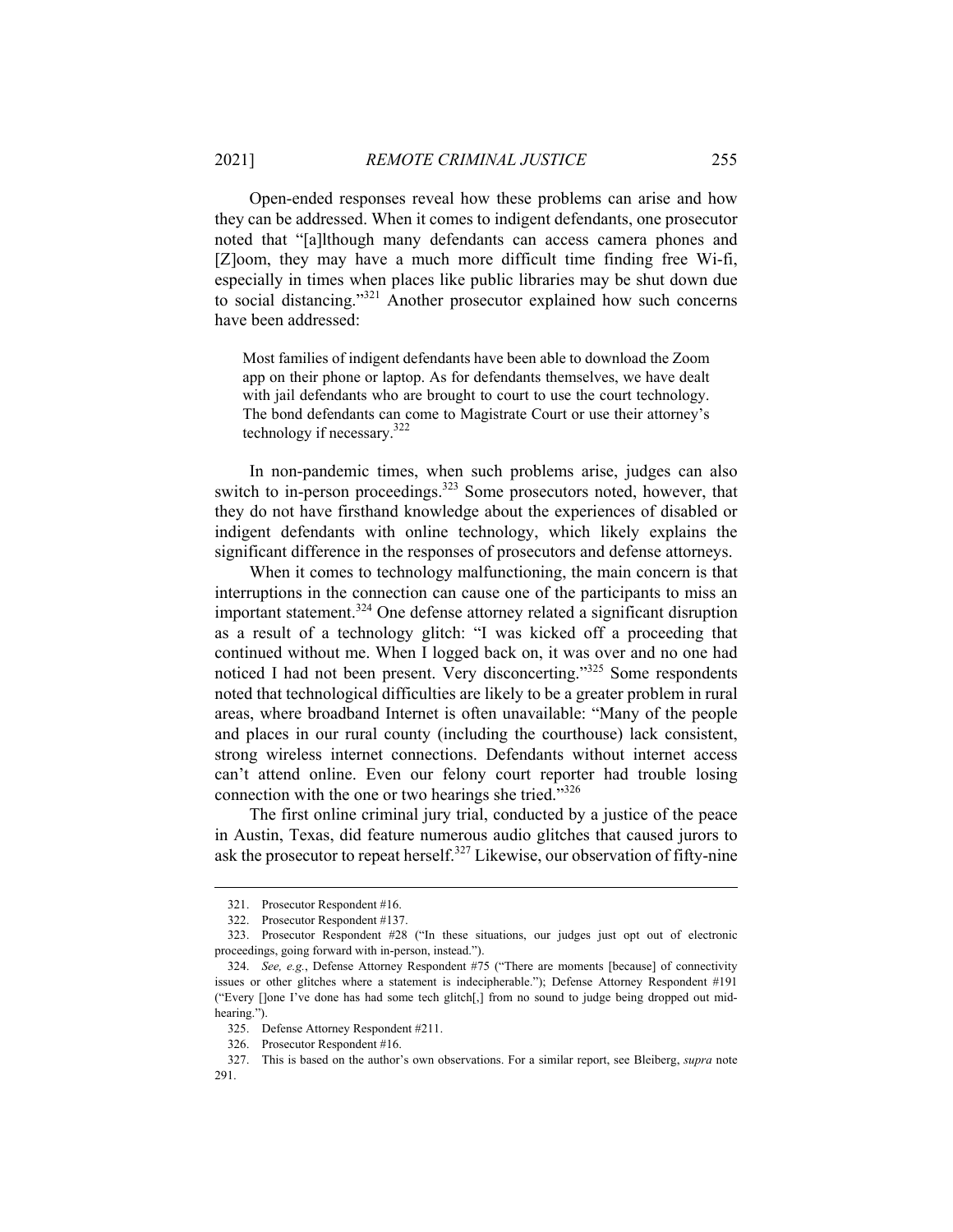Open-ended responses reveal how these problems can arise and how they can be addressed. When it comes to indigent defendants, one prosecutor noted that "[a]lthough many defendants can access camera phones and [Z]oom, they may have a much more difficult time finding free Wi-fi, especially in times when places like public libraries may be shut down due to social distancing."[321] Another prosecutor explained how such concerns have been addressed:

> Most families of indigent defendants have been able to download the Zoom app on their phone or laptop. As for defendants themselves, we have dealt with jail defendants who are brought to court to use the court technology. The bond defendants can come to Magistrate Court or use their attorney's technology if necessary.[322]

In non-pandemic times, when such problems arise, judges can also switch to in-person proceedings.[323] Some prosecutors noted, however, that they do not have firsthand knowledge about the experiences of disabled or indigent defendants with online technology, which likely explains the significant difference in the responses of prosecutors and defense attorneys.

When it comes to technology malfunctioning, the main concern is that interruptions in the connection can cause one of the participants to miss an important statement.[324] One defense attorney related a significant disruption as a result of a technology glitch: "I was kicked off a proceeding that continued without me. When I logged back on, it was over and no one had noticed I had not been present. Very disconcerting."[325] Some respondents noted that technological difficulties are likely to be a greater problem in rural areas, where broadband Internet is often unavailable: "Many of the people and places in our rural county (including the courthouse) lack consistent, strong wireless internet connections. Defendants without internet access can't attend online. Even our felony court reporter had trouble losing connection with the one or two hearings she tried."[326]

The first online criminal jury trial, conducted by a justice of the peace in Austin, Texas, did feature numerous audio glitches that caused jurors to ask the prosecutor to repeat herself.[327] Likewise, our observation of fifty-nine

---

321. Prosecutor Respondent #16.

322. Prosecutor Respondent #137.

323. Prosecutor Respondent #28 ("In these situations, our judges just opt out of electronic proceedings, going forward with in-person, instead.").

324. *See, e.g.*, Defense Attorney Respondent #75 ("There are moments [because] of connectivity issues or other glitches where a statement is indecipherable."); Defense Attorney Respondent #191 ("Every []one I've done has had some tech glitch[,] from no sound to judge being dropped out mid-hearing.").

325. Defense Attorney Respondent #211.

326. Prosecutor Respondent #16.

327. This is based on the author's own observations. For a similar report, see Bleiberg, *supra* note 291.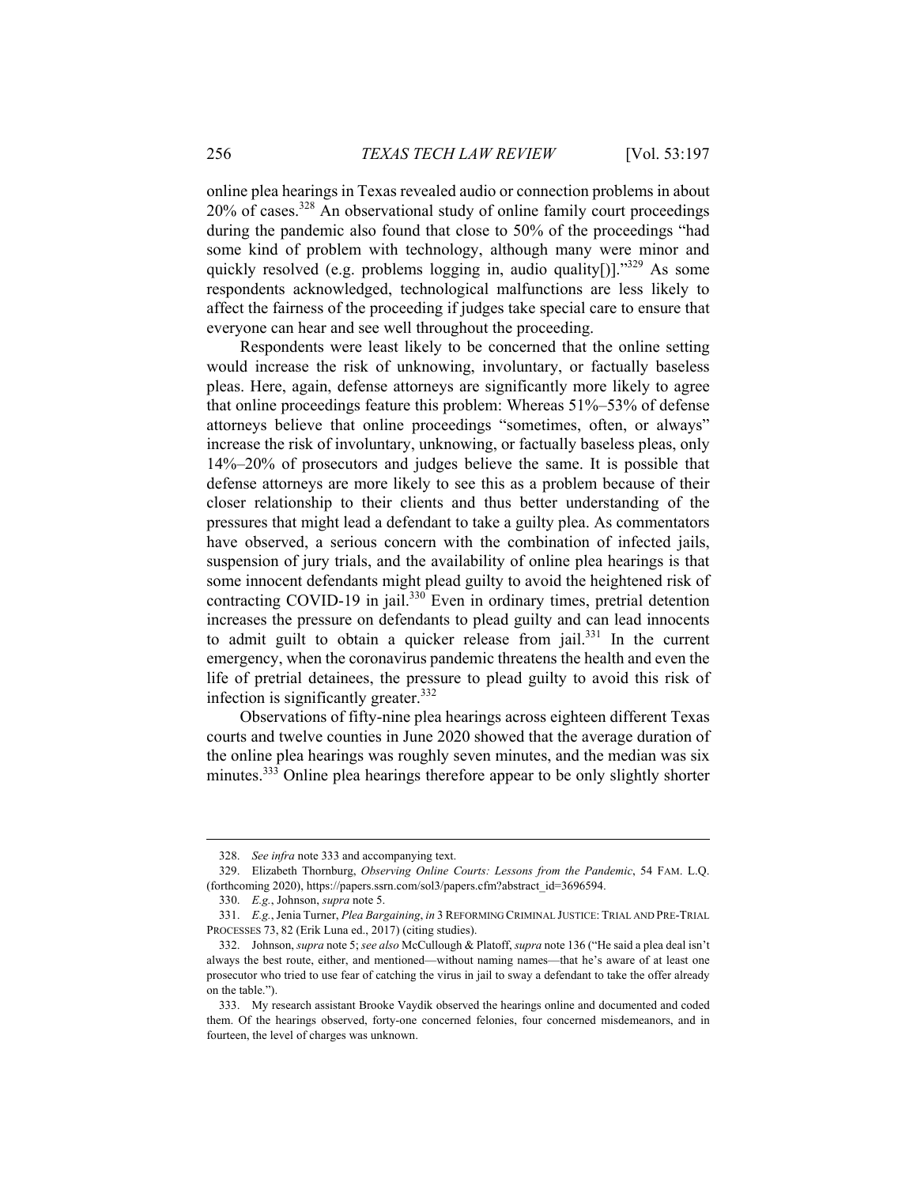online plea hearings in Texas revealed audio or connection problems in about 20% of cases.[328] An observational study of online family court proceedings during the pandemic also found that close to 50% of the proceedings "had some kind of problem with technology, although many were minor and quickly resolved (e.g. problems logging in, audio quality[])."[329] As some respondents acknowledged, technological malfunctions are less likely to affect the fairness of the proceeding if judges take special care to ensure that everyone can hear and see well throughout the proceeding.

Respondents were least likely to be concerned that the online setting would increase the risk of unknowing, involuntary, or factually baseless pleas. Here, again, defense attorneys are significantly more likely to agree that online proceedings feature this problem: Whereas 51%–53% of defense attorneys believe that online proceedings "sometimes, often, or always" increase the risk of involuntary, unknowing, or factually baseless pleas, only 14%–20% of prosecutors and judges believe the same. It is possible that defense attorneys are more likely to see this as a problem because of their closer relationship to their clients and thus better understanding of the pressures that might lead a defendant to take a guilty plea. As commentators have observed, a serious concern with the combination of infected jails, suspension of jury trials, and the availability of online plea hearings is that some innocent defendants might plead guilty to avoid the heightened risk of contracting COVID-19 in jail.[330] Even in ordinary times, pretrial detention increases the pressure on defendants to plead guilty and can lead innocents to admit guilt to obtain a quicker release from jail.[331] In the current emergency, when the coronavirus pandemic threatens the health and even the life of pretrial detainees, the pressure to plead guilty to avoid this risk of infection is significantly greater.[332]

Observations of fifty-nine plea hearings across eighteen different Texas courts and twelve counties in June 2020 showed that the average duration of the online plea hearings was roughly seven minutes, and the median was six minutes.[333] Online plea hearings therefore appear to be only slightly shorter

---

328. *See infra* note 333 and accompanying text.

329. Elizabeth Thornburg, *Observing Online Courts: Lessons from the Pandemic*, 54 FAM. L.Q. (forthcoming 2020), https://papers.ssrn.com/sol3/papers.cfm?abstract_id=3696594.

330. *E.g.*, Johnson, *supra* note 5.

331. *E.g.*, Jenia Turner, *Plea Bargaining*, *in* 3 REFORMING CRIMINAL JUSTICE: TRIAL AND PRE-TRIAL PROCESSES 73, 82 (Erik Luna ed., 2017) (citing studies).

332. Johnson, *supra* note 5; *see also* McCullough & Platoff, *supra* note 136 ("He said a plea deal isn't always the best route, either, and mentioned—without naming names—that he's aware of at least one prosecutor who tried to use fear of catching the virus in jail to sway a defendant to take the offer already on the table.").

333. My research assistant Brooke Vaydik observed the hearings online and documented and coded them. Of the hearings observed, forty-one concerned felonies, four concerned misdemeanors, and in fourteen, the level of charges was unknown.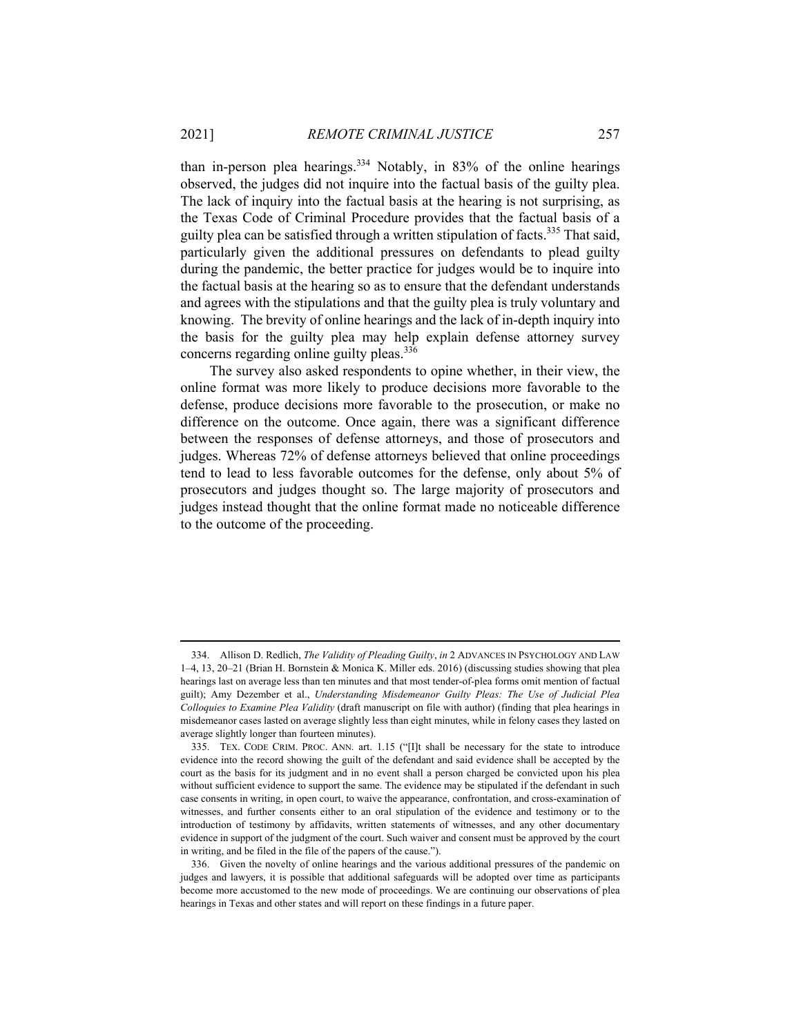than in-person plea hearings.[334] Notably, in 83% of the online hearings observed, the judges did not inquire into the factual basis of the guilty plea. The lack of inquiry into the factual basis at the hearing is not surprising, as the Texas Code of Criminal Procedure provides that the factual basis of a guilty plea can be satisfied through a written stipulation of facts.[335] That said, particularly given the additional pressures on defendants to plead guilty during the pandemic, the better practice for judges would be to inquire into the factual basis at the hearing so as to ensure that the defendant understands and agrees with the stipulations and that the guilty plea is truly voluntary and knowing. The brevity of online hearings and the lack of in-depth inquiry into the basis for the guilty plea may help explain defense attorney survey concerns regarding online guilty pleas.[336]

The survey also asked respondents to opine whether, in their view, the online format was more likely to produce decisions more favorable to the defense, produce decisions more favorable to the prosecution, or make no difference on the outcome. Once again, there was a significant difference between the responses of defense attorneys, and those of prosecutors and judges. Whereas 72% of defense attorneys believed that online proceedings tend to lead to less favorable outcomes for the defense, only about 5% of prosecutors and judges thought so. The large majority of prosecutors and judges instead thought that the online format made no noticeable difference to the outcome of the proceeding.

---

334. Allison D. Redlich, *The Validity of Pleading Guilty*, *in* 2 ADVANCES IN PSYCHOLOGY AND LAW 1–4, 13, 20–21 (Brian H. Bornstein & Monica K. Miller eds. 2016) (discussing studies showing that plea hearings last on average less than ten minutes and that most tender-of-plea forms omit mention of factual guilt); Amy Dezember et al., *Understanding Misdemeanor Guilty Pleas: The Use of Judicial Plea Colloquies to Examine Plea Validity* (draft manuscript on file with author) (finding that plea hearings in misdemeanor cases lasted on average slightly less than eight minutes, while in felony cases they lasted on average slightly longer than fourteen minutes).

335. TEX. CODE CRIM. PROC. ANN. art. 1.15 ("[I]t shall be necessary for the state to introduce evidence into the record showing the guilt of the defendant and said evidence shall be accepted by the court as the basis for its judgment and in no event shall a person charged be convicted upon his plea without sufficient evidence to support the same. The evidence may be stipulated if the defendant in such case consents in writing, in open court, to waive the appearance, confrontation, and cross-examination of witnesses, and further consents either to an oral stipulation of the evidence and testimony or to the introduction of testimony by affidavits, written statements of witnesses, and any other documentary evidence in support of the judgment of the court. Such waiver and consent must be approved by the court in writing, and be filed in the file of the papers of the cause.").

336. Given the novelty of online hearings and the various additional pressures of the pandemic on judges and lawyers, it is possible that additional safeguards will be adopted over time as participants become more accustomed to the new mode of proceedings. We are continuing our observations of plea hearings in Texas and other states and will report on these findings in a future paper.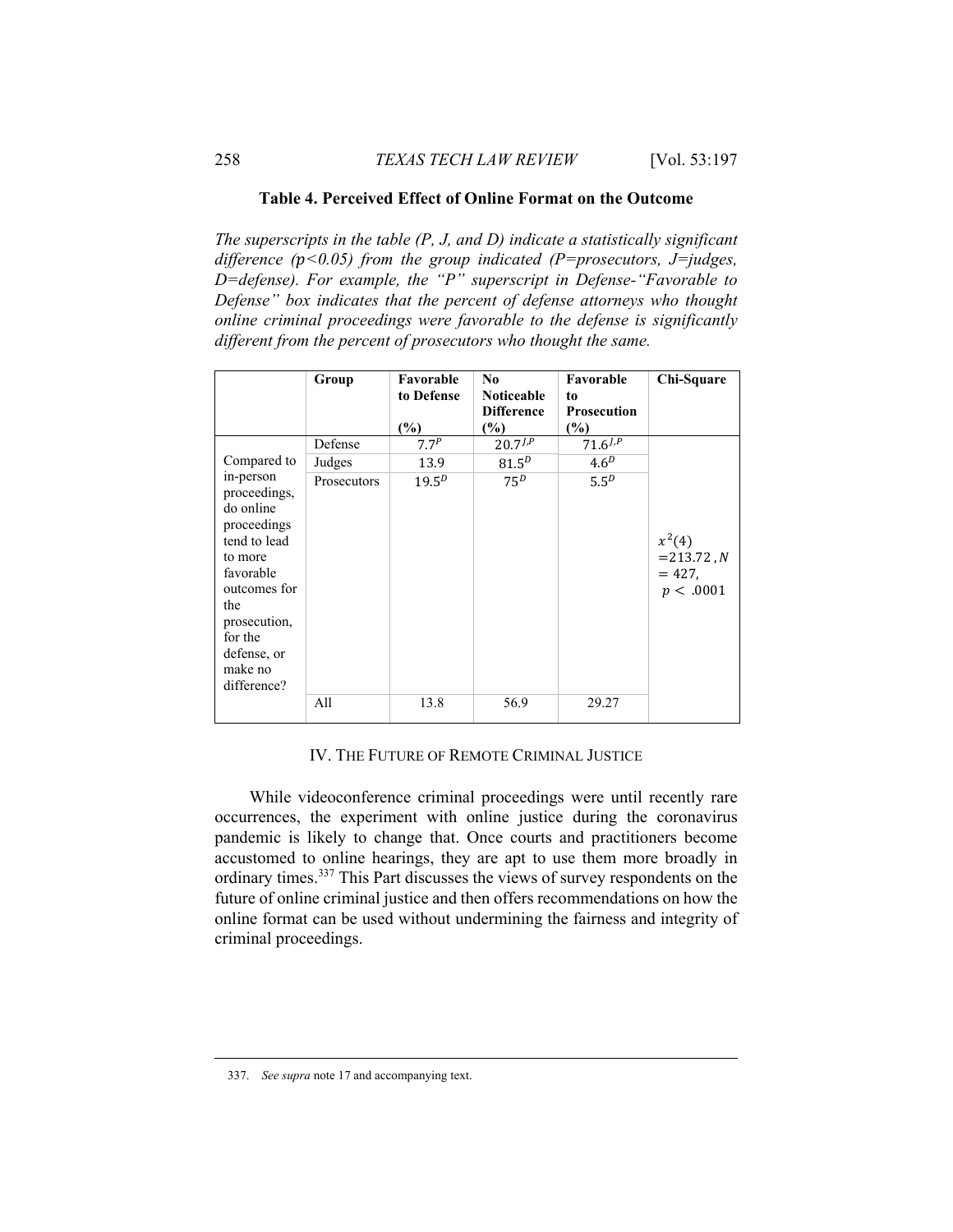**Table 4. Perceived Effect of Online Format on the Outcome**

*The superscripts in the table (P, J, and D) indicate a statistically significant difference (p<0.05) from the group indicated (P=prosecutors, J=judges, D=defense). For example, the "P" superscript in Defense-"Favorable to Defense" box indicates that the percent of defense attorneys who thought online criminal proceedings were favorable to the defense is significantly different from the percent of prosecutors who thought the same.*

| | Group | Favorable to Defense (%) | No Noticeable Difference (%) | Favorable to Prosecution (%) | Chi-Square |
|---|---|---|---|---|---|
| Compared to in-person proceedings, do online proceedings tend to lead to more favorable outcomes for the prosecution, for the defense, or make no difference? | Defense | $7.7^{P}$ | $20.7^{J,P}$ | $71.6^{J,P}$ | $x^2(4) = 213.72, N = 427, p < .0001$ |
| | Judges | 13.9 | $81.5^{D}$ | $4.6^{D}$ | |
| | Prosecutors | $19.5^{D}$ | $75^{D}$ | $5.5^{D}$ | |
| | All | 13.8 | 56.9 | 29.27 | |

## IV. The Future of Remote Criminal Justice

While videoconference criminal proceedings were until recently rare occurrences, the experiment with online justice during the coronavirus pandemic is likely to change that. Once courts and practitioners become accustomed to online hearings, they are apt to use them more broadly in ordinary times.[337] This Part discusses the views of survey respondents on the future of online criminal justice and then offers recommendations on how the online format can be used without undermining the fairness and integrity of criminal proceedings.

337. *See supra* note 17 and accompanying text.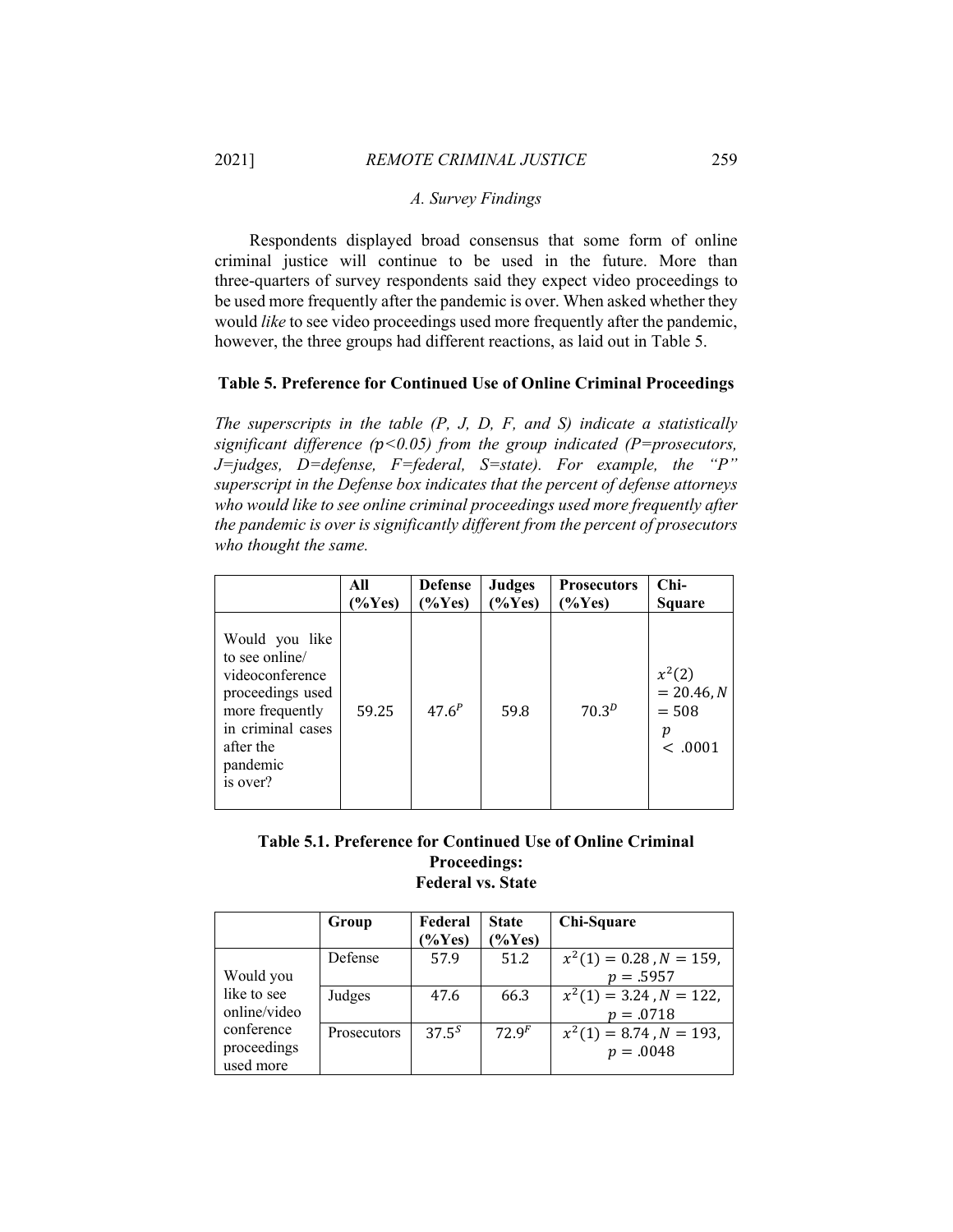### A. Survey Findings

Respondents displayed broad consensus that some form of online criminal justice will continue to be used in the future. More than three-quarters of survey respondents said they expect video proceedings to be used more frequently after the pandemic is over. When asked whether they would *like* to see video proceedings used more frequently after the pandemic, however, the three groups had different reactions, as laid out in Table 5.

**Table 5. Preference for Continued Use of Online Criminal Proceedings**

*The superscripts in the table (P, J, D, F, and S) indicate a statistically significant difference ($p<0.05$) from the group indicated (P=prosecutors, J=judges, D=defense, F=federal, S=state). For example, the "P" superscript in the Defense box indicates that the percent of defense attorneys who would like to see online criminal proceedings used more frequently after the pandemic is over is significantly different from the percent of prosecutors who thought the same.*

| | All (%Yes) | Defense (%Yes) | Judges (%Yes) | Prosecutors (%Yes) | Chi-Square |
|---|---|---|---|---|---|
| Would you like to see online/ videoconference proceedings used more frequently in criminal cases after the pandemic is over? | 59.25 | $47.6^{P}$ | 59.8 | $70.3^{D}$ | $x^2(2) = 20.46, N = 508$ $p < .0001$ |

**Table 5.1. Preference for Continued Use of Online Criminal Proceedings: Federal vs. State**

| | Group | Federal (%Yes) | State (%Yes) | Chi-Square |
|---|---|---|---|---|
| Would you like to see online/video conference proceedings used more | Defense | 57.9 | 51.2 | $x^2(1) = 0.28, N = 159, p = .5957$ |
| | Judges | 47.6 | 66.3 | $x^2(1) = 3.24, N = 122, p = .0718$ |
| | Prosecutors | $37.5^{S}$ | $72.9^{F}$ | $x^2(1) = 8.74, N = 193, p = .0048$ |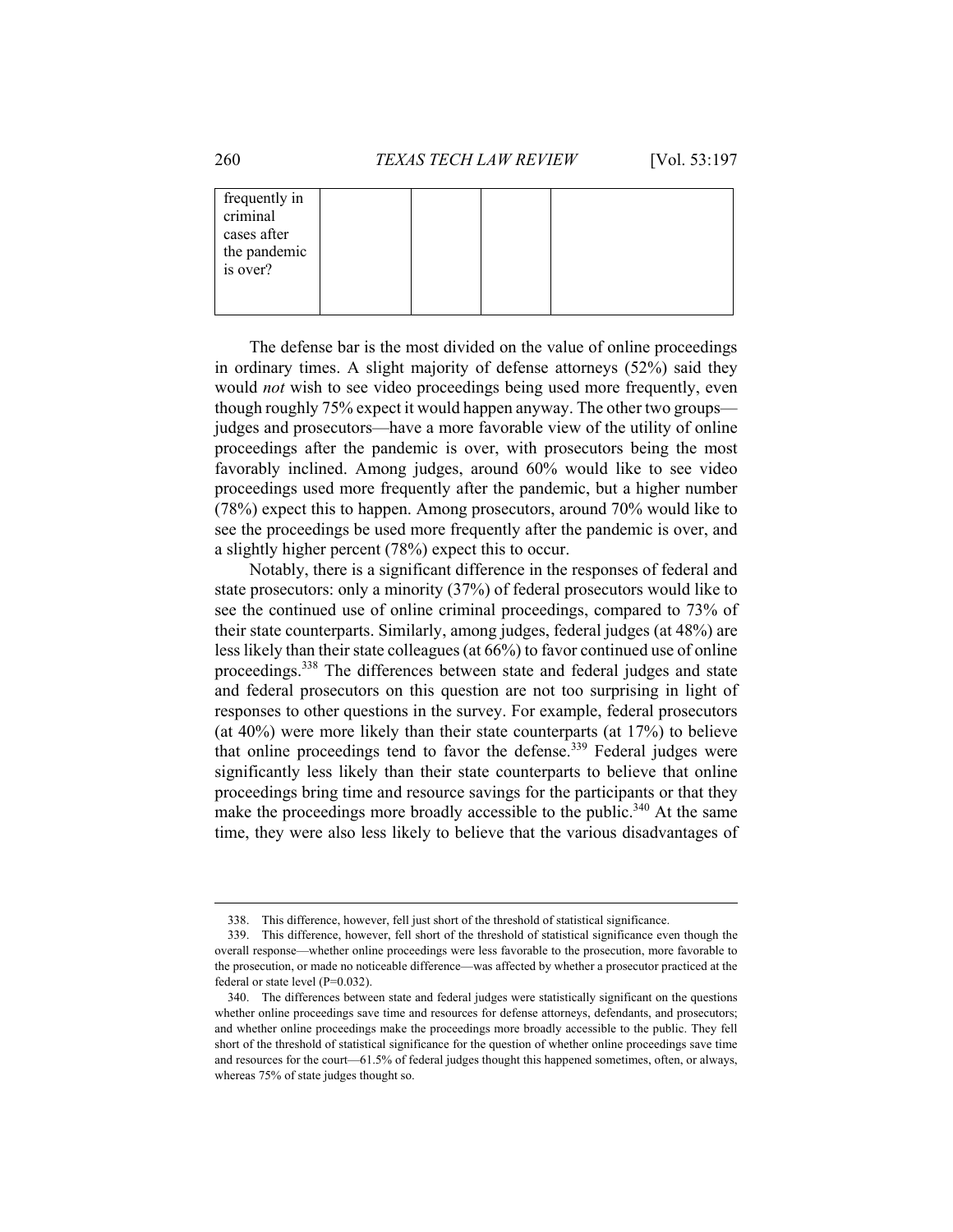| frequently in criminal cases after the pandemic is over? | | | | |
|---|---|---|---|---|

The defense bar is the most divided on the value of online proceedings in ordinary times. A slight majority of defense attorneys (52%) said they would *not* wish to see video proceedings being used more frequently, even though roughly 75% expect it would happen anyway. The other two groups—judges and prosecutors—have a more favorable view of the utility of online proceedings after the pandemic is over, with prosecutors being the most favorably inclined. Among judges, around 60% would like to see video proceedings used more frequently after the pandemic, but a higher number (78%) expect this to happen. Among prosecutors, around 70% would like to see the proceedings be used more frequently after the pandemic is over, and a slightly higher percent (78%) expect this to occur.

Notably, there is a significant difference in the responses of federal and state prosecutors: only a minority (37%) of federal prosecutors would like to see the continued use of online criminal proceedings, compared to 73% of their state counterparts. Similarly, among judges, federal judges (at 48%) are less likely than their state colleagues (at 66%) to favor continued use of online proceedings.[338] The differences between state and federal judges and state and federal prosecutors on this question are not too surprising in light of responses to other questions in the survey. For example, federal prosecutors (at 40%) were more likely than their state counterparts (at 17%) to believe that online proceedings tend to favor the defense.[339] Federal judges were significantly less likely than their state counterparts to believe that online proceedings bring time and resource savings for the participants or that they make the proceedings more broadly accessible to the public.[340] At the same time, they were also less likely to believe that the various disadvantages of

338. This difference, however, fell just short of the threshold of statistical significance.

339. This difference, however, fell short of the threshold of statistical significance even though the overall response—whether online proceedings were less favorable to the prosecution, more favorable to the prosecution, or made no noticeable difference—was affected by whether a prosecutor practiced at the federal or state level (P=0.032).

340. The differences between state and federal judges were statistically significant on the questions whether online proceedings save time and resources for defense attorneys, defendants, and prosecutors; and whether online proceedings make the proceedings more broadly accessible to the public. They fell short of the threshold of statistical significance for the question of whether online proceedings save time and resources for the court—61.5% of federal judges thought this happened sometimes, often, or always, whereas 75% of state judges thought so.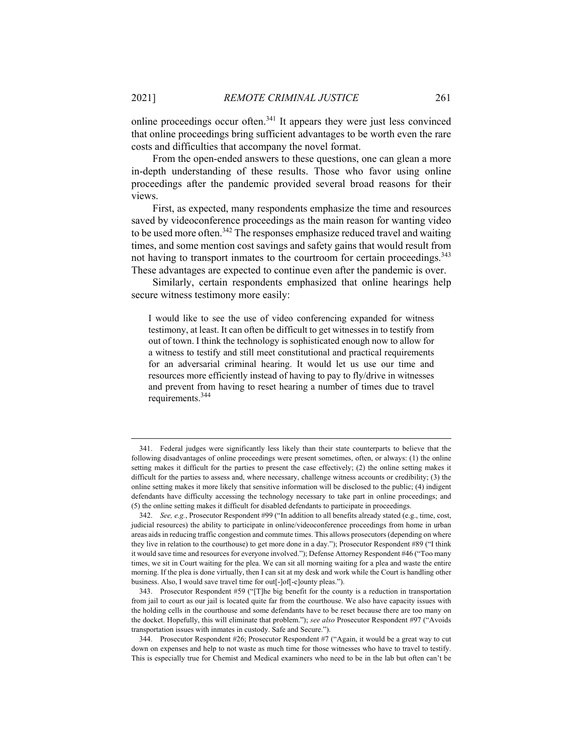online proceedings occur often.[341] It appears they were just less convinced that online proceedings bring sufficient advantages to be worth even the rare costs and difficulties that accompany the novel format.

From the open-ended answers to these questions, one can glean a more in-depth understanding of these results. Those who favor using online proceedings after the pandemic provided several broad reasons for their views.

First, as expected, many respondents emphasize the time and resources saved by videoconference proceedings as the main reason for wanting video to be used more often.[342] The responses emphasize reduced travel and waiting times, and some mention cost savings and safety gains that would result from not having to transport inmates to the courtroom for certain proceedings.[343] These advantages are expected to continue even after the pandemic is over.

Similarly, certain respondents emphasized that online hearings help secure witness testimony more easily:

> I would like to see the use of video conferencing expanded for witness testimony, at least. It can often be difficult to get witnesses in to testify from out of town. I think the technology is sophisticated enough now to allow for a witness to testify and still meet constitutional and practical requirements for an adversarial criminal hearing. It would let us use our time and resources more efficiently instead of having to pay to fly/drive in witnesses and prevent from having to reset hearing a number of times due to travel requirements.[344]

---

341. Federal judges were significantly less likely than their state counterparts to believe that the following disadvantages of online proceedings were present sometimes, often, or always: (1) the online setting makes it difficult for the parties to present the case effectively; (2) the online setting makes it difficult for the parties to assess and, where necessary, challenge witness accounts or credibility; (3) the online setting makes it more likely that sensitive information will be disclosed to the public; (4) indigent defendants have difficulty accessing the technology necessary to take part in online proceedings; and (5) the online setting makes it difficult for disabled defendants to participate in proceedings.

342. *See, e.g.*, Prosecutor Respondent #99 ("In addition to all benefits already stated (e.g., time, cost, judicial resources) the ability to participate in online/videoconference proceedings from home in urban areas aids in reducing traffic congestion and commute times. This allows prosecutors (depending on where they live in relation to the courthouse) to get more done in a day."); Prosecutor Respondent #89 ("I think it would save time and resources for everyone involved."); Defense Attorney Respondent #46 ("Too many times, we sit in Court waiting for the plea. We can sit all morning waiting for a plea and waste the entire morning. If the plea is done virtually, then I can sit at my desk and work while the Court is handling other business. Also, I would save travel time for out[-]of[-c]ounty pleas.").

343. Prosecutor Respondent #59 ("[T]he big benefit for the county is a reduction in transportation from jail to court as our jail is located quite far from the courthouse. We also have capacity issues with the holding cells in the courthouse and some defendants have to be reset because there are too many on the docket. Hopefully, this will eliminate that problem."); *see also* Prosecutor Respondent #97 ("Avoids transportation issues with inmates in custody. Safe and Secure.").

344. Prosecutor Respondent #26; Prosecutor Respondent #7 ("Again, it would be a great way to cut down on expenses and help to not waste as much time for those witnesses who have to travel to testify. This is especially true for Chemist and Medical examiners who need to be in the lab but often can't be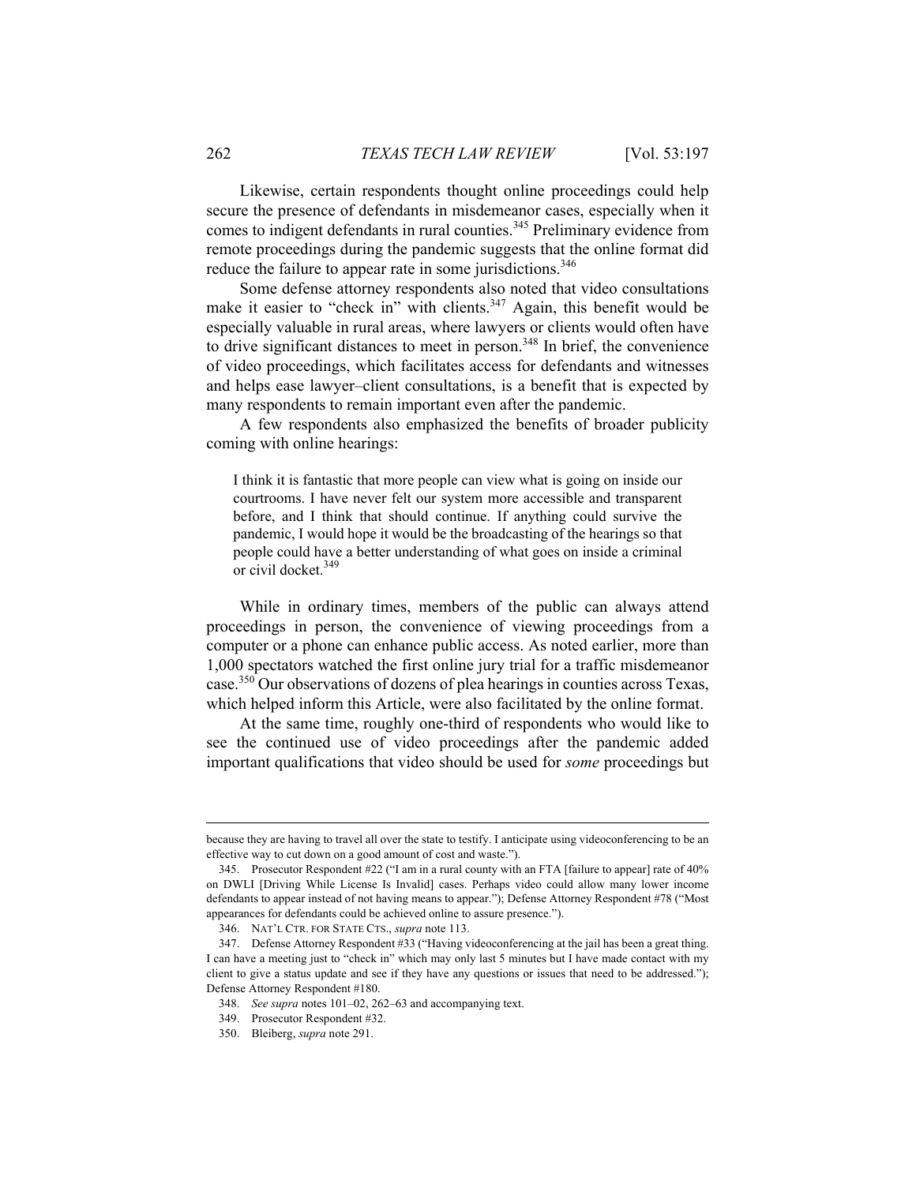Likewise, certain respondents thought online proceedings could help secure the presence of defendants in misdemeanor cases, especially when it comes to indigent defendants in rural counties.[345] Preliminary evidence from remote proceedings during the pandemic suggests that the online format did reduce the failure to appear rate in some jurisdictions.[346]

Some defense attorney respondents also noted that video consultations make it easier to "check in" with clients.[347] Again, this benefit would be especially valuable in rural areas, where lawyers or clients would often have to drive significant distances to meet in person.[348] In brief, the convenience of video proceedings, which facilitates access for defendants and witnesses and helps ease lawyer–client consultations, is a benefit that is expected by many respondents to remain important even after the pandemic.

A few respondents also emphasized the benefits of broader publicity coming with online hearings:

> I think it is fantastic that more people can view what is going on inside our courtrooms. I have never felt our system more accessible and transparent before, and I think that should continue. If anything could survive the pandemic, I would hope it would be the broadcasting of the hearings so that people could have a better understanding of what goes on inside a criminal or civil docket.[349]

While in ordinary times, members of the public can always attend proceedings in person, the convenience of viewing proceedings from a computer or a phone can enhance public access. As noted earlier, more than 1,000 spectators watched the first online jury trial for a traffic misdemeanor case.[350] Our observations of dozens of plea hearings in counties across Texas, which helped inform this Article, were also facilitated by the online format.

At the same time, roughly one-third of respondents who would like to see the continued use of video proceedings after the pandemic added important qualifications that video should be used for *some* proceedings but

---

because they are having to travel all over the state to testify. I anticipate using videoconferencing to be an effective way to cut down on a good amount of cost and waste.").

345. Prosecutor Respondent #22 ("I am in a rural county with an FTA [failure to appear] rate of 40% on DWLI [Driving While License Is Invalid] cases. Perhaps video could allow many lower income defendants to appear instead of not having means to appear."); Defense Attorney Respondent #78 ("Most appearances for defendants could be achieved online to assure presence.").

346. NAT'L CTR. FOR STATE CTS., *supra* note 113.

347. Defense Attorney Respondent #33 ("Having videoconferencing at the jail has been a great thing. I can have a meeting just to "check in" which may only last 5 minutes but I have made contact with my client to give a status update and see if they have any questions or issues that need to be addressed."); Defense Attorney Respondent #180.

348. *See supra* notes 101–02, 262–63 and accompanying text.

349. Prosecutor Respondent #32.

350. Bleiberg, *supra* note 291.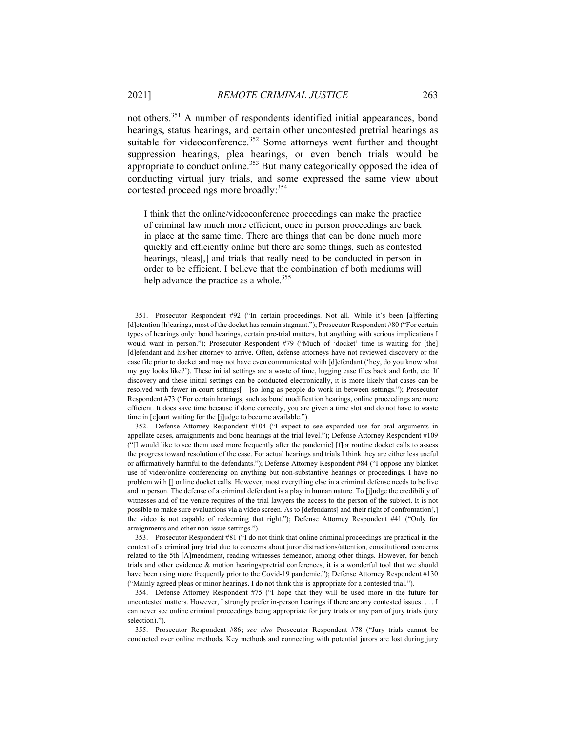not others.[351] A number of respondents identified initial appearances, bond hearings, status hearings, and certain other uncontested pretrial hearings as suitable for videoconference.[352] Some attorneys went further and thought suppression hearings, plea hearings, or even bench trials would be appropriate to conduct online.[353] But many categorically opposed the idea of conducting virtual jury trials, and some expressed the same view about contested proceedings more broadly:[354]

> I think that the online/videoconference proceedings can make the practice of criminal law much more efficient, once in person proceedings are back in place at the same time. There are things that can be done much more quickly and efficiently online but there are some things, such as contested hearings, pleas[,] and trials that really need to be conducted in person in order to be efficient. I believe that the combination of both mediums will help advance the practice as a whole.[355]

---

351. Prosecutor Respondent #92 ("In certain proceedings. Not all. While it's been [a]ffecting [d]etention [h]earings, most of the docket has remain stagnant."); Prosecutor Respondent #80 ("For certain types of hearings only: bond hearings, certain pre-trial matters, but anything with serious implications I would want in person."); Prosecutor Respondent #79 ("Much of 'docket' time is waiting for [the] [d]efendant and his/her attorney to arrive. Often, defense attorneys have not reviewed discovery or the case file prior to docket and may not have even communicated with [d]efendant ('hey, do you know what my guy looks like?'). These initial settings are a waste of time, lugging case files back and forth, etc. If discovery and these initial settings can be conducted electronically, it is more likely that cases can be resolved with fewer in-court settings[—]so long as people do work in between settings."); Prosecutor Respondent #73 ("For certain hearings, such as bond modification hearings, online proceedings are more efficient. It does save time because if done correctly, you are given a time slot and do not have to waste time in [c]ourt waiting for the [j]udge to become available.").

352. Defense Attorney Respondent #104 ("I expect to see expanded use for oral arguments in appellate cases, arraignments and bond hearings at the trial level."); Defense Attorney Respondent #109 ("[I would like to see them used more frequently after the pandemic] [f]or routine docket calls to assess the progress toward resolution of the case. For actual hearings and trials I think they are either less useful or affirmatively harmful to the defendants."); Defense Attorney Respondent #84 ("I oppose any blanket use of video/online conferencing on anything but non-substantive hearings or proceedings. I have no problem with [] online docket calls. However, most everything else in a criminal defense needs to be live and in person. The defense of a criminal defendant is a play in human nature. To [j]udge the credibility of witnesses and of the venire requires of the trial lawyers the access to the person of the subject. It is not possible to make sure evaluations via a video screen. As to [defendants] and their right of confrontation[,] the video is not capable of redeeming that right."); Defense Attorney Respondent #41 ("Only for arraignments and other non-issue settings.").

353. Prosecutor Respondent #81 ("I do not think that online criminal proceedings are practical in the context of a criminal jury trial due to concerns about juror distractions/attention, constitutional concerns related to the 5th [A]mendment, reading witnesses demeanor, among other things. However, for bench trials and other evidence & motion hearings/pretrial conferences, it is a wonderful tool that we should have been using more frequently prior to the Covid-19 pandemic."); Defense Attorney Respondent #130 ("Mainly agreed pleas or minor hearings. I do not think this is appropriate for a contested trial.").

354. Defense Attorney Respondent #75 ("I hope that they will be used more in the future for uncontested matters. However, I strongly prefer in-person hearings if there are any contested issues. . . . I can never see online criminal proceedings being appropriate for jury trials or any part of jury trials (jury selection).").

355. Prosecutor Respondent #86; *see also* Prosecutor Respondent #78 ("Jury trials cannot be conducted over online methods. Key methods and connecting with potential jurors are lost during jury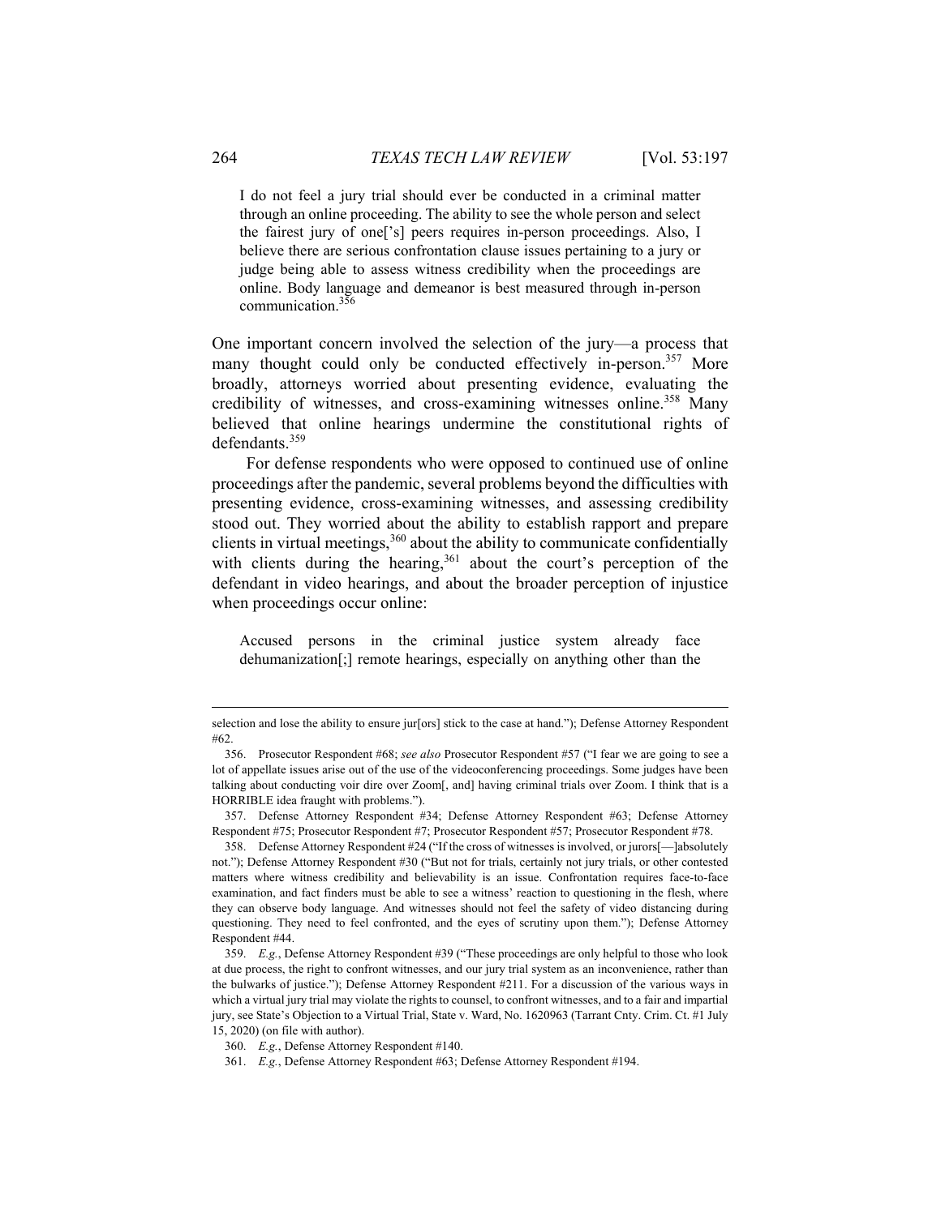> I do not feel a jury trial should ever be conducted in a criminal matter through an online proceeding. The ability to see the whole person and select the fairest jury of one['s] peers requires in-person proceedings. Also, I believe there are serious confrontation clause issues pertaining to a jury or judge being able to assess witness credibility when the proceedings are online. Body language and demeanor is best measured through in-person communication.[356]

One important concern involved the selection of the jury—a process that many thought could only be conducted effectively in-person.[357] More broadly, attorneys worried about presenting evidence, evaluating the credibility of witnesses, and cross-examining witnesses online.[358] Many believed that online hearings undermine the constitutional rights of defendants.[359]

For defense respondents who were opposed to continued use of online proceedings after the pandemic, several problems beyond the difficulties with presenting evidence, cross-examining witnesses, and assessing credibility stood out. They worried about the ability to establish rapport and prepare clients in virtual meetings,[360] about the ability to communicate confidentially with clients during the hearing,[361] about the court's perception of the defendant in video hearings, and about the broader perception of injustice when proceedings occur online:

> Accused persons in the criminal justice system already face dehumanization[;] remote hearings, especially on anything other than the

---

selection and lose the ability to ensure jur[ors] stick to the case at hand."); Defense Attorney Respondent #62.

356. Prosecutor Respondent #68; *see also* Prosecutor Respondent #57 ("I fear we are going to see a lot of appellate issues arise out of the use of the videoconferencing proceedings. Some judges have been talking about conducting voir dire over Zoom[, and] having criminal trials over Zoom. I think that is a HORRIBLE idea fraught with problems.").

357. Defense Attorney Respondent #34; Defense Attorney Respondent #63; Defense Attorney Respondent #75; Prosecutor Respondent #7; Prosecutor Respondent #57; Prosecutor Respondent #78.

358. Defense Attorney Respondent #24 ("If the cross of witnesses is involved, or jurors[—]absolutely not."); Defense Attorney Respondent #30 ("But not for trials, certainly not jury trials, or other contested matters where witness credibility and believability is an issue. Confrontation requires face-to-face examination, and fact finders must be able to see a witness' reaction to questioning in the flesh, where they can observe body language. And witnesses should not feel the safety of video distancing during questioning. They need to feel confronted, and the eyes of scrutiny upon them."); Defense Attorney Respondent #44.

359. *E.g.*, Defense Attorney Respondent #39 ("These proceedings are only helpful to those who look at due process, the right to confront witnesses, and our jury trial system as an inconvenience, rather than the bulwarks of justice."); Defense Attorney Respondent #211. For a discussion of the various ways in which a virtual jury trial may violate the rights to counsel, to confront witnesses, and to a fair and impartial jury, see State's Objection to a Virtual Trial, State v. Ward, No. 1620963 (Tarrant Cnty. Crim. Ct. #1 July 15, 2020) (on file with author).

360. *E.g.*, Defense Attorney Respondent #140.

361. *E.g.*, Defense Attorney Respondent #63; Defense Attorney Respondent #194.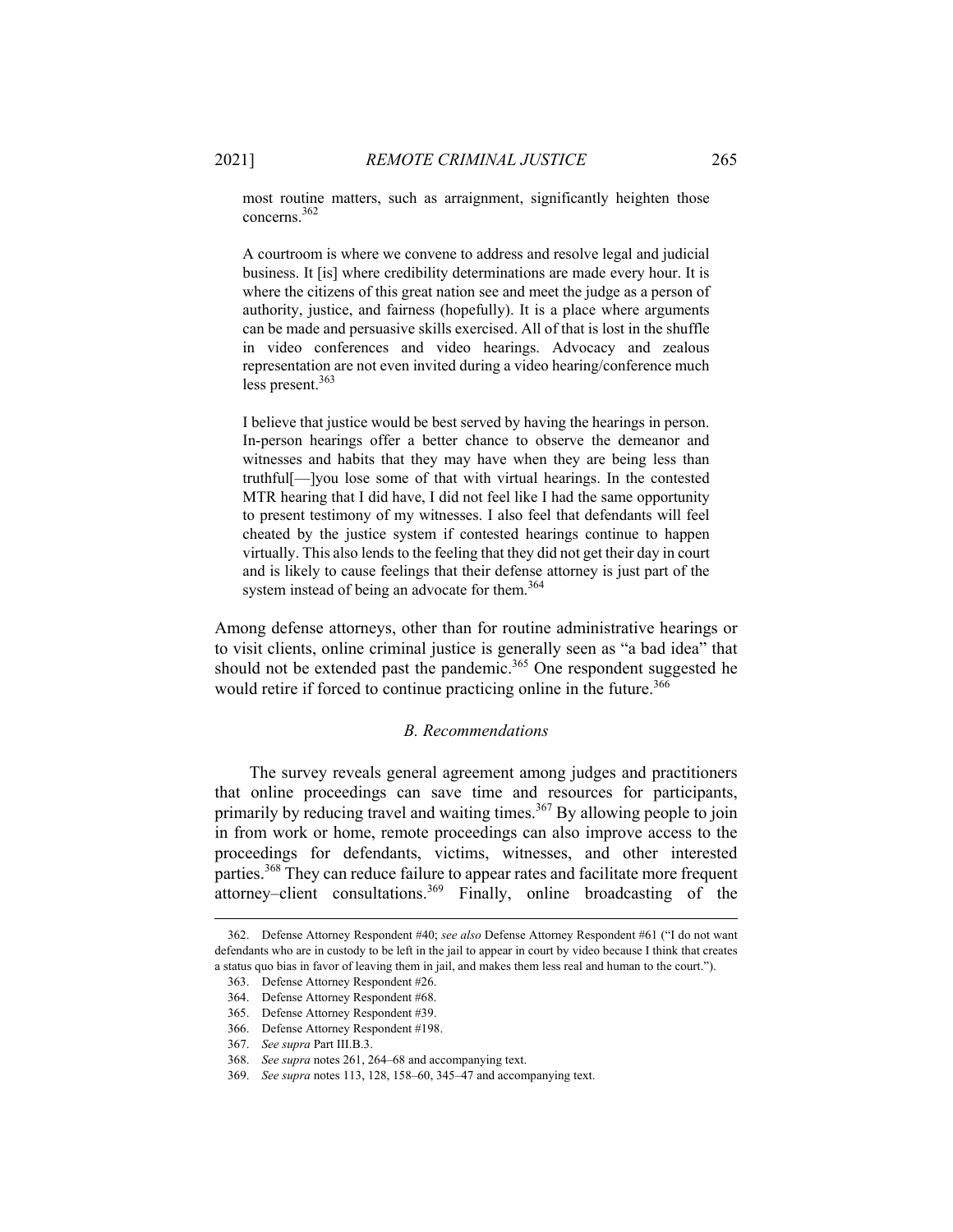most routine matters, such as arraignment, significantly heighten those concerns.[362]

> A courtroom is where we convene to address and resolve legal and judicial business. It [is] where credibility determinations are made every hour. It is where the citizens of this great nation see and meet the judge as a person of authority, justice, and fairness (hopefully). It is a place where arguments can be made and persuasive skills exercised. All of that is lost in the shuffle in video conferences and video hearings. Advocacy and zealous representation are not even invited during a video hearing/conference much less present.[363]

> I believe that justice would be best served by having the hearings in person. In-person hearings offer a better chance to observe the demeanor and witnesses and habits that they may have when they are being less than truthful[—]you lose some of that with virtual hearings. In the contested MTR hearing that I did have, I did not feel like I had the same opportunity to present testimony of my witnesses. I also feel that defendants will feel cheated by the justice system if contested hearings continue to happen virtually. This also lends to the feeling that they did not get their day in court and is likely to cause feelings that their defense attorney is just part of the system instead of being an advocate for them.[364]

Among defense attorneys, other than for routine administrative hearings or to visit clients, online criminal justice is generally seen as "a bad idea" that should not be extended past the pandemic.[365] One respondent suggested he would retire if forced to continue practicing online in the future.[366]

### *B. Recommendations*

The survey reveals general agreement among judges and practitioners that online proceedings can save time and resources for participants, primarily by reducing travel and waiting times.[367] By allowing people to join in from work or home, remote proceedings can also improve access to the proceedings for defendants, victims, witnesses, and other interested parties.[368] They can reduce failure to appear rates and facilitate more frequent attorney–client consultations.[369] Finally, online broadcasting of the

---

362. Defense Attorney Respondent #40; *see also* Defense Attorney Respondent #61 ("I do not want defendants who are in custody to be left in the jail to appear in court by video because I think that creates a status quo bias in favor of leaving them in jail, and makes them less real and human to the court.").

363. Defense Attorney Respondent #26.

364. Defense Attorney Respondent #68.

365. Defense Attorney Respondent #39.

366. Defense Attorney Respondent #198.

367. *See supra* Part III.B.3.

368. *See supra* notes 261, 264–68 and accompanying text.

369. *See supra* notes 113, 128, 158–60, 345–47 and accompanying text.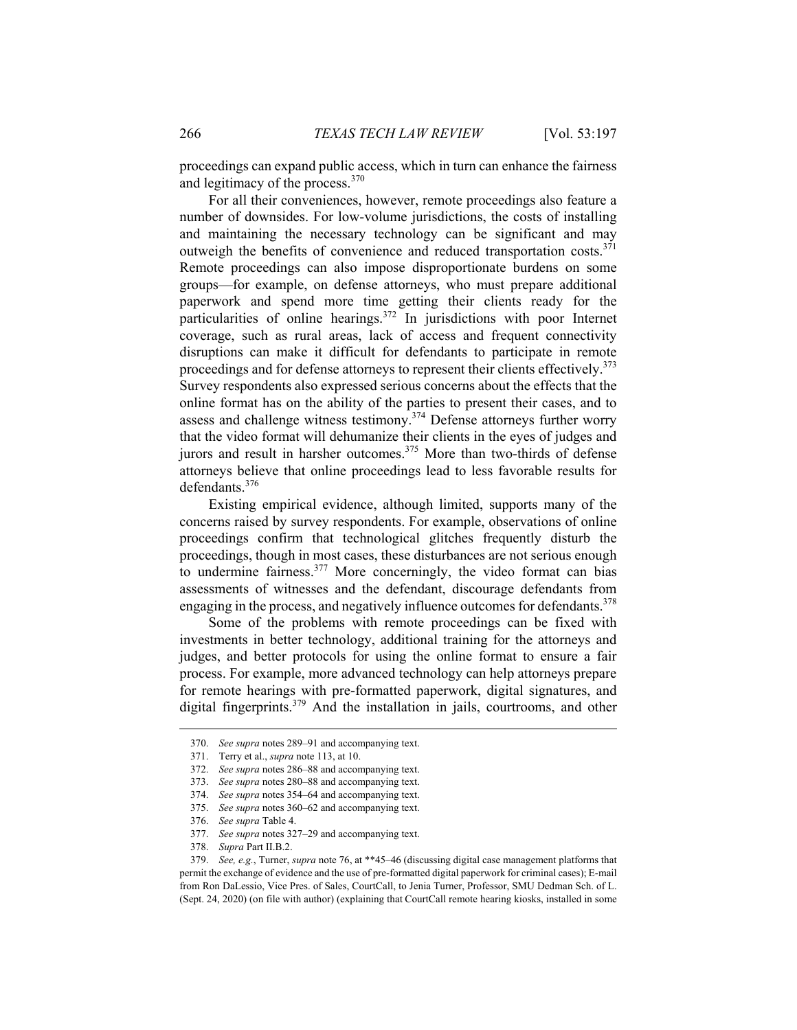proceedings can expand public access, which in turn can enhance the fairness and legitimacy of the process.[370]

For all their conveniences, however, remote proceedings also feature a number of downsides. For low-volume jurisdictions, the costs of installing and maintaining the necessary technology can be significant and may outweigh the benefits of convenience and reduced transportation costs.[371] Remote proceedings can also impose disproportionate burdens on some groups—for example, on defense attorneys, who must prepare additional paperwork and spend more time getting their clients ready for the particularities of online hearings.[372] In jurisdictions with poor Internet coverage, such as rural areas, lack of access and frequent connectivity disruptions can make it difficult for defendants to participate in remote proceedings and for defense attorneys to represent their clients effectively.[373] Survey respondents also expressed serious concerns about the effects that the online format has on the ability of the parties to present their cases, and to assess and challenge witness testimony.[374] Defense attorneys further worry that the video format will dehumanize their clients in the eyes of judges and jurors and result in harsher outcomes.[375] More than two-thirds of defense attorneys believe that online proceedings lead to less favorable results for defendants.[376]

Existing empirical evidence, although limited, supports many of the concerns raised by survey respondents. For example, observations of online proceedings confirm that technological glitches frequently disturb the proceedings, though in most cases, these disturbances are not serious enough to undermine fairness.[377] More concerningly, the video format can bias assessments of witnesses and the defendant, discourage defendants from engaging in the process, and negatively influence outcomes for defendants.[378]

Some of the problems with remote proceedings can be fixed with investments in better technology, additional training for the attorneys and judges, and better protocols for using the online format to ensure a fair process. For example, more advanced technology can help attorneys prepare for remote hearings with pre-formatted paperwork, digital signatures, and digital fingerprints.[379] And the installation in jails, courtrooms, and other

---

370. *See supra* notes 289–91 and accompanying text.

371. Terry et al., *supra* note 113, at 10.

372. *See supra* notes 286–88 and accompanying text.

373. *See supra* notes 280–88 and accompanying text.

374. *See supra* notes 354–64 and accompanying text.

375. *See supra* notes 360–62 and accompanying text.

376. *See supra* Table 4.

377. *See supra* notes 327–29 and accompanying text.

378. *Supra* Part II.B.2.

379. *See, e.g.*, Turner, *supra* note 76, at **45–46 (discussing digital case management platforms that permit the exchange of evidence and the use of pre-formatted digital paperwork for criminal cases); E-mail from Ron DaLessio, Vice Pres. of Sales, CourtCall, to Jenia Turner, Professor, SMU Dedman Sch. of L. (Sept. 24, 2020) (on file with author) (explaining that CourtCall remote hearing kiosks, installed in some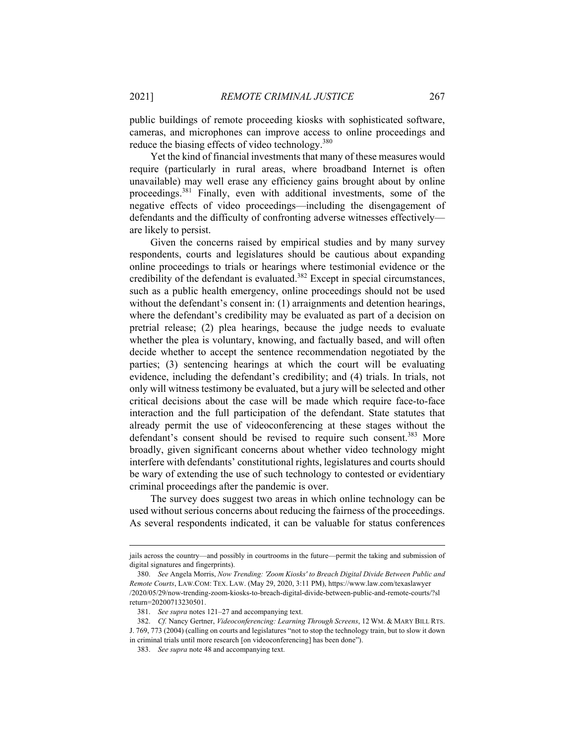public buildings of remote proceeding kiosks with sophisticated software, cameras, and microphones can improve access to online proceedings and reduce the biasing effects of video technology.[380]

Yet the kind of financial investments that many of these measures would require (particularly in rural areas, where broadband Internet is often unavailable) may well erase any efficiency gains brought about by online proceedings.[381] Finally, even with additional investments, some of the negative effects of video proceedings—including the disengagement of defendants and the difficulty of confronting adverse witnesses effectively—are likely to persist.

Given the concerns raised by empirical studies and by many survey respondents, courts and legislatures should be cautious about expanding online proceedings to trials or hearings where testimonial evidence or the credibility of the defendant is evaluated.[382] Except in special circumstances, such as a public health emergency, online proceedings should not be used without the defendant's consent in: (1) arraignments and detention hearings, where the defendant's credibility may be evaluated as part of a decision on pretrial release; (2) plea hearings, because the judge needs to evaluate whether the plea is voluntary, knowing, and factually based, and will often decide whether to accept the sentence recommendation negotiated by the parties; (3) sentencing hearings at which the court will be evaluating evidence, including the defendant's credibility; and (4) trials. In trials, not only will witness testimony be evaluated, but a jury will be selected and other critical decisions about the case will be made which require face-to-face interaction and the full participation of the defendant. State statutes that already permit the use of videoconferencing at these stages without the defendant's consent should be revised to require such consent.[383] More broadly, given significant concerns about whether video technology might interfere with defendants' constitutional rights, legislatures and courts should be wary of extending the use of such technology to contested or evidentiary criminal proceedings after the pandemic is over.

The survey does suggest two areas in which online technology can be used without serious concerns about reducing the fairness of the proceedings. As several respondents indicated, it can be valuable for status conferences

---

jails across the country—and possibly in courtrooms in the future—permit the taking and submission of digital signatures and fingerprints).

380. *See* Angela Morris, *Now Trending: 'Zoom Kiosks' to Breach Digital Divide Between Public and Remote Courts*, LAW.COM: TEX. LAW. (May 29, 2020, 3:11 PM), https://www.law.com/texaslawyer/2020/05/29/now-trending-zoom-kiosks-to-breach-digital-divide-between-public-and-remote-courts/?slreturn=20200713230501.

381. *See supra* notes 121–27 and accompanying text.

382. *Cf.* Nancy Gertner, *Videoconferencing: Learning Through Screens*, 12 WM. & MARY BILL RTS. J. 769, 773 (2004) (calling on courts and legislatures "not to stop the technology train, but to slow it down in criminal trials until more research [on videoconferencing] has been done").

383. *See supra* note 48 and accompanying text.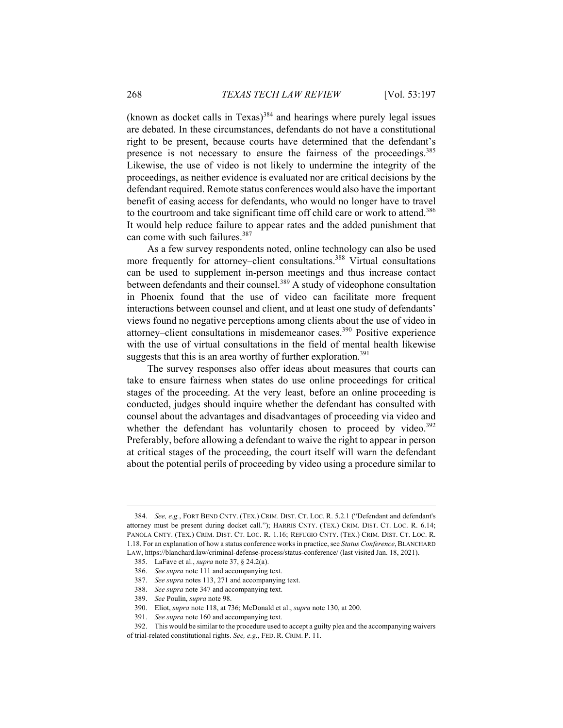(known as docket calls in Texas)[384] and hearings where purely legal issues are debated. In these circumstances, defendants do not have a constitutional right to be present, because courts have determined that the defendant's presence is not necessary to ensure the fairness of the proceedings.[385] Likewise, the use of video is not likely to undermine the integrity of the proceedings, as neither evidence is evaluated nor are critical decisions by the defendant required. Remote status conferences would also have the important benefit of easing access for defendants, who would no longer have to travel to the courtroom and take significant time off child care or work to attend.[386] It would help reduce failure to appear rates and the added punishment that can come with such failures.[387]

As a few survey respondents noted, online technology can also be used more frequently for attorney–client consultations.[388] Virtual consultations can be used to supplement in-person meetings and thus increase contact between defendants and their counsel.[389] A study of videophone consultation in Phoenix found that the use of video can facilitate more frequent interactions between counsel and client, and at least one study of defendants' views found no negative perceptions among clients about the use of video in attorney–client consultations in misdemeanor cases.[390] Positive experience with the use of virtual consultations in the field of mental health likewise suggests that this is an area worthy of further exploration.[391]

The survey responses also offer ideas about measures that courts can take to ensure fairness when states do use online proceedings for critical stages of the proceeding. At the very least, before an online proceeding is conducted, judges should inquire whether the defendant has consulted with counsel about the advantages and disadvantages of proceeding via video and whether the defendant has voluntarily chosen to proceed by video.[392] Preferably, before allowing a defendant to waive the right to appear in person at critical stages of the proceeding, the court itself will warn the defendant about the potential perils of proceeding by video using a procedure similar to

---

384. *See, e.g.*, FORT BEND CNTY. (TEX.) CRIM. DIST. CT. LOC. R. 5.2.1 ("Defendant and defendant's attorney must be present during docket call."); HARRIS CNTY. (TEX.) CRIM. DIST. CT. LOC. R. 6.14; PANOLA CNTY. (TEX.) CRIM. DIST. CT. LOC. R. 1.16; REFUGIO CNTY. (TEX.) CRIM. DIST. CT. LOC. R. 1.18. For an explanation of how a status conference works in practice, see *Status Conference*, BLANCHARD LAW, https://blanchard.law/criminal-defense-process/status-conference/ (last visited Jan. 18, 2021).

385. LaFave et al., *supra* note 37, § 24.2(a).

386. *See supra* note 111 and accompanying text.

387. *See supra* notes 113, 271 and accompanying text.

388. *See supra* note 347 and accompanying text.

389. *See* Poulin, *supra* note 98.

390. Eliot, *supra* note 118, at 736; McDonald et al., *supra* note 130, at 200.

391. *See supra* note 160 and accompanying text.

392. This would be similar to the procedure used to accept a guilty plea and the accompanying waivers of trial-related constitutional rights. *See, e.g.*, FED. R. CRIM. P. 11.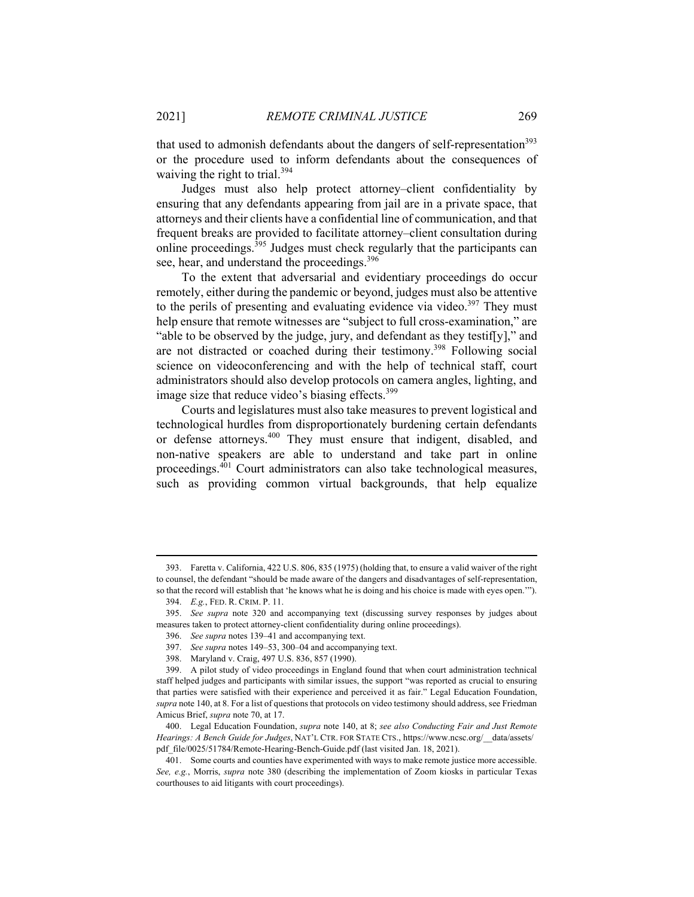that used to admonish defendants about the dangers of self-representation[393] or the procedure used to inform defendants about the consequences of waiving the right to trial.[394]

Judges must also help protect attorney–client confidentiality by ensuring that any defendants appearing from jail are in a private space, that attorneys and their clients have a confidential line of communication, and that frequent breaks are provided to facilitate attorney–client consultation during online proceedings.[395] Judges must check regularly that the participants can see, hear, and understand the proceedings.[396]

To the extent that adversarial and evidentiary proceedings do occur remotely, either during the pandemic or beyond, judges must also be attentive to the perils of presenting and evaluating evidence via video.[397] They must help ensure that remote witnesses are "subject to full cross-examination," are "able to be observed by the judge, jury, and defendant as they testif[y]," and are not distracted or coached during their testimony.[398] Following social science on videoconferencing and with the help of technical staff, court administrators should also develop protocols on camera angles, lighting, and image size that reduce video's biasing effects.[399]

Courts and legislatures must also take measures to prevent logistical and technological hurdles from disproportionately burdening certain defendants or defense attorneys.[400] They must ensure that indigent, disabled, and non-native speakers are able to understand and take part in online proceedings.[401] Court administrators can also take technological measures, such as providing common virtual backgrounds, that help equalize

---

393. Faretta v. California, 422 U.S. 806, 835 (1975) (holding that, to ensure a valid waiver of the right to counsel, the defendant "should be made aware of the dangers and disadvantages of self-representation, so that the record will establish that 'he knows what he is doing and his choice is made with eyes open.'").

394. *E.g.*, FED. R. CRIM. P. 11.

395. *See supra* note 320 and accompanying text (discussing survey responses by judges about measures taken to protect attorney-client confidentiality during online proceedings).

396. *See supra* notes 139–41 and accompanying text.

397. *See supra* notes 149–53, 300–04 and accompanying text.

398. Maryland v. Craig, 497 U.S. 836, 857 (1990).

399. A pilot study of video proceedings in England found that when court administration technical staff helped judges and participants with similar issues, the support "was reported as crucial to ensuring that parties were satisfied with their experience and perceived it as fair." Legal Education Foundation, *supra* note 140, at 8. For a list of questions that protocols on video testimony should address, see Friedman Amicus Brief, *supra* note 70, at 17.

400. Legal Education Foundation, *supra* note 140, at 8; *see also Conducting Fair and Just Remote Hearings: A Bench Guide for Judges*, NAT'L CTR. FOR STATE CTS., https://www.ncsc.org/__data/assets/pdf_file/0025/51784/Remote-Hearing-Bench-Guide.pdf (last visited Jan. 18, 2021).

401. Some courts and counties have experimented with ways to make remote justice more accessible. *See, e.g.*, Morris, *supra* note 380 (describing the implementation of Zoom kiosks in particular Texas courthouses to aid litigants with court proceedings).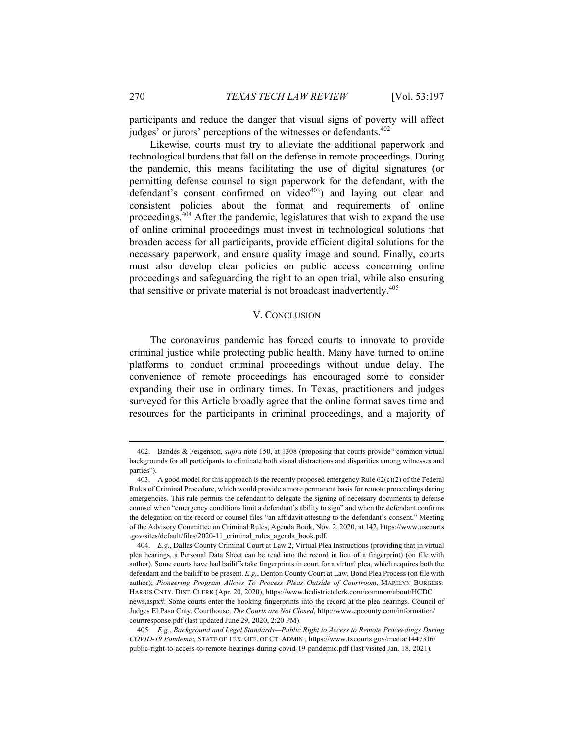participants and reduce the danger that visual signs of poverty will affect judges' or jurors' perceptions of the witnesses or defendants.[402]

Likewise, courts must try to alleviate the additional paperwork and technological burdens that fall on the defense in remote proceedings. During the pandemic, this means facilitating the use of digital signatures (or permitting defense counsel to sign paperwork for the defendant, with the defendant's consent confirmed on video[403]) and laying out clear and consistent policies about the format and requirements of online proceedings.[404] After the pandemic, legislatures that wish to expand the use of online criminal proceedings must invest in technological solutions that broaden access for all participants, provide efficient digital solutions for the necessary paperwork, and ensure quality image and sound. Finally, courts must also develop clear policies on public access concerning online proceedings and safeguarding the right to an open trial, while also ensuring that sensitive or private material is not broadcast inadvertently.[405]

## V. CONCLUSION

The coronavirus pandemic has forced courts to innovate to provide criminal justice while protecting public health. Many have turned to online platforms to conduct criminal proceedings without undue delay. The convenience of remote proceedings has encouraged some to consider expanding their use in ordinary times. In Texas, practitioners and judges surveyed for this Article broadly agree that the online format saves time and resources for the participants in criminal proceedings, and a majority of

---

402. Bandes & Feigenson, *supra* note 150, at 1308 (proposing that courts provide "common virtual backgrounds for all participants to eliminate both visual distractions and disparities among witnesses and parties").

403. A good model for this approach is the recently proposed emergency Rule 62(c)(2) of the Federal Rules of Criminal Procedure, which would provide a more permanent basis for remote proceedings during emergencies. This rule permits the defendant to delegate the signing of necessary documents to defense counsel when "emergency conditions limit a defendant's ability to sign" and when the defendant confirms the delegation on the record or counsel files "an affidavit attesting to the defendant's consent." Meeting of the Advisory Committee on Criminal Rules, Agenda Book, Nov. 2, 2020, at 142, https://www.uscourts.gov/sites/default/files/2020-11_criminal_rules_agenda_book.pdf.

404. *E.g.*, Dallas County Criminal Court at Law 2, Virtual Plea Instructions (providing that in virtual plea hearings, a Personal Data Sheet can be read into the record in lieu of a fingerprint) (on file with author). Some courts have had bailiffs take fingerprints in court for a virtual plea, which requires both the defendant and the bailiff to be present. *E.g.*, Denton County Court at Law, Bond Plea Process (on file with author); *Pioneering Program Allows To Process Pleas Outside of Courtroom*, MARILYN BURGESS: HARRIS CNTY. DIST. CLERK (Apr. 20, 2020), https://www.hcdistrictclerk.com/common/about/HCDCnews,aspx#. Some courts enter the booking fingerprints into the record at the plea hearings. Council of Judges El Paso Cnty. Courthouse, *The Courts are Not Closed*, http://www.epcounty.com/information/courtresponse.pdf (last updated June 29, 2020, 2:20 PM).

405. *E.g.*, *Background and Legal Standards—Public Right to Access to Remote Proceedings During COVID-19 Pandemic*, STATE OF TEX. OFF. OF CT. ADMIN., https://www.txcourts.gov/media/1447316/public-right-to-access-to-remote-hearings-during-covid-19-pandemic.pdf (last visited Jan. 18, 2021).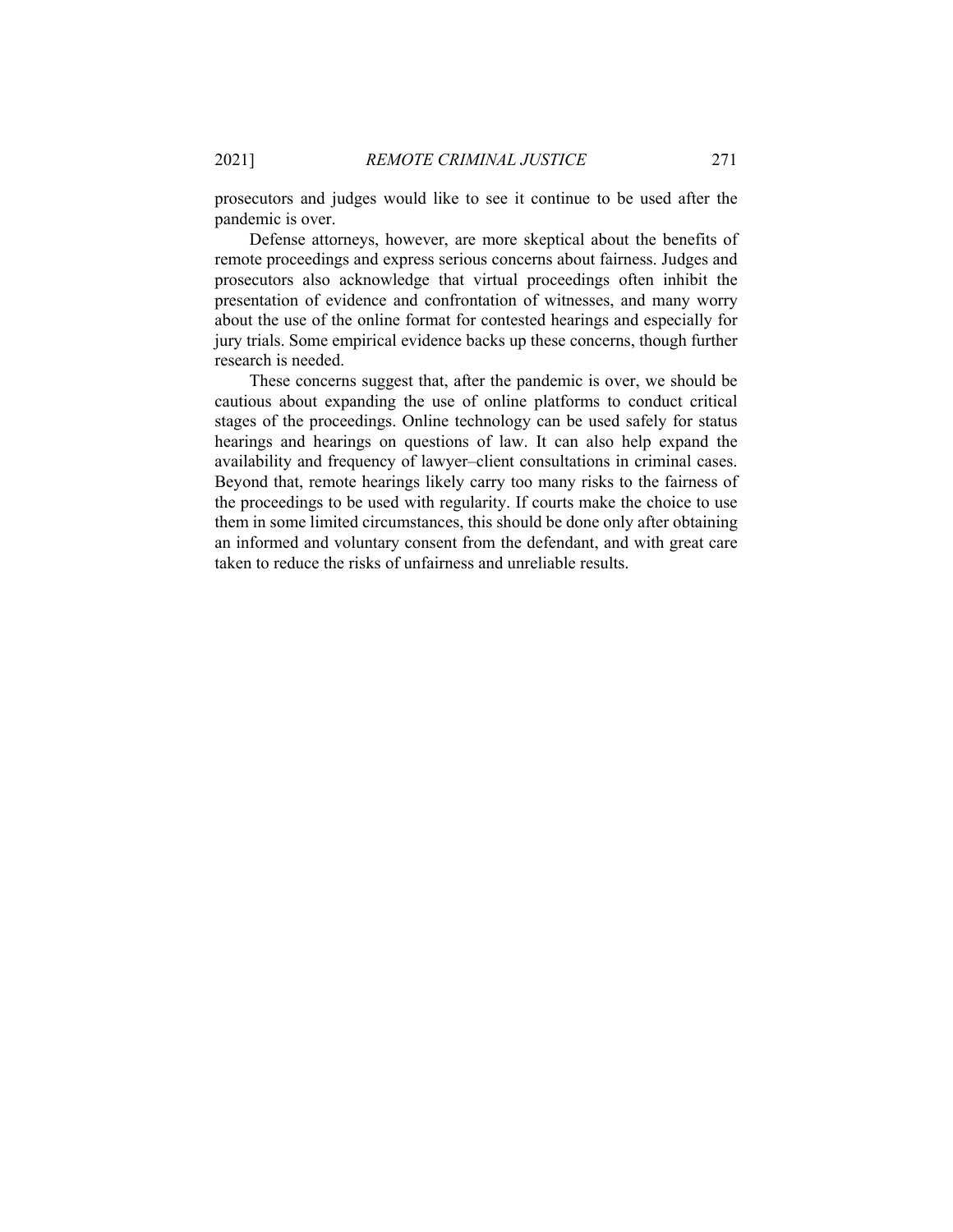prosecutors and judges would like to see it continue to be used after the pandemic is over.

Defense attorneys, however, are more skeptical about the benefits of remote proceedings and express serious concerns about fairness. Judges and prosecutors also acknowledge that virtual proceedings often inhibit the presentation of evidence and confrontation of witnesses, and many worry about the use of the online format for contested hearings and especially for jury trials. Some empirical evidence backs up these concerns, though further research is needed.

These concerns suggest that, after the pandemic is over, we should be cautious about expanding the use of online platforms to conduct critical stages of the proceedings. Online technology can be used safely for status hearings and hearings on questions of law. It can also help expand the availability and frequency of lawyer–client consultations in criminal cases. Beyond that, remote hearings likely carry too many risks to the fairness of the proceedings to be used with regularity. If courts make the choice to use them in some limited circumstances, this should be done only after obtaining an informed and voluntary consent from the defendant, and with great care taken to reduce the risks of unfairness and unreliable results.